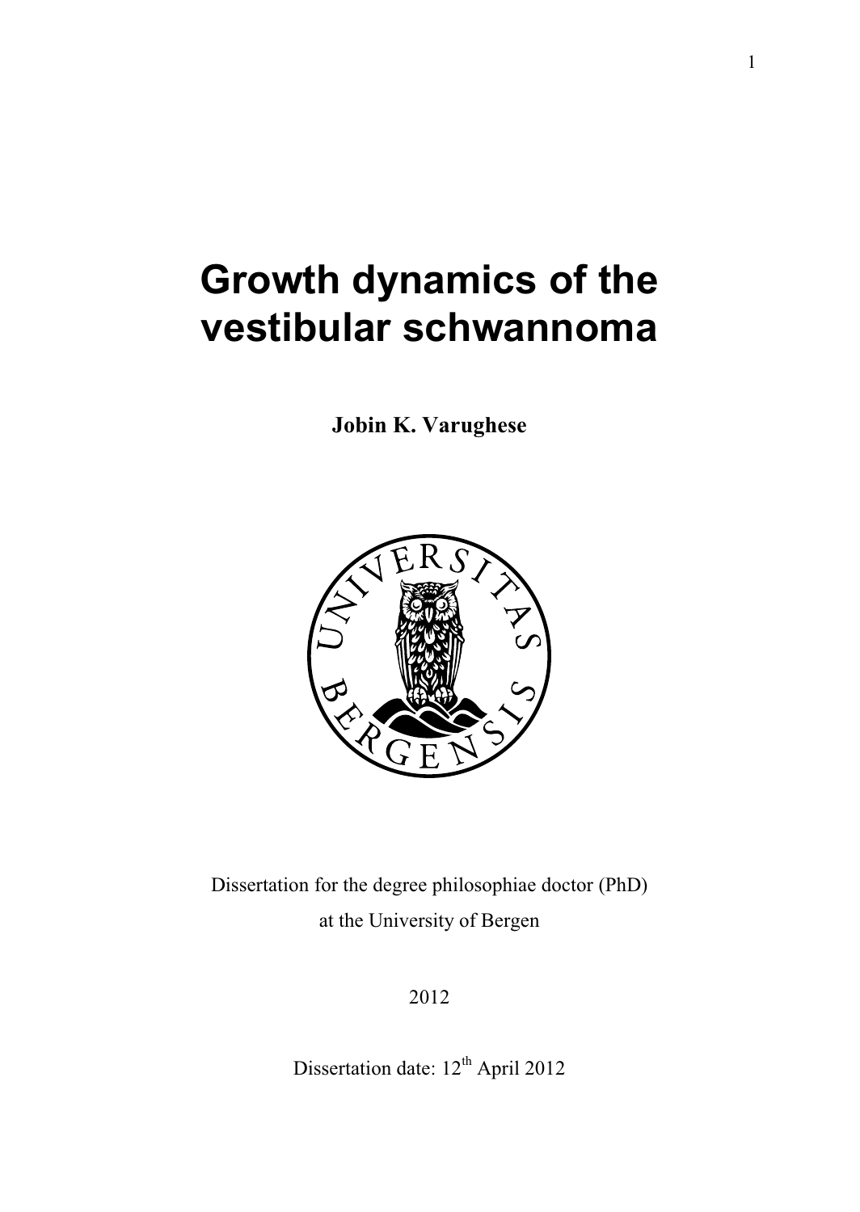# Growth dynamics of the vestibular schwannoma

**Jobin K. Varughese**

Dissertation for the degree philosophiae doctor (PhD)
at the University of Bergen

2012

Dissertation date: 12th April 2012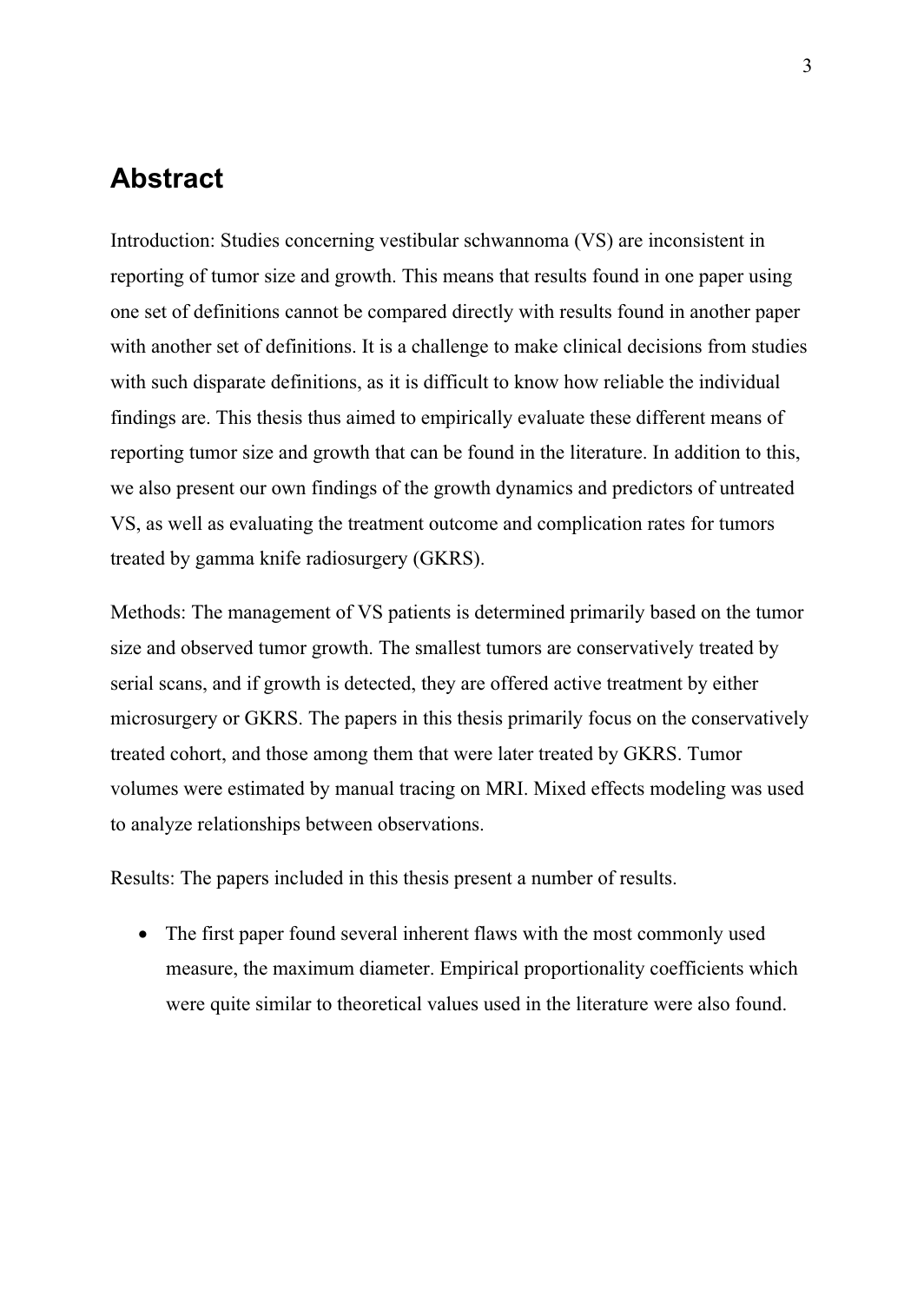# Abstract

Introduction: Studies concerning vestibular schwannoma (VS) are inconsistent in reporting of tumor size and growth. This means that results found in one paper using one set of definitions cannot be compared directly with results found in another paper with another set of definitions. It is a challenge to make clinical decisions from studies with such disparate definitions, as it is difficult to know how reliable the individual findings are. This thesis thus aimed to empirically evaluate these different means of reporting tumor size and growth that can be found in the literature. In addition to this, we also present our own findings of the growth dynamics and predictors of untreated VS, as well as evaluating the treatment outcome and complication rates for tumors treated by gamma knife radiosurgery (GKRS).

Methods: The management of VS patients is determined primarily based on the tumor size and observed tumor growth. The smallest tumors are conservatively treated by serial scans, and if growth is detected, they are offered active treatment by either microsurgery or GKRS. The papers in this thesis primarily focus on the conservatively treated cohort, and those among them that were later treated by GKRS. Tumor volumes were estimated by manual tracing on MRI. Mixed effects modeling was used to analyze relationships between observations.

Results: The papers included in this thesis present a number of results.

- The first paper found several inherent flaws with the most commonly used measure, the maximum diameter. Empirical proportionality coefficients which were quite similar to theoretical values used in the literature were also found.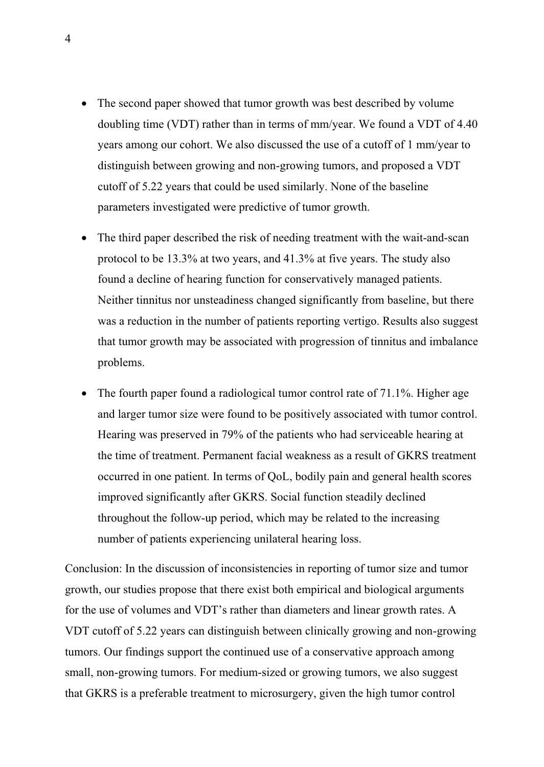- The second paper showed that tumor growth was best described by volume doubling time (VDT) rather than in terms of mm/year. We found a VDT of 4.40 years among our cohort. We also discussed the use of a cutoff of 1 mm/year to distinguish between growing and non-growing tumors, and proposed a VDT cutoff of 5.22 years that could be used similarly. None of the baseline parameters investigated were predictive of tumor growth.
- The third paper described the risk of needing treatment with the wait-and-scan protocol to be 13.3% at two years, and 41.3% at five years. The study also found a decline of hearing function for conservatively managed patients. Neither tinnitus nor unsteadiness changed significantly from baseline, but there was a reduction in the number of patients reporting vertigo. Results also suggest that tumor growth may be associated with progression of tinnitus and imbalance problems.
- The fourth paper found a radiological tumor control rate of 71.1%. Higher age and larger tumor size were found to be positively associated with tumor control. Hearing was preserved in 79% of the patients who had serviceable hearing at the time of treatment. Permanent facial weakness as a result of GKRS treatment occurred in one patient. In terms of QoL, bodily pain and general health scores improved significantly after GKRS. Social function steadily declined throughout the follow-up period, which may be related to the increasing number of patients experiencing unilateral hearing loss.

Conclusion: In the discussion of inconsistencies in reporting of tumor size and tumor growth, our studies propose that there exist both empirical and biological arguments for the use of volumes and VDT's rather than diameters and linear growth rates. A VDT cutoff of 5.22 years can distinguish between clinically growing and non-growing tumors. Our findings support the continued use of a conservative approach among small, non-growing tumors. For medium-sized or growing tumors, we also suggest that GKRS is a preferable treatment to microsurgery, given the high tumor control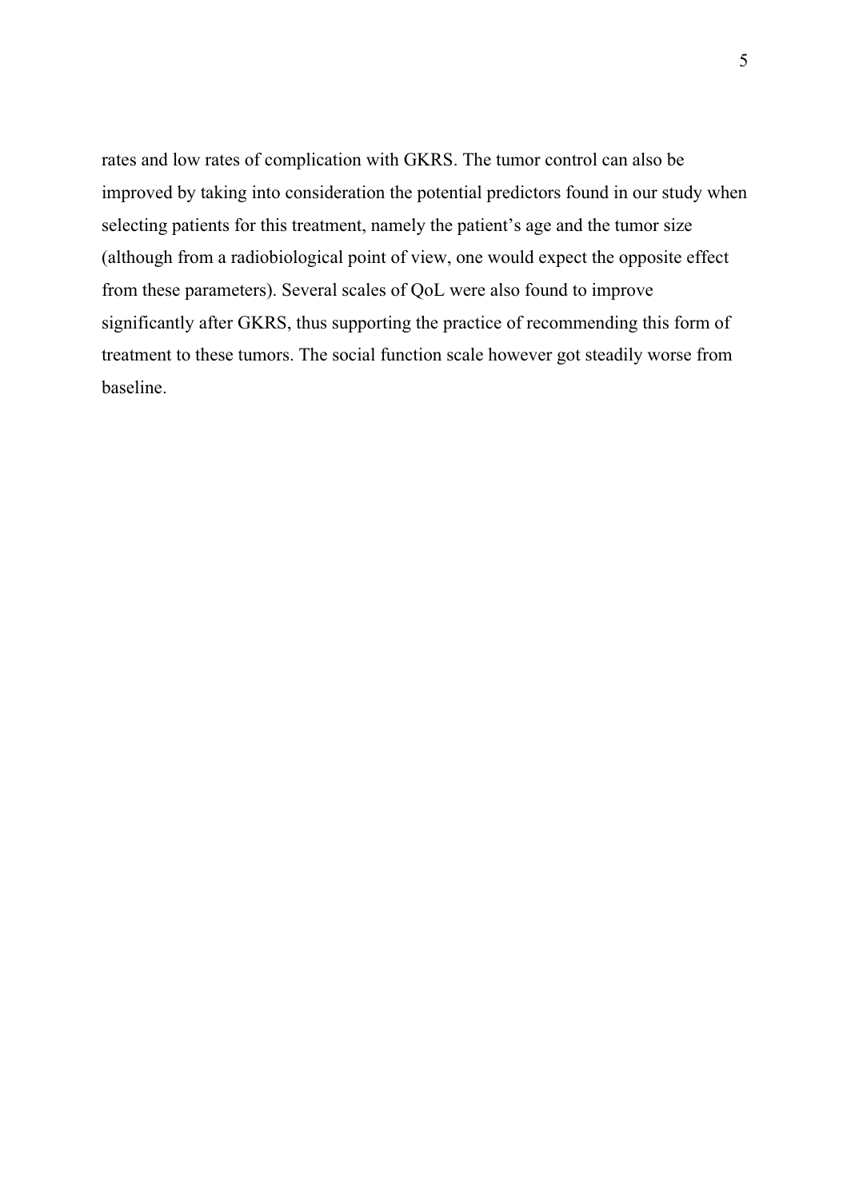rates and low rates of complication with GKRS. The tumor control can also be improved by taking into consideration the potential predictors found in our study when selecting patients for this treatment, namely the patient's age and the tumor size (although from a radiobiological point of view, one would expect the opposite effect from these parameters). Several scales of QoL were also found to improve significantly after GKRS, thus supporting the practice of recommending this form of treatment to these tumors. The social function scale however got steadily worse from baseline.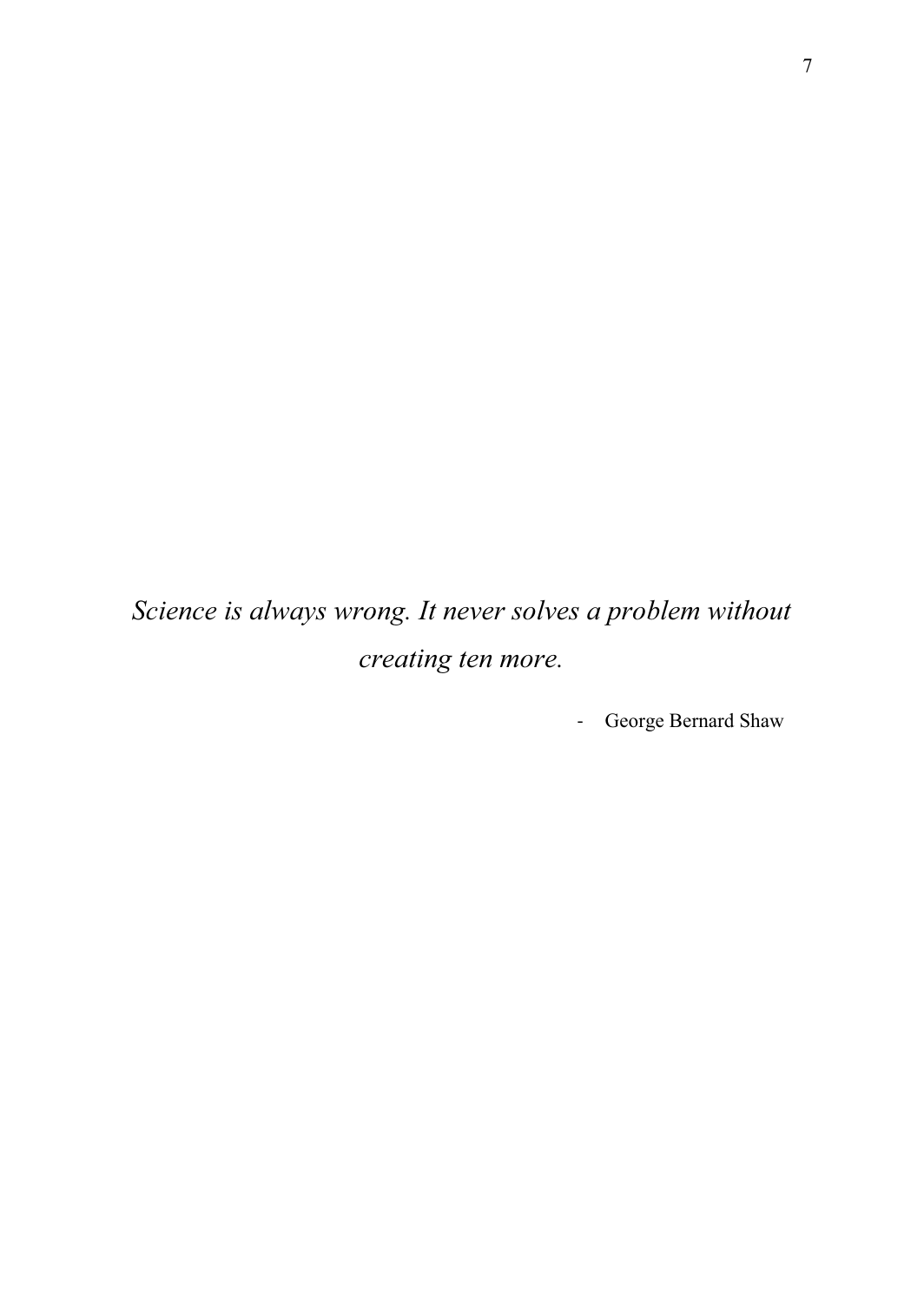*Science is always wrong. It never solves a problem without creating ten more.*

- George Bernard Shaw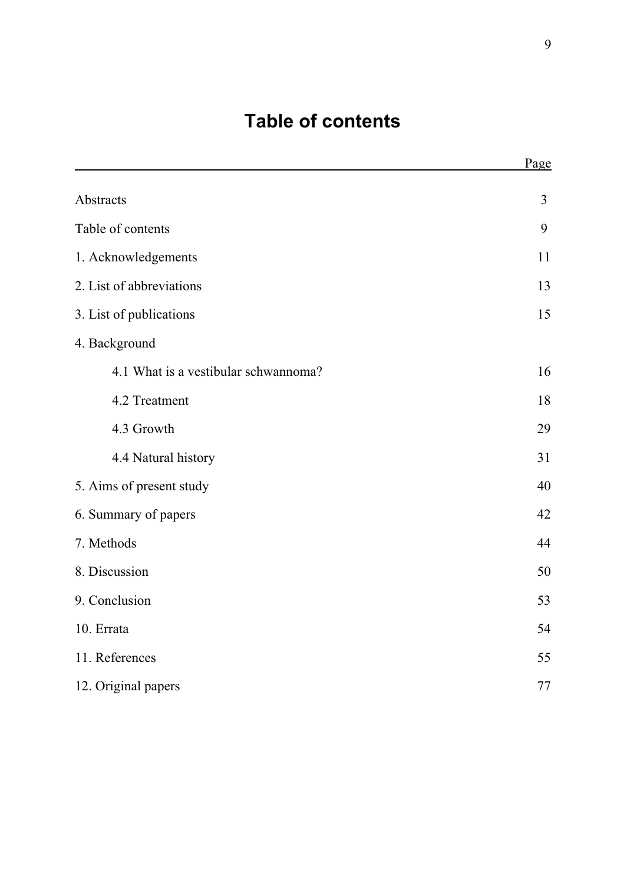# Table of contents

| | Page |
|---|---|
| Abstracts | 3 |
| Table of contents | 9 |
| 1. Acknowledgements | 11 |
| 2. List of abbreviations | 13 |
| 3. List of publications | 15 |
| 4. Background | |
| 4.1 What is a vestibular schwannoma? | 16 |
| 4.2 Treatment | 18 |
| 4.3 Growth | 29 |
| 4.4 Natural history | 31 |
| 5. Aims of present study | 40 |
| 6. Summary of papers | 42 |
| 7. Methods | 44 |
| 8. Discussion | 50 |
| 9. Conclusion | 53 |
| 10. Errata | 54 |
| 11. References | 55 |
| 12. Original papers | 77 |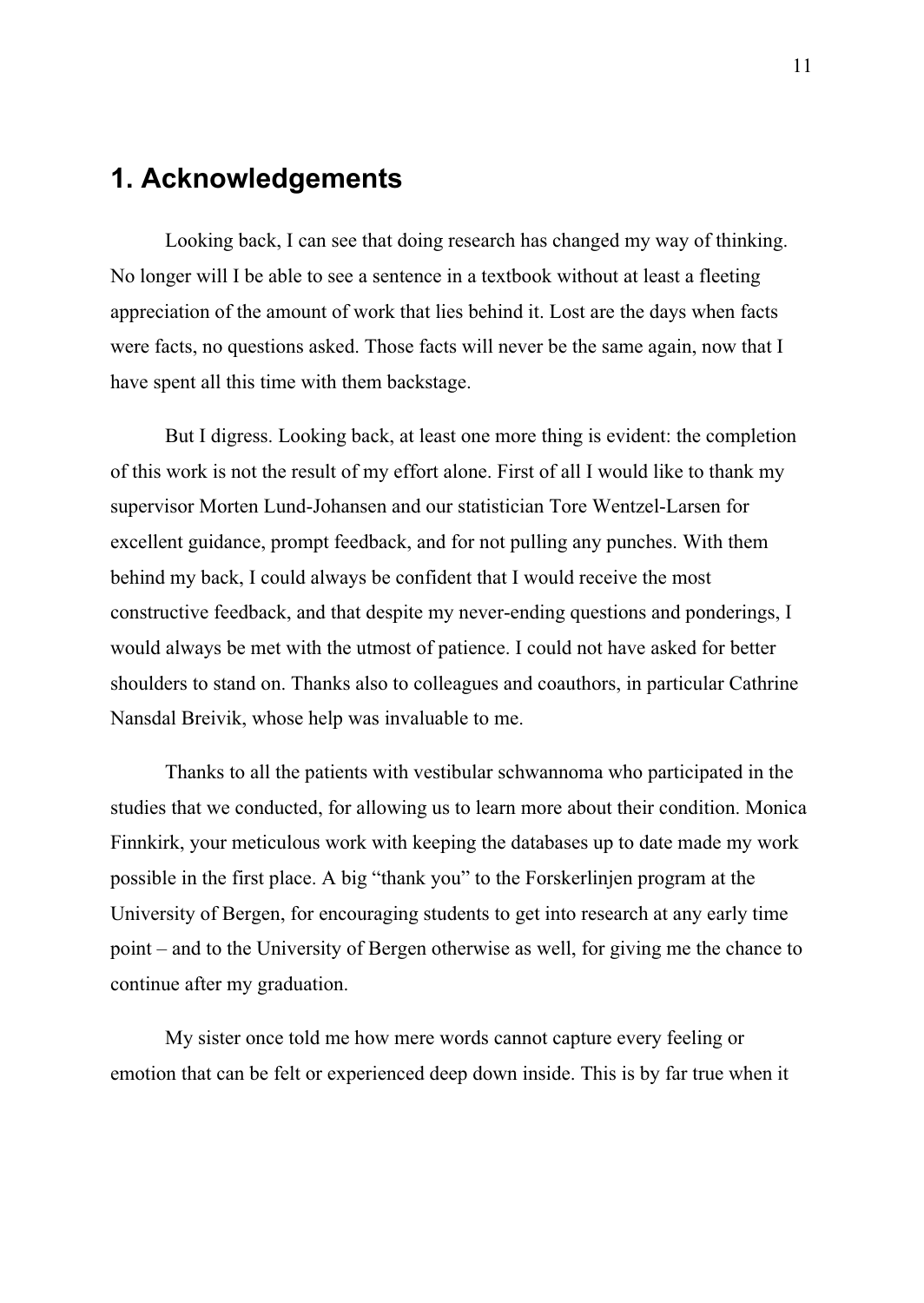# 1. Acknowledgements

Looking back, I can see that doing research has changed my way of thinking. No longer will I be able to see a sentence in a textbook without at least a fleeting appreciation of the amount of work that lies behind it. Lost are the days when facts were facts, no questions asked. Those facts will never be the same again, now that I have spent all this time with them backstage.

But I digress. Looking back, at least one more thing is evident: the completion of this work is not the result of my effort alone. First of all I would like to thank my supervisor Morten Lund-Johansen and our statistician Tore Wentzel-Larsen for excellent guidance, prompt feedback, and for not pulling any punches. With them behind my back, I could always be confident that I would receive the most constructive feedback, and that despite my never-ending questions and ponderings, I would always be met with the utmost of patience. I could not have asked for better shoulders to stand on. Thanks also to colleagues and coauthors, in particular Cathrine Nansdal Breivik, whose help was invaluable to me.

Thanks to all the patients with vestibular schwannoma who participated in the studies that we conducted, for allowing us to learn more about their condition. Monica Finnkirk, your meticulous work with keeping the databases up to date made my work possible in the first place. A big "thank you" to the Forskerlinjen program at the University of Bergen, for encouraging students to get into research at any early time point – and to the University of Bergen otherwise as well, for giving me the chance to continue after my graduation.

My sister once told me how mere words cannot capture every feeling or emotion that can be felt or experienced deep down inside. This is by far true when it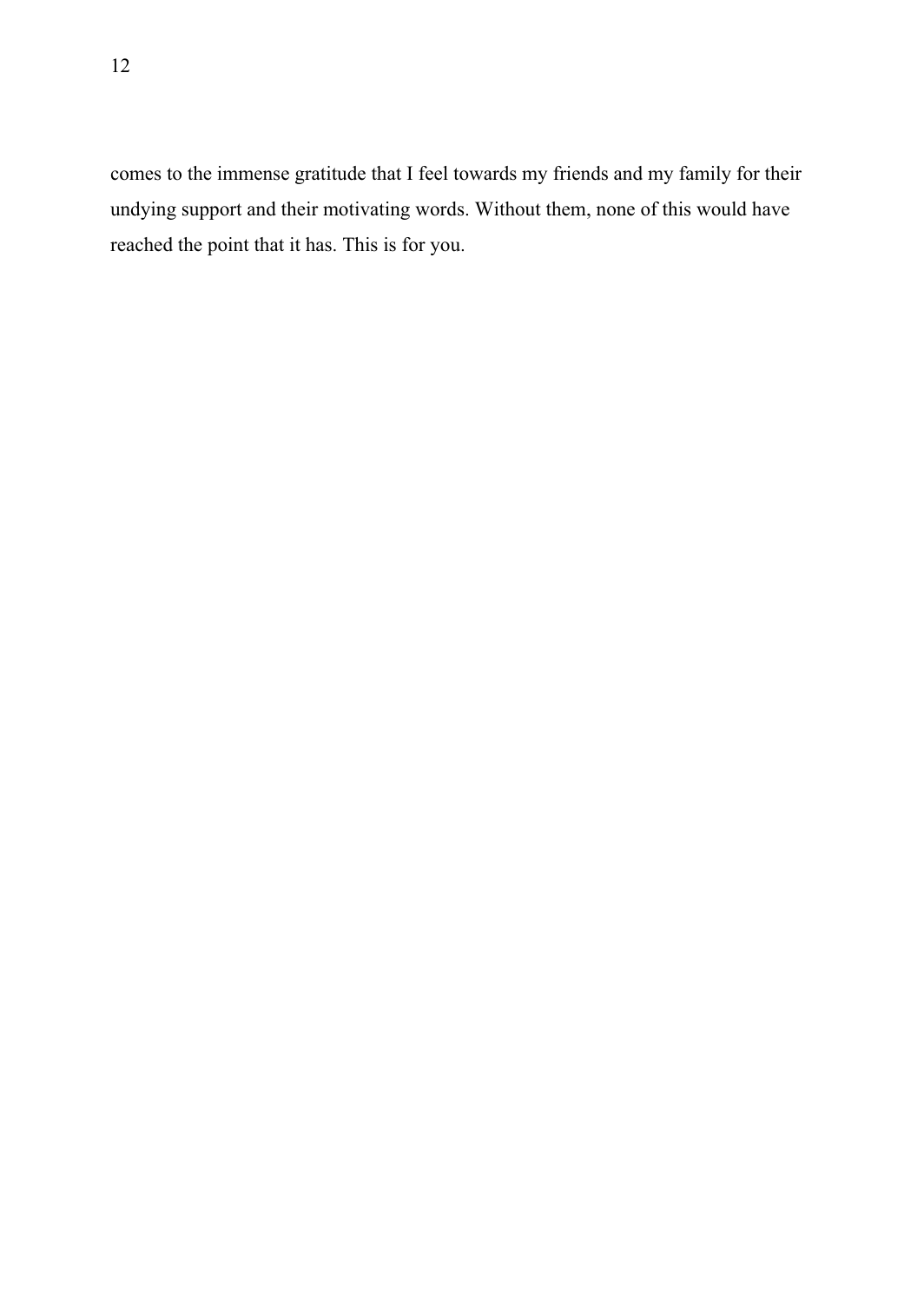comes to the immense gratitude that I feel towards my friends and my family for their undying support and their motivating words. Without them, none of this would have reached the point that it has. This is for you.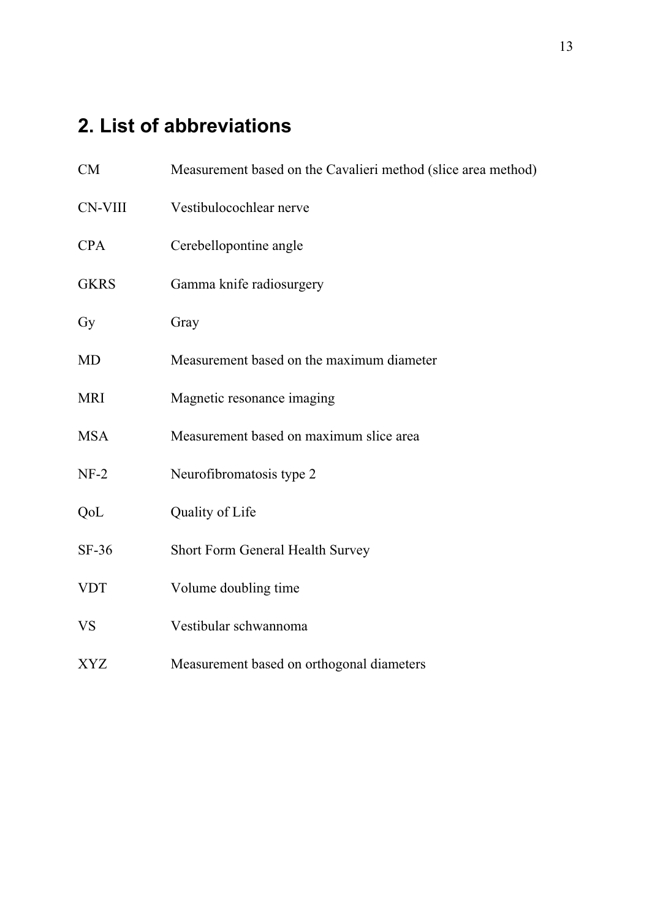## 2. List of abbreviations

| | |
|---|---|
| CM | Measurement based on the Cavalieri method (slice area method) |
| CN-VIII | Vestibulocochlear nerve |
| CPA | Cerebellopontine angle |
| GKRS | Gamma knife radiosurgery |
| Gy | Gray |
| MD | Measurement based on the maximum diameter |
| MRI | Magnetic resonance imaging |
| MSA | Measurement based on maximum slice area |
| NF-2 | Neurofibromatosis type 2 |
| QoL | Quality of Life |
| SF-36 | Short Form General Health Survey |
| VDT | Volume doubling time |
| VS | Vestibular schwannoma |
| XYZ | Measurement based on orthogonal diameters |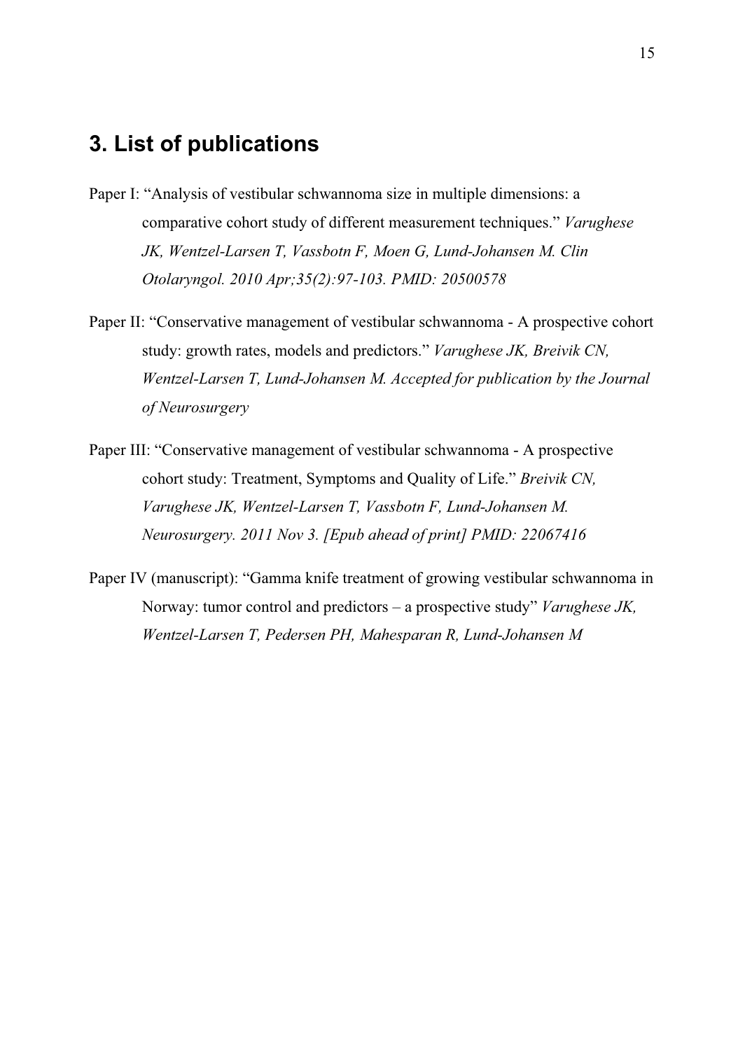## 3. List of publications

Paper I: "Analysis of vestibular schwannoma size in multiple dimensions: a comparative cohort study of different measurement techniques." *Varughese JK, Wentzel-Larsen T, Vassbotn F, Moen G, Lund-Johansen M. Clin Otolaryngol. 2010 Apr;35(2):97-103. PMID: 20500578*

Paper II: "Conservative management of vestibular schwannoma - A prospective cohort study: growth rates, models and predictors." *Varughese JK, Breivik CN, Wentzel-Larsen T, Lund-Johansen M. Accepted for publication by the Journal of Neurosurgery*

Paper III: "Conservative management of vestibular schwannoma - A prospective cohort study: Treatment, Symptoms and Quality of Life." *Breivik CN, Varughese JK, Wentzel-Larsen T, Vassbotn F, Lund-Johansen M. Neurosurgery. 2011 Nov 3. [Epub ahead of print] PMID: 22067416*

Paper IV (manuscript): "Gamma knife treatment of growing vestibular schwannoma in Norway: tumor control and predictors – a prospective study" *Varughese JK, Wentzel-Larsen T, Pedersen PH, Mahesparan R, Lund-Johansen M*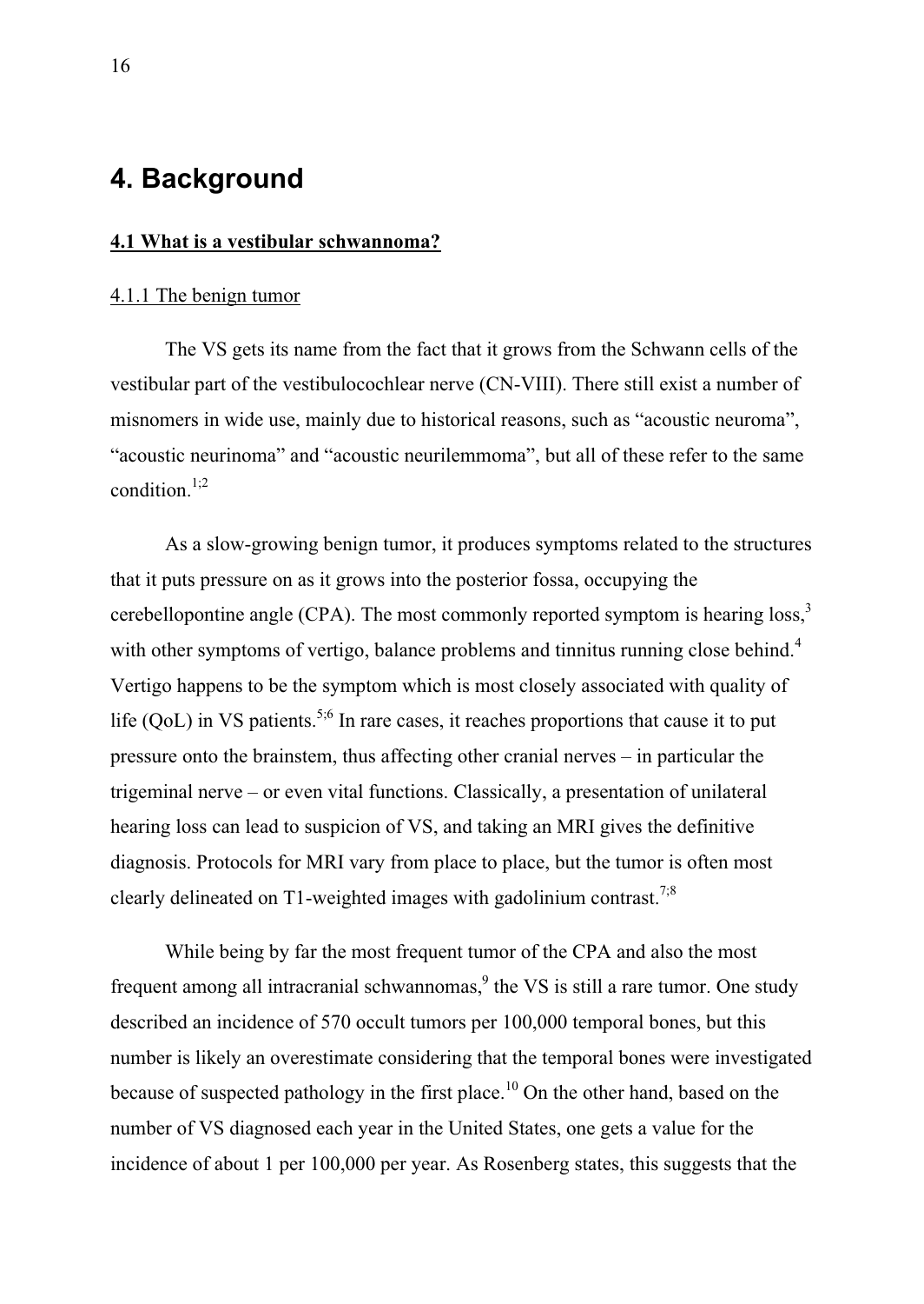# 4. Background

## 4.1 What is a vestibular schwannoma?

### 4.1.1 The benign tumor

The VS gets its name from the fact that it grows from the Schwann cells of the vestibular part of the vestibulocochlear nerve (CN-VIII). There still exist a number of misnomers in wide use, mainly due to historical reasons, such as "acoustic neuroma", "acoustic neurinoma" and "acoustic neurilemmoma", but all of these refer to the same condition.[1;2]

As a slow-growing benign tumor, it produces symptoms related to the structures that it puts pressure on as it grows into the posterior fossa, occupying the cerebellopontine angle (CPA). The most commonly reported symptom is hearing loss,[3] with other symptoms of vertigo, balance problems and tinnitus running close behind.[4] Vertigo happens to be the symptom which is most closely associated with quality of life (QoL) in VS patients.[5;6] In rare cases, it reaches proportions that cause it to put pressure onto the brainstem, thus affecting other cranial nerves – in particular the trigeminal nerve – or even vital functions. Classically, a presentation of unilateral hearing loss can lead to suspicion of VS, and taking an MRI gives the definitive diagnosis. Protocols for MRI vary from place to place, but the tumor is often most clearly delineated on T1-weighted images with gadolinium contrast.[7;8]

While being by far the most frequent tumor of the CPA and also the most frequent among all intracranial schwannomas,[9] the VS is still a rare tumor. One study described an incidence of 570 occult tumors per 100,000 temporal bones, but this number is likely an overestimate considering that the temporal bones were investigated because of suspected pathology in the first place.[10] On the other hand, based on the number of VS diagnosed each year in the United States, one gets a value for the incidence of about 1 per 100,000 per year. As Rosenberg states, this suggests that the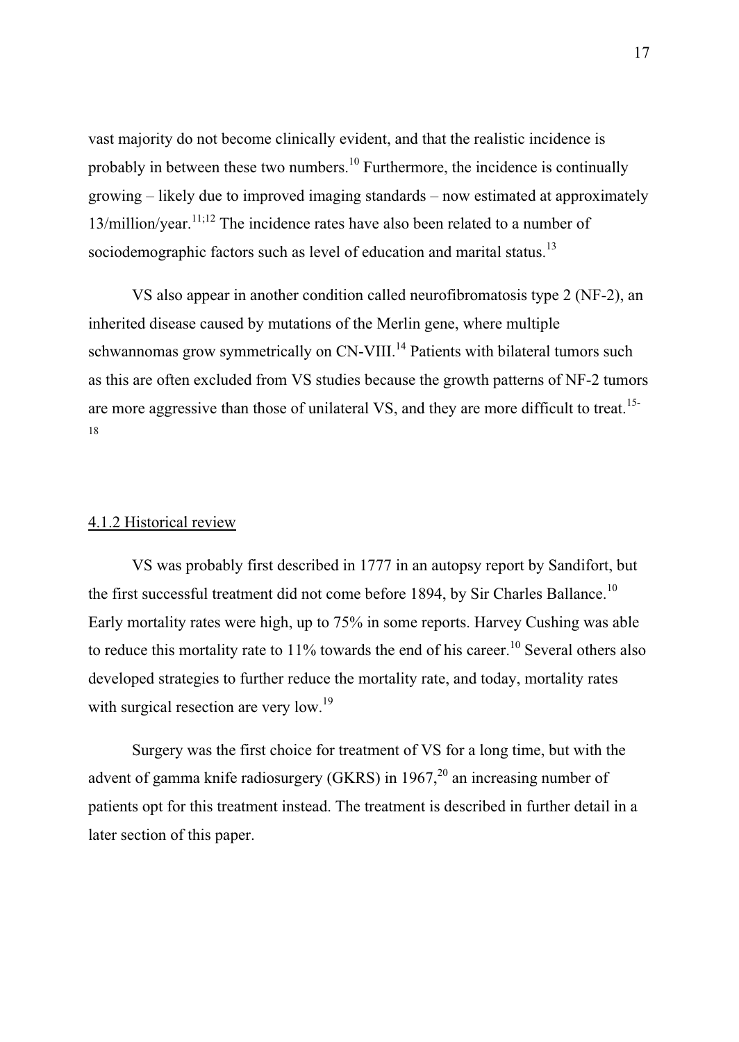vast majority do not become clinically evident, and that the realistic incidence is probably in between these two numbers.[10] Furthermore, the incidence is continually growing – likely due to improved imaging standards – now estimated at approximately 13/million/year.[11;12] The incidence rates have also been related to a number of sociodemographic factors such as level of education and marital status.[13]

VS also appear in another condition called neurofibromatosis type 2 (NF-2), an inherited disease caused by mutations of the Merlin gene, where multiple schwannomas grow symmetrically on CN-VIII.[14] Patients with bilateral tumors such as this are often excluded from VS studies because the growth patterns of NF-2 tumors are more aggressive than those of unilateral VS, and they are more difficult to treat.[15-18]

### 4.1.2 Historical review

VS was probably first described in 1777 in an autopsy report by Sandifort, but the first successful treatment did not come before 1894, by Sir Charles Ballance.[10] Early mortality rates were high, up to 75% in some reports. Harvey Cushing was able to reduce this mortality rate to 11% towards the end of his career.[10] Several others also developed strategies to further reduce the mortality rate, and today, mortality rates with surgical resection are very low.[19]

Surgery was the first choice for treatment of VS for a long time, but with the advent of gamma knife radiosurgery (GKRS) in 1967,[20] an increasing number of patients opt for this treatment instead. The treatment is described in further detail in a later section of this paper.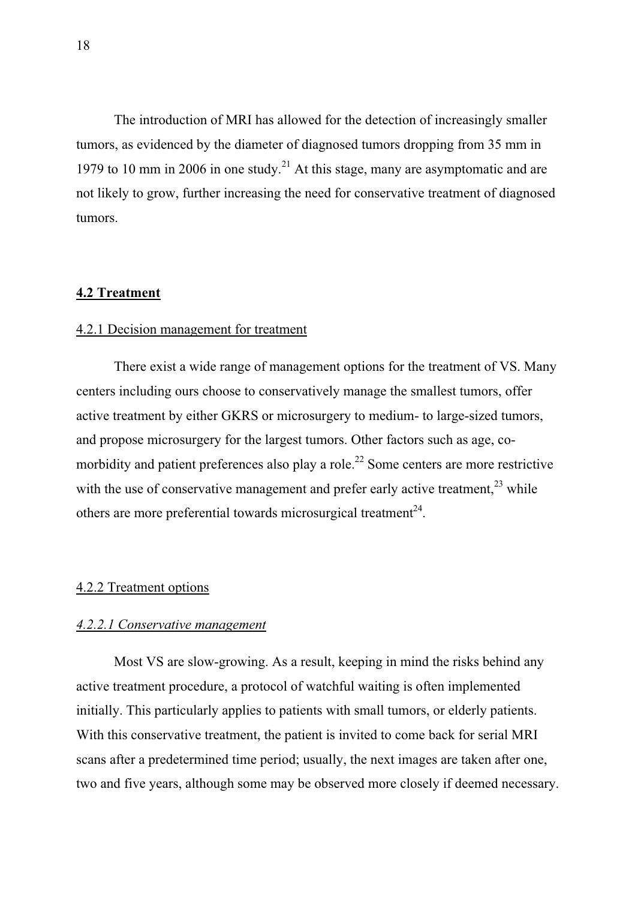The introduction of MRI has allowed for the detection of increasingly smaller tumors, as evidenced by the diameter of diagnosed tumors dropping from 35 mm in 1979 to 10 mm in 2006 in one study.[21] At this stage, many are asymptomatic and are not likely to grow, further increasing the need for conservative treatment of diagnosed tumors.

## 4.2 Treatment

### 4.2.1 Decision management for treatment

There exist a wide range of management options for the treatment of VS. Many centers including ours choose to conservatively manage the smallest tumors, offer active treatment by either GKRS or microsurgery to medium- to large-sized tumors, and propose microsurgery for the largest tumors. Other factors such as age, co-morbidity and patient preferences also play a role.[22] Some centers are more restrictive with the use of conservative management and prefer early active treatment,[23] while others are more preferential towards microsurgical treatment[24].

### 4.2.2 Treatment options

#### *4.2.2.1 Conservative management*

Most VS are slow-growing. As a result, keeping in mind the risks behind any active treatment procedure, a protocol of watchful waiting is often implemented initially. This particularly applies to patients with small tumors, or elderly patients. With this conservative treatment, the patient is invited to come back for serial MRI scans after a predetermined time period; usually, the next images are taken after one, two and five years, although some may be observed more closely if deemed necessary.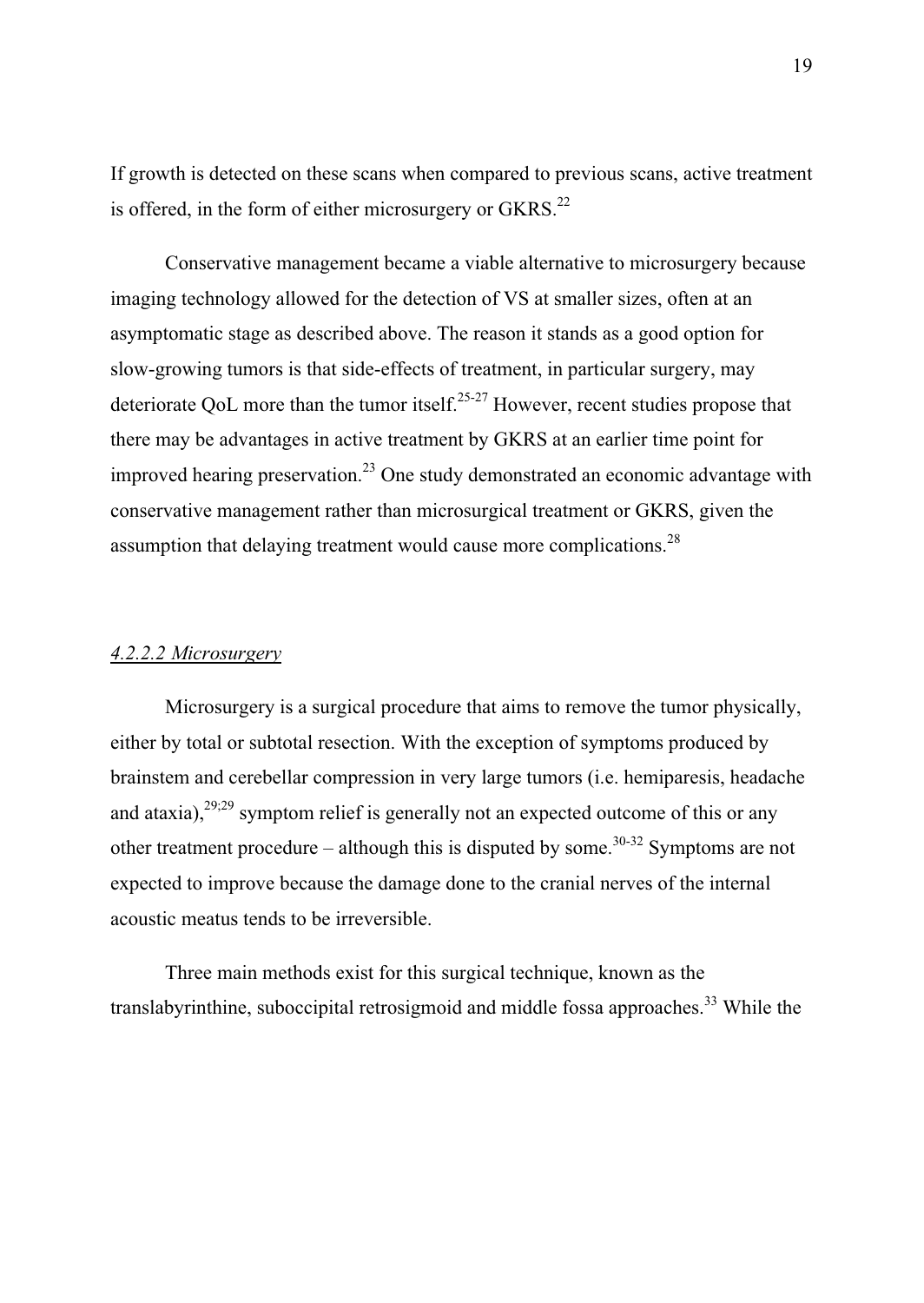If growth is detected on these scans when compared to previous scans, active treatment is offered, in the form of either microsurgery or GKRS.[22]

Conservative management became a viable alternative to microsurgery because imaging technology allowed for the detection of VS at smaller sizes, often at an asymptomatic stage as described above. The reason it stands as a good option for slow-growing tumors is that side-effects of treatment, in particular surgery, may deteriorate QoL more than the tumor itself.[25-27] However, recent studies propose that there may be advantages in active treatment by GKRS at an earlier time point for improved hearing preservation.[23] One study demonstrated an economic advantage with conservative management rather than microsurgical treatment or GKRS, given the assumption that delaying treatment would cause more complications.[28]

#### *4.2.2.2 Microsurgery*

Microsurgery is a surgical procedure that aims to remove the tumor physically, either by total or subtotal resection. With the exception of symptoms produced by brainstem and cerebellar compression in very large tumors (i.e. hemiparesis, headache and ataxia),[29;29] symptom relief is generally not an expected outcome of this or any other treatment procedure – although this is disputed by some.[30-32] Symptoms are not expected to improve because the damage done to the cranial nerves of the internal acoustic meatus tends to be irreversible.

Three main methods exist for this surgical technique, known as the translabyrinthine, suboccipital retrosigmoid and middle fossa approaches.[33] While the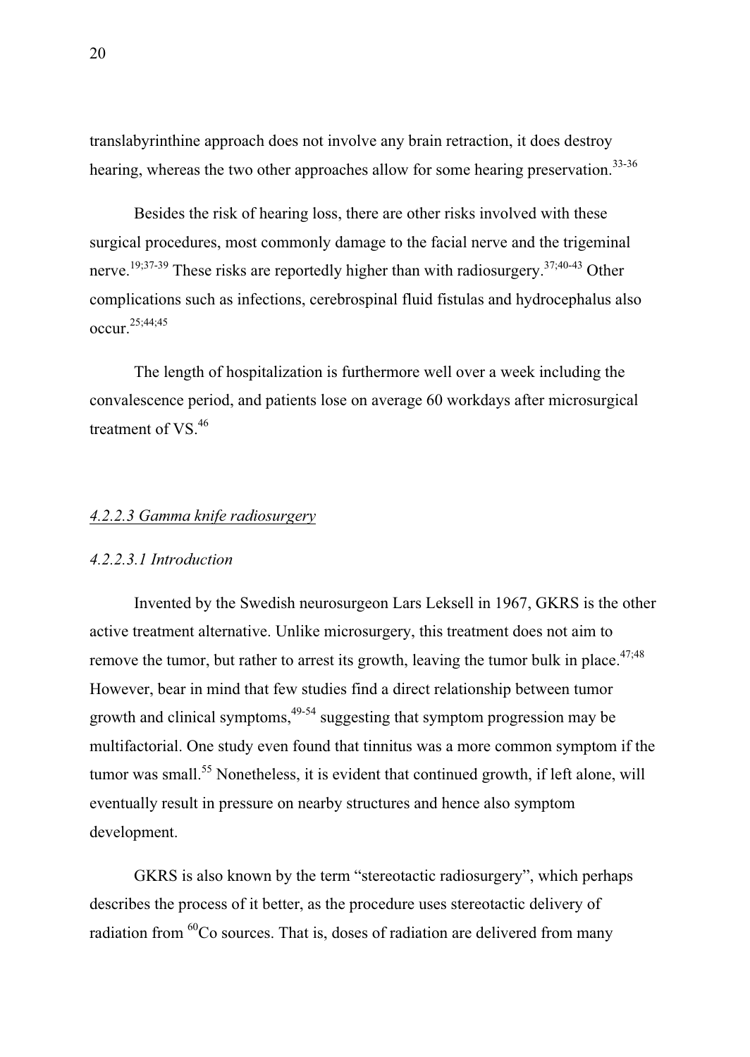translabyrinthine approach does not involve any brain retraction, it does destroy hearing, whereas the two other approaches allow for some hearing preservation.[33-36]

Besides the risk of hearing loss, there are other risks involved with these surgical procedures, most commonly damage to the facial nerve and the trigeminal nerve.[19;37-39] These risks are reportedly higher than with radiosurgery.[37;40-43] Other complications such as infections, cerebrospinal fluid fistulas and hydrocephalus also occur.[25;44;45]

The length of hospitalization is furthermore well over a week including the convalescence period, and patients lose on average 60 workdays after microsurgical treatment of VS.[46]

#### *4.2.2.3 Gamma knife radiosurgery*

##### *4.2.2.3.1 Introduction*

Invented by the Swedish neurosurgeon Lars Leksell in 1967, GKRS is the other active treatment alternative. Unlike microsurgery, this treatment does not aim to remove the tumor, but rather to arrest its growth, leaving the tumor bulk in place.[47;48] However, bear in mind that few studies find a direct relationship between tumor growth and clinical symptoms,[49-54] suggesting that symptom progression may be multifactorial. One study even found that tinnitus was a more common symptom if the tumor was small.[55] Nonetheless, it is evident that continued growth, if left alone, will eventually result in pressure on nearby structures and hence also symptom development.

GKRS is also known by the term "stereotactic radiosurgery", which perhaps describes the process of it better, as the procedure uses stereotactic delivery of radiation from $^{60}$Co sources. That is, doses of radiation are delivered from many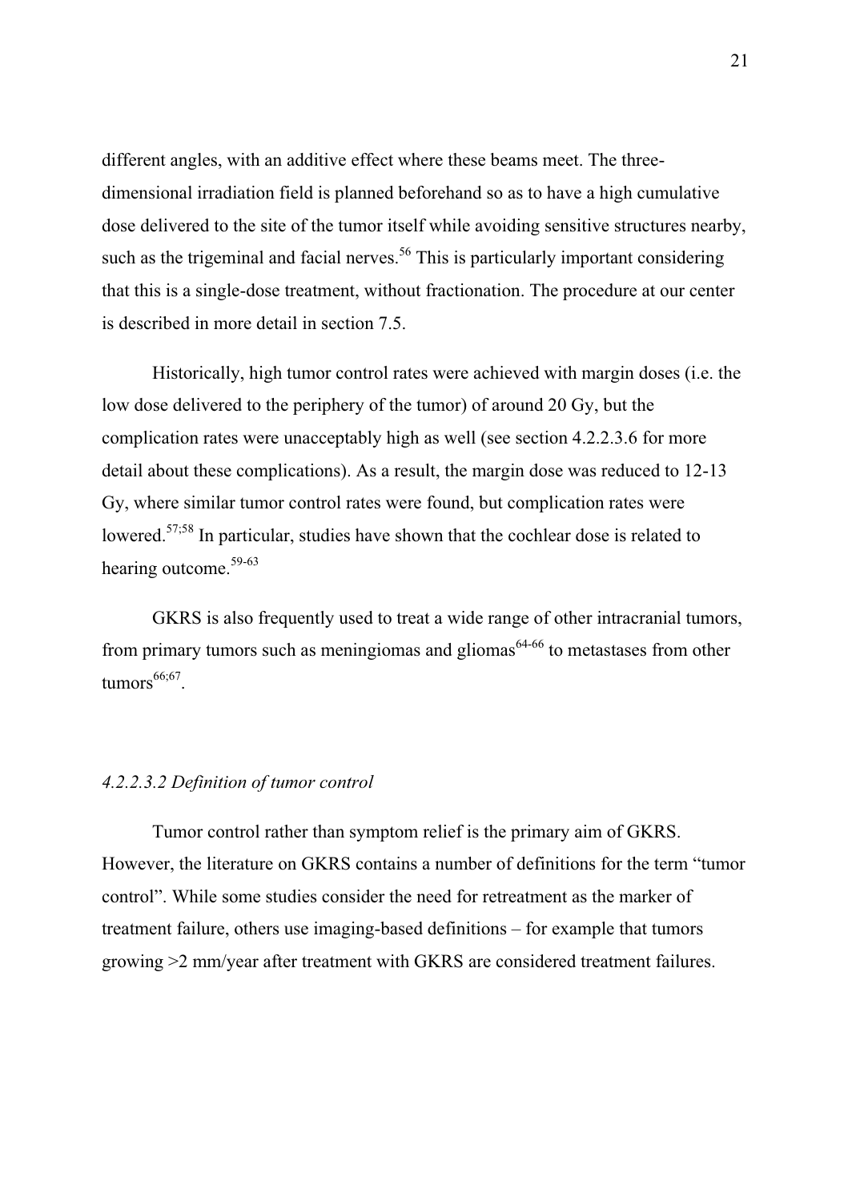different angles, with an additive effect where these beams meet. The three-dimensional irradiation field is planned beforehand so as to have a high cumulative dose delivered to the site of the tumor itself while avoiding sensitive structures nearby, such as the trigeminal and facial nerves.[56] This is particularly important considering that this is a single-dose treatment, without fractionation. The procedure at our center is described in more detail in section 7.5.

Historically, high tumor control rates were achieved with margin doses (i.e. the low dose delivered to the periphery of the tumor) of around 20 Gy, but the complication rates were unacceptably high as well (see section 4.2.2.3.6 for more detail about these complications). As a result, the margin dose was reduced to 12-13 Gy, where similar tumor control rates were found, but complication rates were lowered.[57;58] In particular, studies have shown that the cochlear dose is related to hearing outcome.[59-63]

GKRS is also frequently used to treat a wide range of other intracranial tumors, from primary tumors such as meningiomas and gliomas[64-66] to metastases from other tumors[66;67].

#### *4.2.2.3.2 Definition of tumor control*

Tumor control rather than symptom relief is the primary aim of GKRS. However, the literature on GKRS contains a number of definitions for the term "tumor control". While some studies consider the need for retreatment as the marker of treatment failure, others use imaging-based definitions – for example that tumors growing >2 mm/year after treatment with GKRS are considered treatment failures.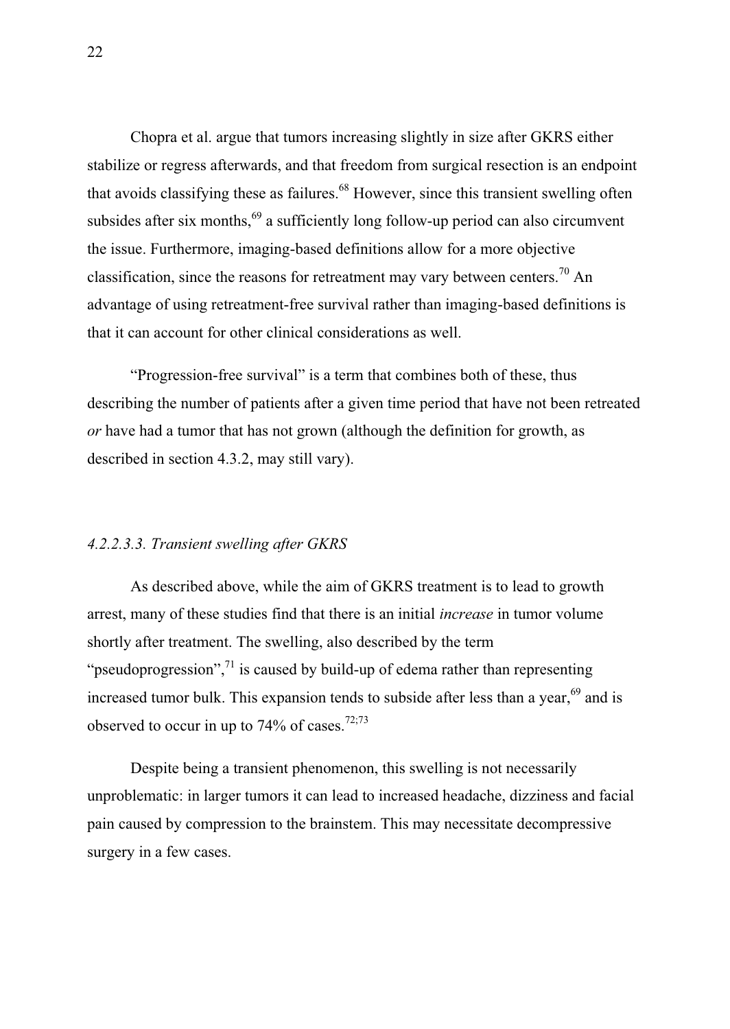Chopra et al. argue that tumors increasing slightly in size after GKRS either stabilize or regress afterwards, and that freedom from surgical resection is an endpoint that avoids classifying these as failures.[68] However, since this transient swelling often subsides after six months,[69] a sufficiently long follow-up period can also circumvent the issue. Furthermore, imaging-based definitions allow for a more objective classification, since the reasons for retreatment may vary between centers.[70] An advantage of using retreatment-free survival rather than imaging-based definitions is that it can account for other clinical considerations as well.

"Progression-free survival" is a term that combines both of these, thus describing the number of patients after a given time period that have not been retreated *or* have had a tumor that has not grown (although the definition for growth, as described in section 4.3.2, may still vary).

#### *4.2.2.3.3. Transient swelling after GKRS*

As described above, while the aim of GKRS treatment is to lead to growth arrest, many of these studies find that there is an initial *increase* in tumor volume shortly after treatment. The swelling, also described by the term "pseudoprogression",[71] is caused by build-up of edema rather than representing increased tumor bulk. This expansion tends to subside after less than a year,[69] and is observed to occur in up to 74% of cases.[72;73]

Despite being a transient phenomenon, this swelling is not necessarily unproblematic: in larger tumors it can lead to increased headache, dizziness and facial pain caused by compression to the brainstem. This may necessitate decompressive surgery in a few cases.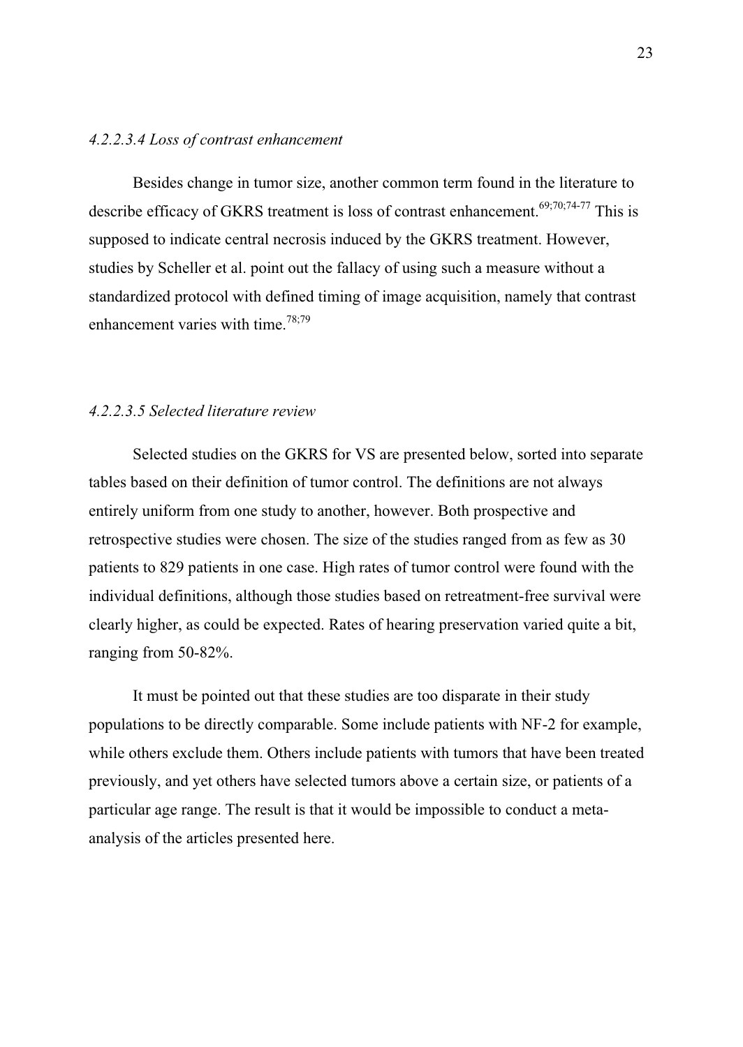#### *4.2.2.3.4 Loss of contrast enhancement*

Besides change in tumor size, another common term found in the literature to describe efficacy of GKRS treatment is loss of contrast enhancement.[69;70;74-77] This is supposed to indicate central necrosis induced by the GKRS treatment. However, studies by Scheller et al. point out the fallacy of using such a measure without a standardized protocol with defined timing of image acquisition, namely that contrast enhancement varies with time.[78;79]

#### *4.2.2.3.5 Selected literature review*

Selected studies on the GKRS for VS are presented below, sorted into separate tables based on their definition of tumor control. The definitions are not always entirely uniform from one study to another, however. Both prospective and retrospective studies were chosen. The size of the studies ranged from as few as 30 patients to 829 patients in one case. High rates of tumor control were found with the individual definitions, although those studies based on retreatment-free survival were clearly higher, as could be expected. Rates of hearing preservation varied quite a bit, ranging from 50-82%.

It must be pointed out that these studies are too disparate in their study populations to be directly comparable. Some include patients with NF-2 for example, while others exclude them. Others include patients with tumors that have been treated previously, and yet others have selected tumors above a certain size, or patients of a particular age range. The result is that it would be impossible to conduct a meta-analysis of the articles presented here.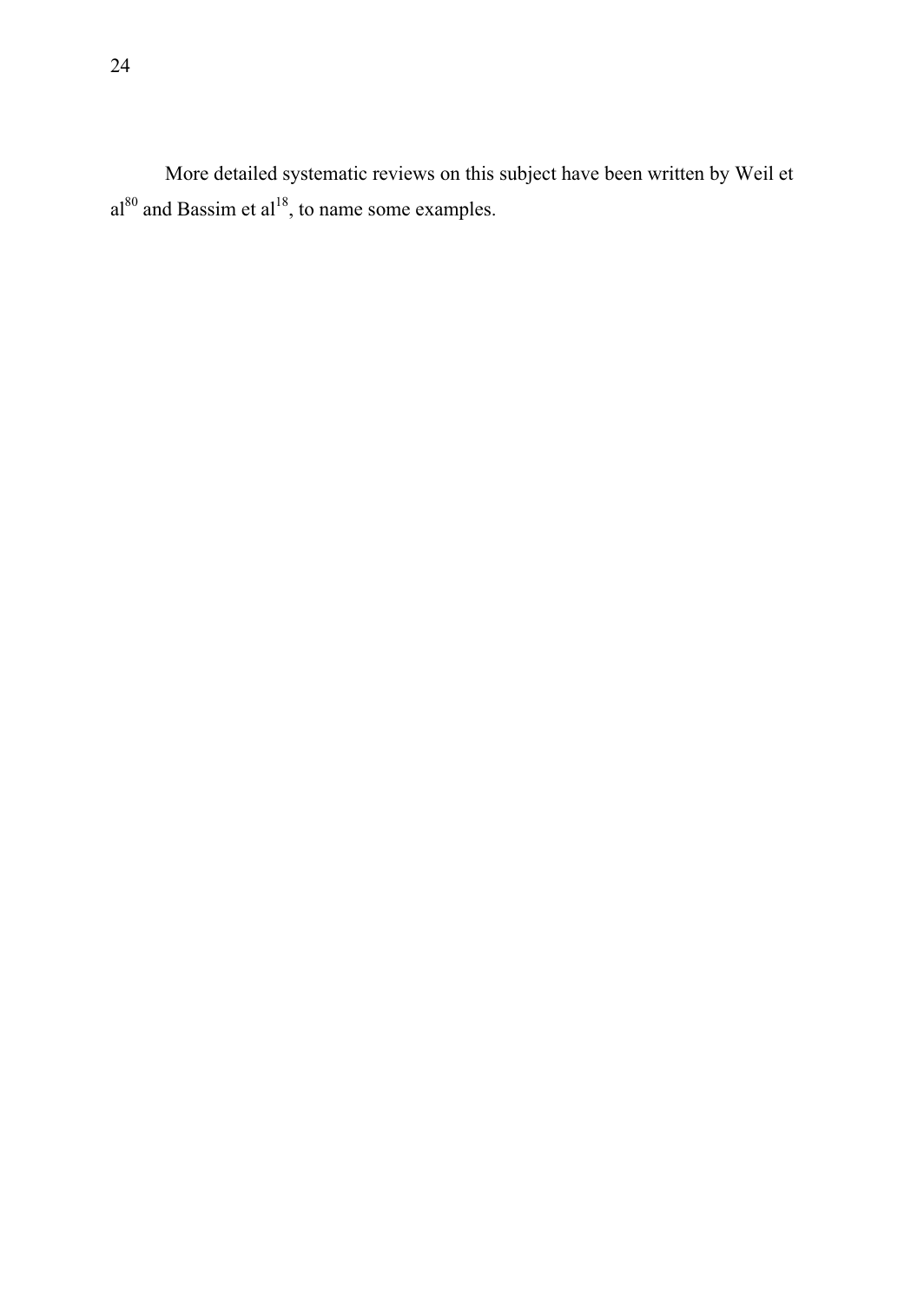More detailed systematic reviews on this subject have been written by Weil et al[80] and Bassim et al[18], to name some examples.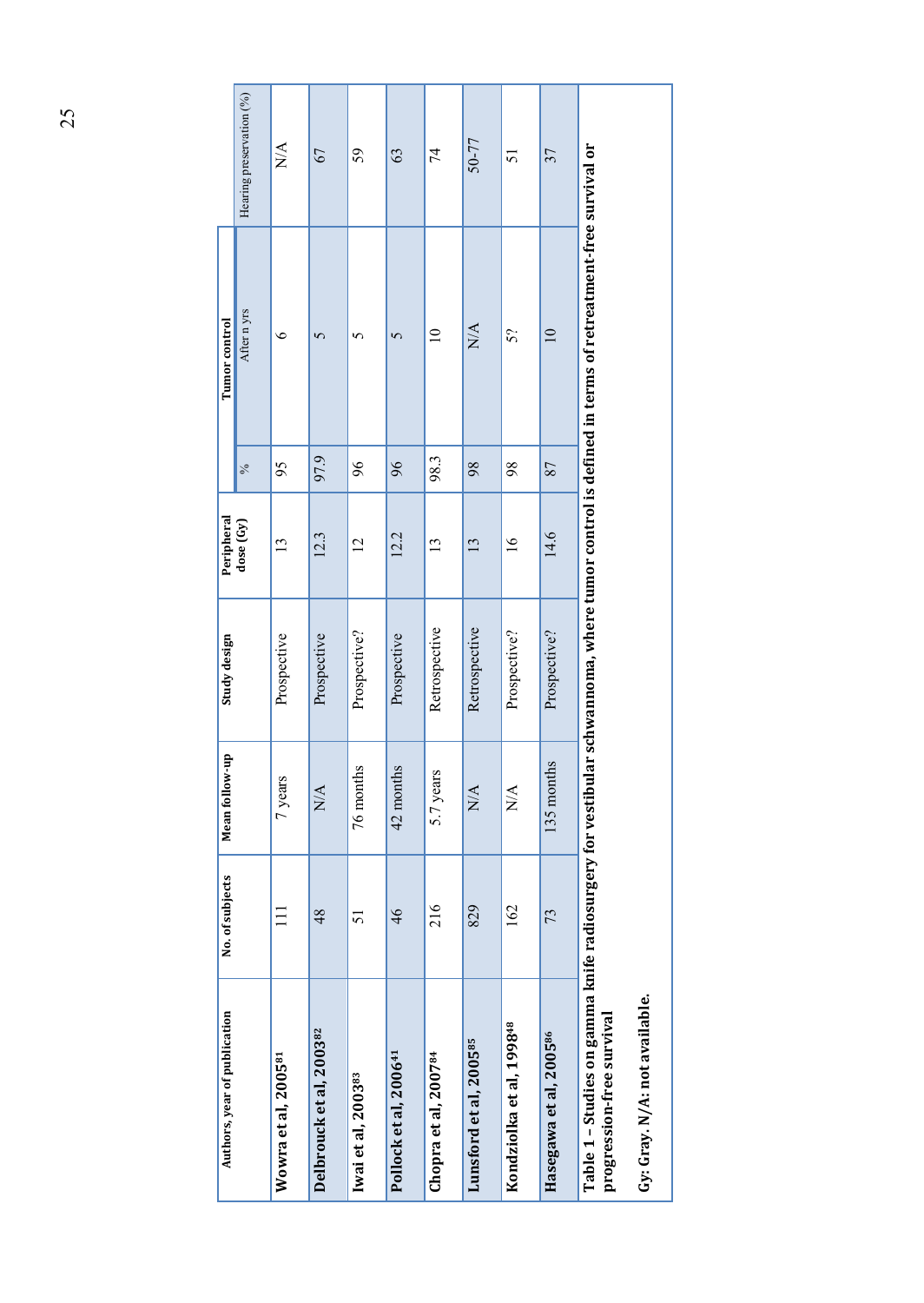| Authors, year of publication | No. of subjects | Mean follow-up | Study design | Peripheral dose (Gy) | Tumor control | | Hearing preservation (%) |
|---|---|---|---|---|---|---|---|
| | | | | | % | After n yrs | |
| Wowra et al, 2005[81] | 111 | 7 years | Prospective | 13 | 95 | 6 | N/A |
| Delbrouck et al, 2003[82] | 48 | N/A | Prospective | 12.3 | 97.9 | 5 | 67 |
| Iwai et al, 2003[83] | 51 | 76 months | Prospective? | 12 | 96 | 5 | 59 |
| Pollock et al, 2006[41] | 46 | 42 months | Prospective | 12.2 | 96 | 5 | 63 |
| Chopra et al, 2007[84] | 216 | 5.7 years | Retrospective | 13 | 98.3 | 10 | 74 |
| Lunsford et al, 2005[85] | 829 | N/A | Retrospective | 13 | 98 | N/A | 50-77 |
| Kondziolka et al, 1998[48] | 162 | N/A | Prospective? | 16 | 98 | 5? | 51 |
| Hasegawa et al, 2005[86] | 73 | 135 months | Prospective? | 14.6 | 87 | 10 | 37 |

**Table 1 – Studies on gamma knife radiosurgery for vestibular schwannoma, where tumor control is defined in terms of retreatment-free survival or progression-free survival**

**Gy: Gray. N/A: not available.**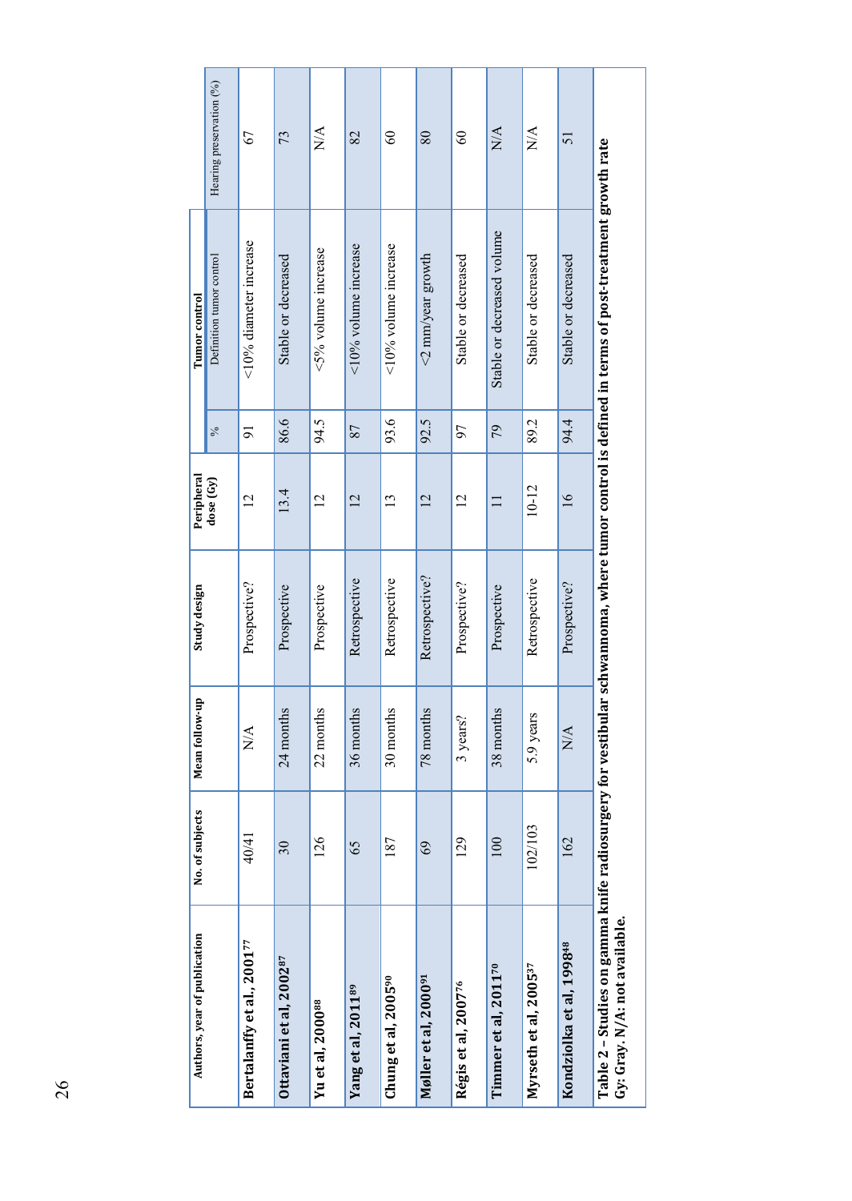| Authors, year of publication | No. of subjects | Mean follow-up | Study design | Peripheral dose (Gy) | Tumor control | | Hearing preservation (%) |
|---|---|---|---|---|---|---|---|
| | | | | | % | Definition tumor control | |
| **Bertalanffy et al, 2001[77]** | 40/41 | N/A | Prospective? | 12 | 91 | <10% diameter increase | 67 |
| **Ottaviani et al, 2002[87]** | 30 | 24 months | Prospective | 13.4 | 86.6 | Stable or decreased | 73 |
| **Yu et al, 2000[88]** | 126 | 22 months | Prospective | 12 | 94.5 | <5% volume increase | N/A |
| **Yang et al, 2011[89]** | 65 | 36 months | Retrospective | 12 | 87 | <10% volume increase | 82 |
| **Chung et al, 2005[90]** | 187 | 30 months | Retrospective | 13 | 93.6 | <10% volume increase | 60 |
| **Møller et al, 2000[91]** | 69 | 78 months | Retrospective? | 12 | 92.5 | <2 mm/year growth | 80 |
| **Régis et al, 2007[76]** | 129 | 3 years? | Prospective? | 12 | 97 | Stable or decreased | 60 |
| **Timmer et al, 2011[70]** | 100 | 38 months | Prospective | 11 | 79 | Stable or decreased volume | N/A |
| **Myrseth et al, 2005[37]** | 102/103 | 5.9 years | Retrospective | 10-12 | 89.2 | Stable or decreased | N/A |
| **Kondziolka et al, 1998[48]** | 162 | N/A | Prospective? | 16 | 94.4 | Stable or decreased | 51 |

**Table 2 – Studies on gamma knife radiosurgery for vestibular schwannoma, where tumor control is defined in terms of post-treatment growth rate Gy: Gray. N/A: not available.**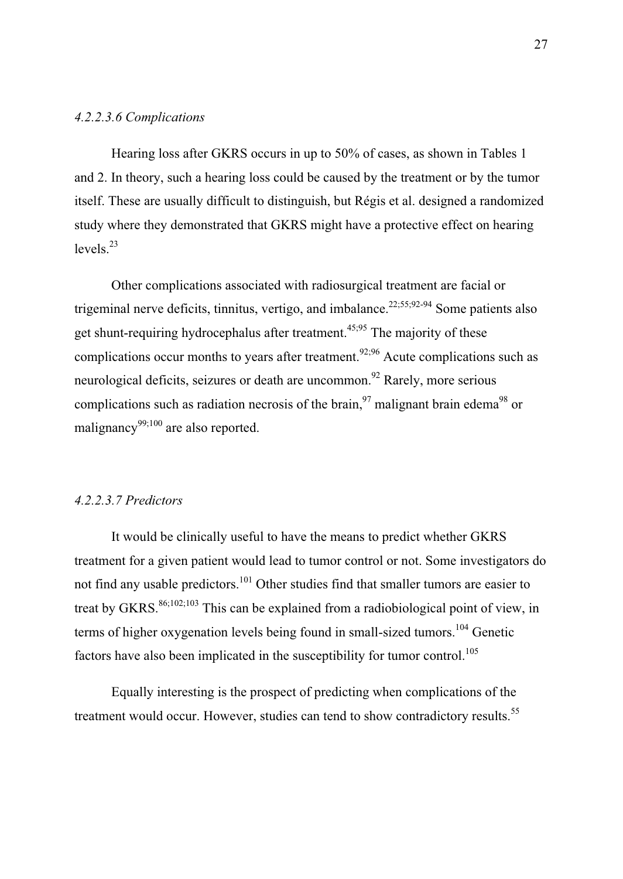*4.2.2.3.6 Complications*

Hearing loss after GKRS occurs in up to 50% of cases, as shown in Tables 1 and 2. In theory, such a hearing loss could be caused by the treatment or by the tumor itself. These are usually difficult to distinguish, but Régis et al. designed a randomized study where they demonstrated that GKRS might have a protective effect on hearing levels.[23]

Other complications associated with radiosurgical treatment are facial or trigeminal nerve deficits, tinnitus, vertigo, and imbalance.[22;55;92-94] Some patients also get shunt-requiring hydrocephalus after treatment.[45;95] The majority of these complications occur months to years after treatment.[92;96] Acute complications such as neurological deficits, seizures or death are uncommon.[92] Rarely, more serious complications such as radiation necrosis of the brain,[97] malignant brain edema[98] or malignancy[99;100] are also reported.

*4.2.2.3.7 Predictors*

It would be clinically useful to have the means to predict whether GKRS treatment for a given patient would lead to tumor control or not. Some investigators do not find any usable predictors.[101] Other studies find that smaller tumors are easier to treat by GKRS.[86;102;103] This can be explained from a radiobiological point of view, in terms of higher oxygenation levels being found in small-sized tumors.[104] Genetic factors have also been implicated in the susceptibility for tumor control.[105]

Equally interesting is the prospect of predicting when complications of the treatment would occur. However, studies can tend to show contradictory results.[55]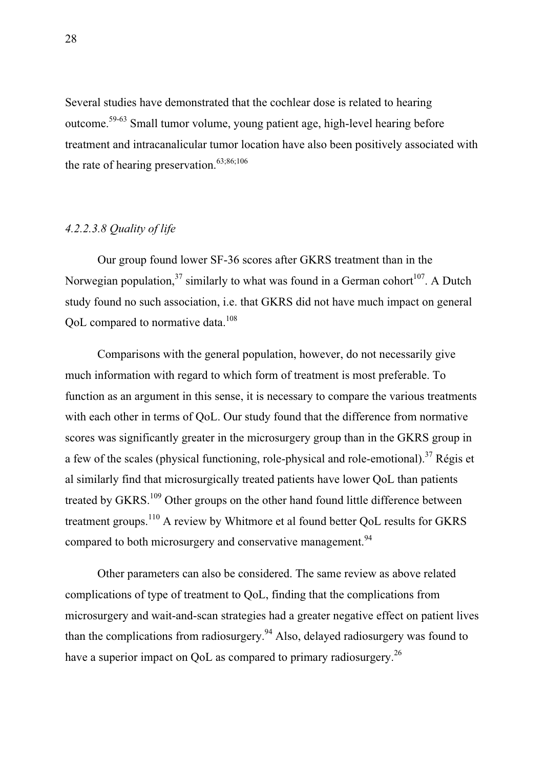Several studies have demonstrated that the cochlear dose is related to hearing outcome.[59-63] Small tumor volume, young patient age, high-level hearing before treatment and intracanalicular tumor location have also been positively associated with the rate of hearing preservation.[63;86;106]

*4.2.2.3.8 Quality of life*

Our group found lower SF-36 scores after GKRS treatment than in the Norwegian population,[37] similarly to what was found in a German cohort[107]. A Dutch study found no such association, i.e. that GKRS did not have much impact on general QoL compared to normative data.[108]

Comparisons with the general population, however, do not necessarily give much information with regard to which form of treatment is most preferable. To function as an argument in this sense, it is necessary to compare the various treatments with each other in terms of QoL. Our study found that the difference from normative scores was significantly greater in the microsurgery group than in the GKRS group in a few of the scales (physical functioning, role-physical and role-emotional).[37] Régis et al similarly find that microsurgically treated patients have lower QoL than patients treated by GKRS.[109] Other groups on the other hand found little difference between treatment groups.[110] A review by Whitmore et al found better QoL results for GKRS compared to both microsurgery and conservative management.[94]

Other parameters can also be considered. The same review as above related complications of type of treatment to QoL, finding that the complications from microsurgery and wait-and-scan strategies had a greater negative effect on patient lives than the complications from radiosurgery.[94] Also, delayed radiosurgery was found to have a superior impact on QoL as compared to primary radiosurgery.[26]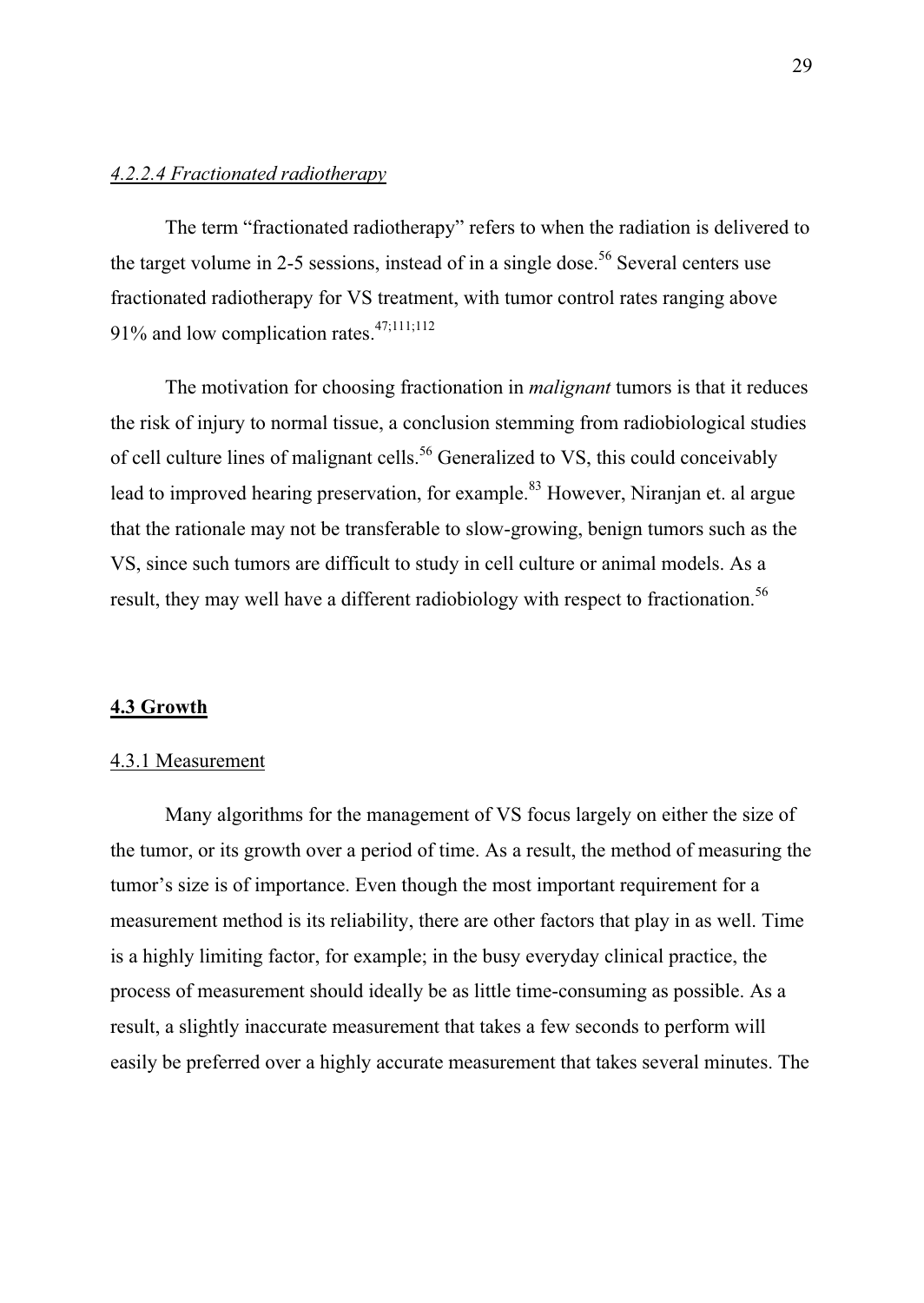#### *4.2.2.4 Fractionated radiotherapy*

The term "fractionated radiotherapy" refers to when the radiation is delivered to the target volume in 2-5 sessions, instead of in a single dose.[56] Several centers use fractionated radiotherapy for VS treatment, with tumor control rates ranging above 91% and low complication rates.[47;111;112]

The motivation for choosing fractionation in *malignant* tumors is that it reduces the risk of injury to normal tissue, a conclusion stemming from radiobiological studies of cell culture lines of malignant cells.[56] Generalized to VS, this could conceivably lead to improved hearing preservation, for example.[83] However, Niranjan et. al argue that the rationale may not be transferable to slow-growing, benign tumors such as the VS, since such tumors are difficult to study in cell culture or animal models. As a result, they may well have a different radiobiology with respect to fractionation.[56]

## **4.3 Growth**

### 4.3.1 Measurement

Many algorithms for the management of VS focus largely on either the size of the tumor, or its growth over a period of time. As a result, the method of measuring the tumor's size is of importance. Even though the most important requirement for a measurement method is its reliability, there are other factors that play in as well. Time is a highly limiting factor, for example; in the busy everyday clinical practice, the process of measurement should ideally be as little time-consuming as possible. As a result, a slightly inaccurate measurement that takes a few seconds to perform will easily be preferred over a highly accurate measurement that takes several minutes. The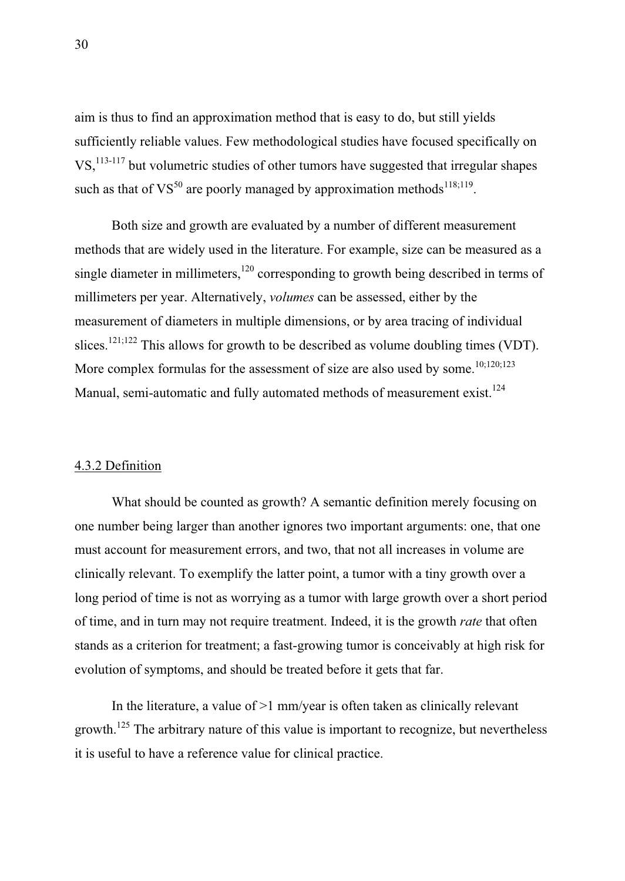aim is thus to find an approximation method that is easy to do, but still yields sufficiently reliable values. Few methodological studies have focused specifically on VS,[113-117] but volumetric studies of other tumors have suggested that irregular shapes such as that of VS[50] are poorly managed by approximation methods[118;119].

Both size and growth are evaluated by a number of different measurement methods that are widely used in the literature. For example, size can be measured as a single diameter in millimeters,[120] corresponding to growth being described in terms of millimeters per year. Alternatively, *volumes* can be assessed, either by the measurement of diameters in multiple dimensions, or by area tracing of individual slices.[121;122] This allows for growth to be described as volume doubling times (VDT). More complex formulas for the assessment of size are also used by some.[10;120;123] Manual, semi-automatic and fully automated methods of measurement exist.[124]

### 4.3.2 Definition

What should be counted as growth? A semantic definition merely focusing on one number being larger than another ignores two important arguments: one, that one must account for measurement errors, and two, that not all increases in volume are clinically relevant. To exemplify the latter point, a tumor with a tiny growth over a long period of time is not as worrying as a tumor with large growth over a short period of time, and in turn may not require treatment. Indeed, it is the growth *rate* that often stands as a criterion for treatment; a fast-growing tumor is conceivably at high risk for evolution of symptoms, and should be treated before it gets that far.

In the literature, a value of >1 mm/year is often taken as clinically relevant growth.[125] The arbitrary nature of this value is important to recognize, but nevertheless it is useful to have a reference value for clinical practice.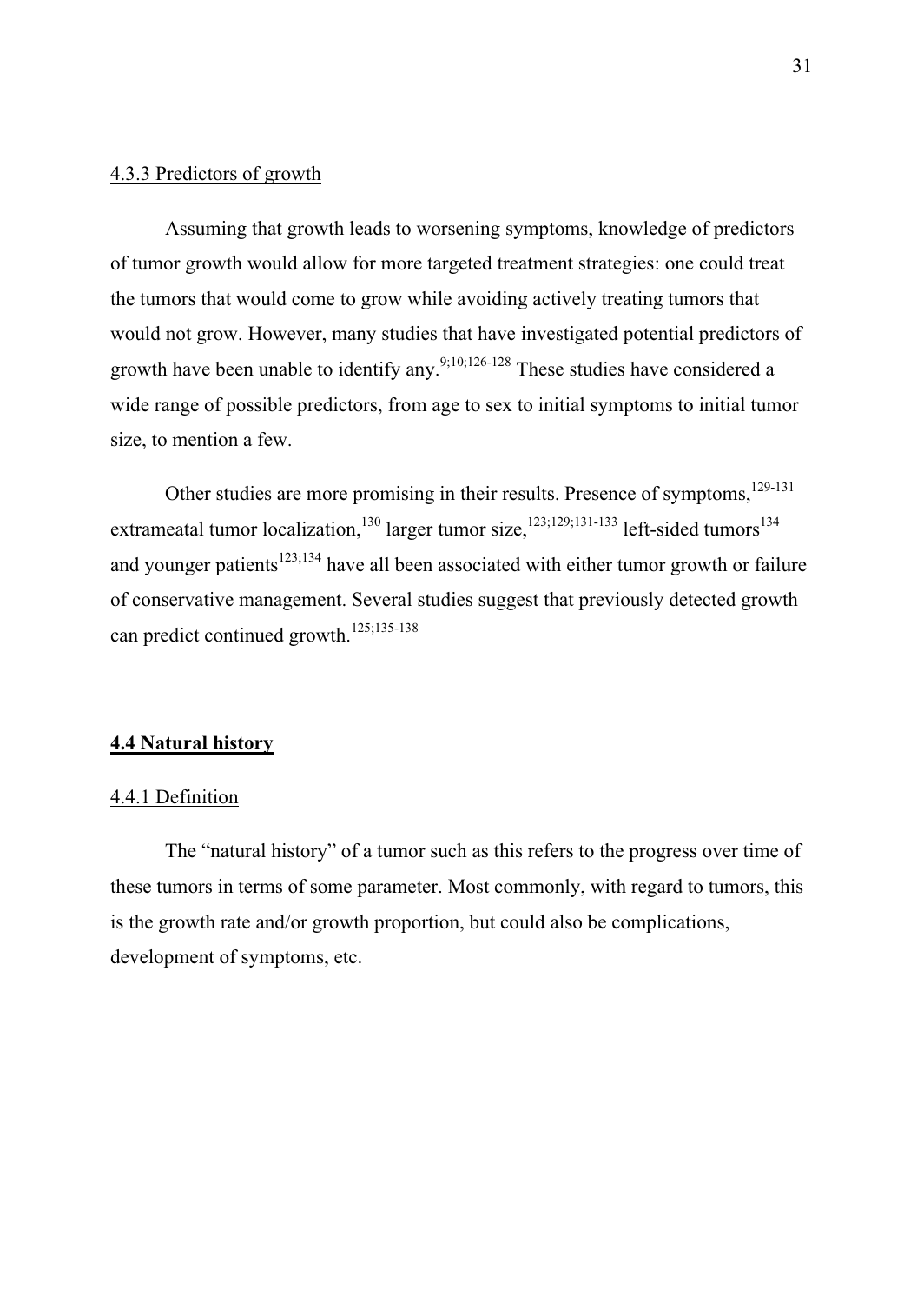### 4.3.3 Predictors of growth

Assuming that growth leads to worsening symptoms, knowledge of predictors of tumor growth would allow for more targeted treatment strategies: one could treat the tumors that would come to grow while avoiding actively treating tumors that would not grow. However, many studies that have investigated potential predictors of growth have been unable to identify any.[9;10;126-128] These studies have considered a wide range of possible predictors, from age to sex to initial symptoms to initial tumor size, to mention a few.

Other studies are more promising in their results. Presence of symptoms,[129-131] extrameatal tumor localization,[130] larger tumor size,[123;129;131-133] left-sided tumors[134] and younger patients[123;134] have all been associated with either tumor growth or failure of conservative management. Several studies suggest that previously detected growth can predict continued growth.[125;135-138]

## 4.4 Natural history

### 4.4.1 Definition

The "natural history" of a tumor such as this refers to the progress over time of these tumors in terms of some parameter. Most commonly, with regard to tumors, this is the growth rate and/or growth proportion, but could also be complications, development of symptoms, etc.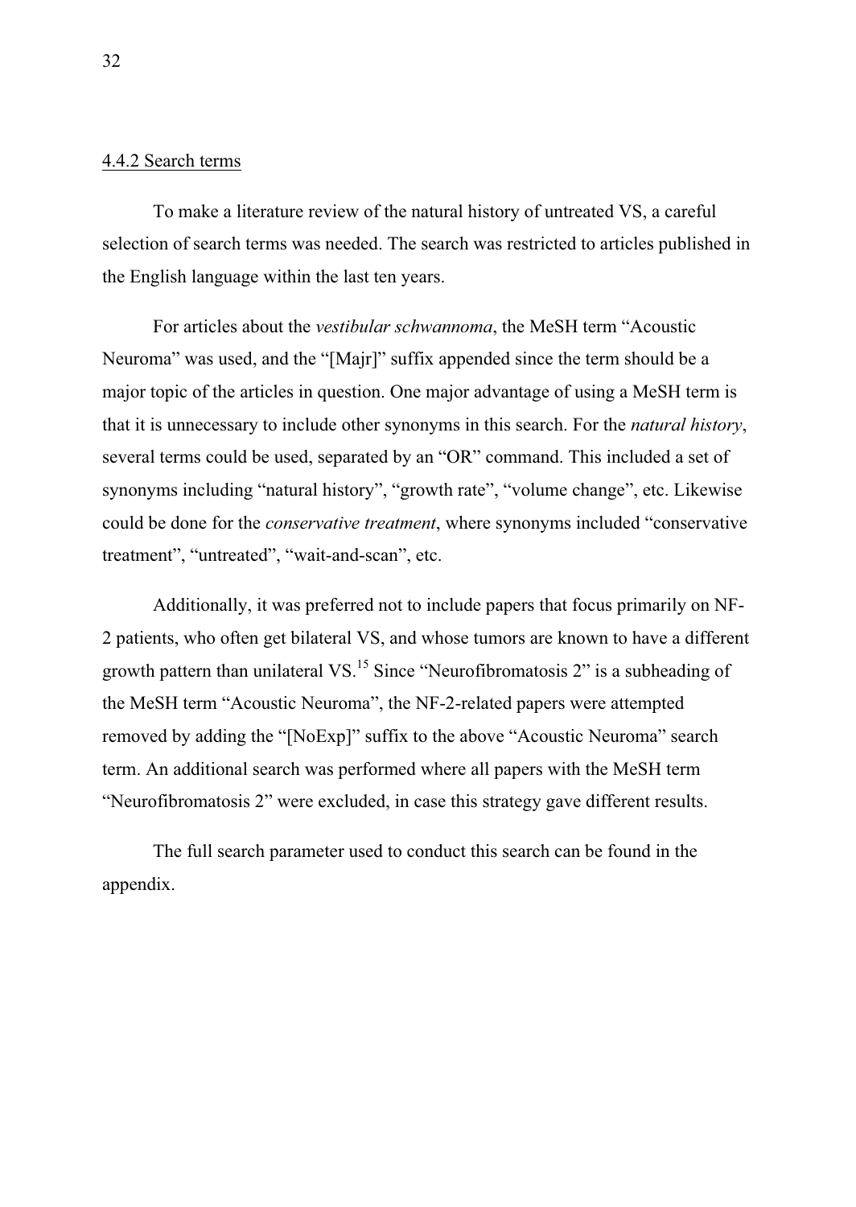### 4.4.2 Search terms

To make a literature review of the natural history of untreated VS, a careful selection of search terms was needed. The search was restricted to articles published in the English language within the last ten years.

For articles about the *vestibular schwannoma*, the MeSH term "Acoustic Neuroma" was used, and the "[Majr]" suffix appended since the term should be a major topic of the articles in question. One major advantage of using a MeSH term is that it is unnecessary to include other synonyms in this search. For the *natural history*, several terms could be used, separated by an "OR" command. This included a set of synonyms including "natural history", "growth rate", "volume change", etc. Likewise could be done for the *conservative treatment*, where synonyms included "conservative treatment", "untreated", "wait-and-scan", etc.

Additionally, it was preferred not to include papers that focus primarily on NF-2 patients, who often get bilateral VS, and whose tumors are known to have a different growth pattern than unilateral VS.[15] Since "Neurofibromatosis 2" is a subheading of the MeSH term "Acoustic Neuroma", the NF-2-related papers were attempted removed by adding the "[NoExp]" suffix to the above "Acoustic Neuroma" search term. An additional search was performed where all papers with the MeSH term "Neurofibromatosis 2" were excluded, in case this strategy gave different results.

The full search parameter used to conduct this search can be found in the appendix.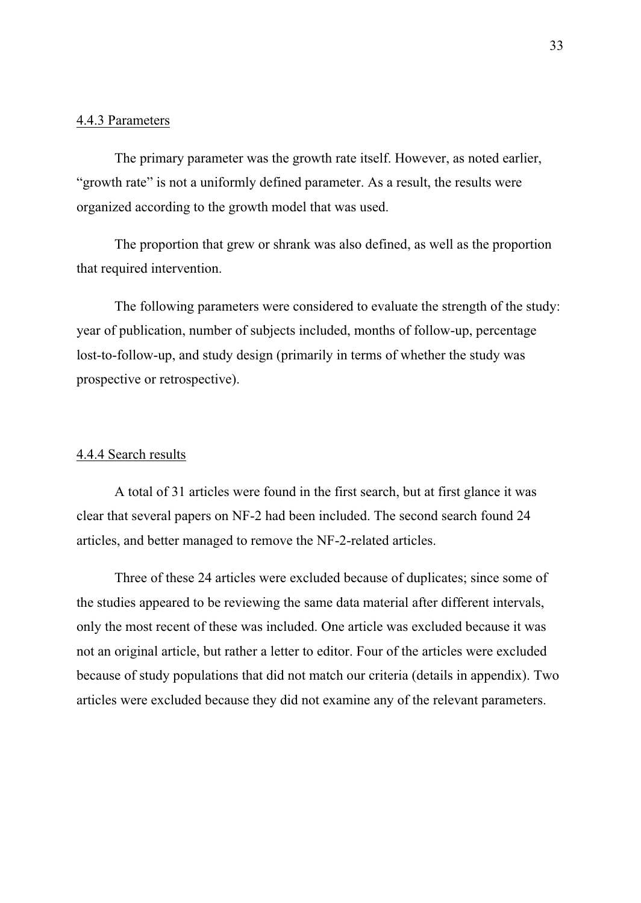#### 4.4.3 Parameters

The primary parameter was the growth rate itself. However, as noted earlier, "growth rate" is not a uniformly defined parameter. As a result, the results were organized according to the growth model that was used.

The proportion that grew or shrank was also defined, as well as the proportion that required intervention.

The following parameters were considered to evaluate the strength of the study: year of publication, number of subjects included, months of follow-up, percentage lost-to-follow-up, and study design (primarily in terms of whether the study was prospective or retrospective).

#### 4.4.4 Search results

A total of 31 articles were found in the first search, but at first glance it was clear that several papers on NF-2 had been included. The second search found 24 articles, and better managed to remove the NF-2-related articles.

Three of these 24 articles were excluded because of duplicates; since some of the studies appeared to be reviewing the same data material after different intervals, only the most recent of these was included. One article was excluded because it was not an original article, but rather a letter to editor. Four of the articles were excluded because of study populations that did not match our criteria (details in appendix). Two articles were excluded because they did not examine any of the relevant parameters.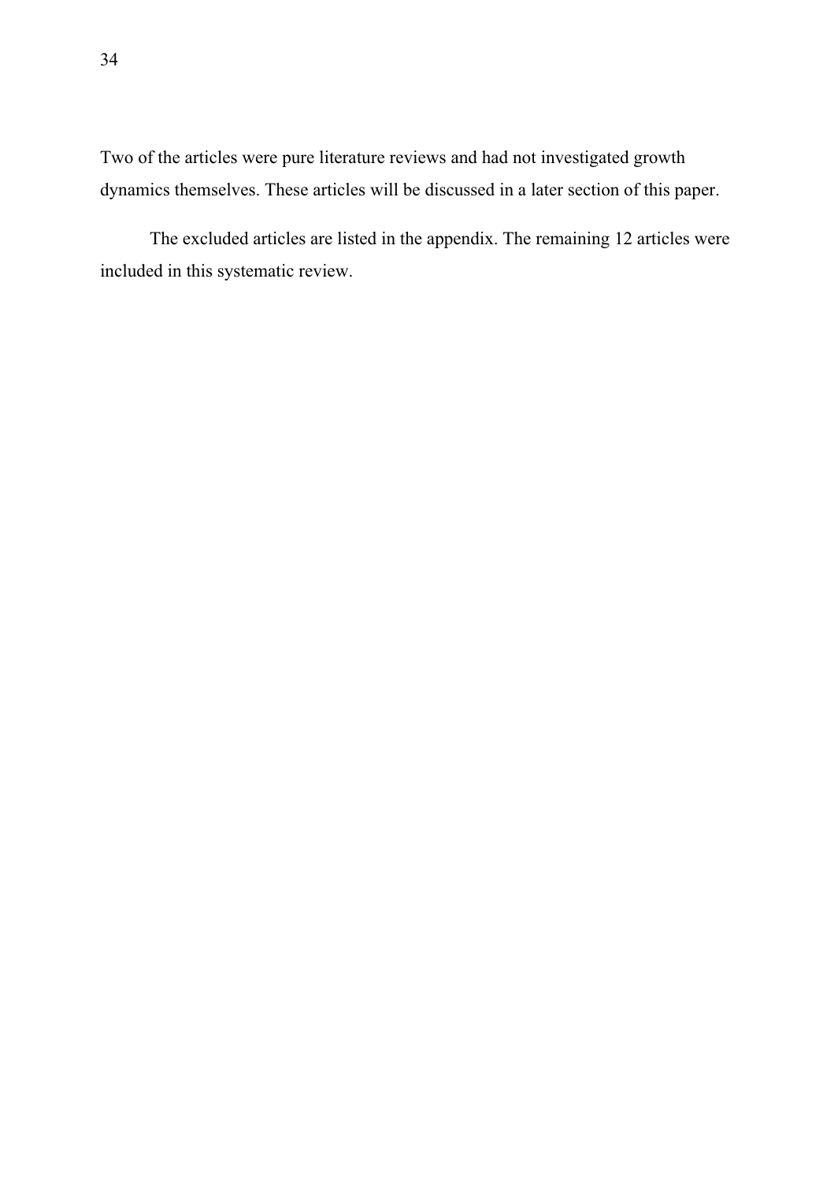Two of the articles were pure literature reviews and had not investigated growth dynamics themselves. These articles will be discussed in a later section of this paper.

The excluded articles are listed in the appendix. The remaining 12 articles were included in this systematic review.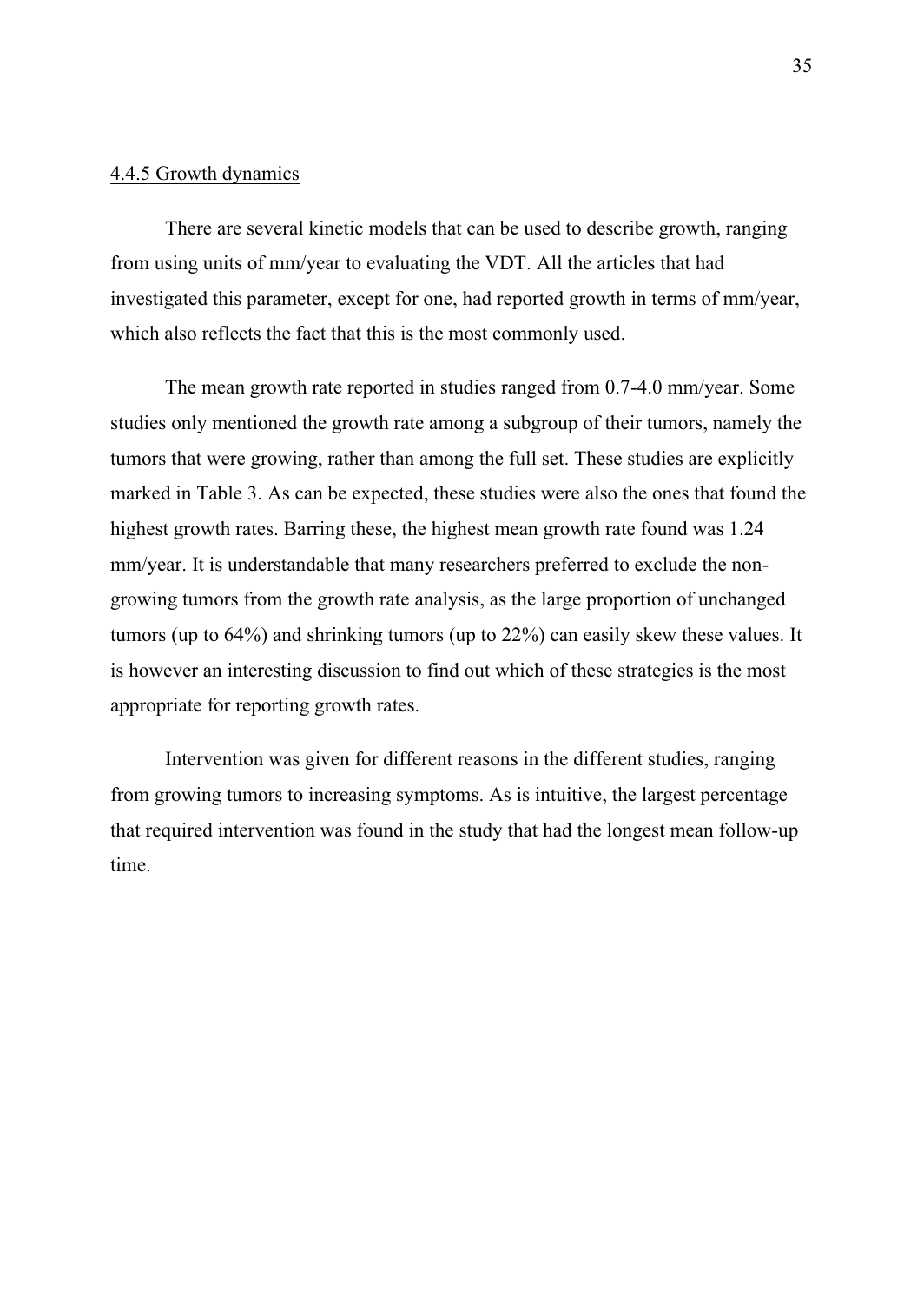#### 4.4.5 Growth dynamics

There are several kinetic models that can be used to describe growth, ranging from using units of mm/year to evaluating the VDT. All the articles that had investigated this parameter, except for one, had reported growth in terms of mm/year, which also reflects the fact that this is the most commonly used.

The mean growth rate reported in studies ranged from 0.7-4.0 mm/year. Some studies only mentioned the growth rate among a subgroup of their tumors, namely the tumors that were growing, rather than among the full set. These studies are explicitly marked in Table 3. As can be expected, these studies were also the ones that found the highest growth rates. Barring these, the highest mean growth rate found was 1.24 mm/year. It is understandable that many researchers preferred to exclude the non-growing tumors from the growth rate analysis, as the large proportion of unchanged tumors (up to 64%) and shrinking tumors (up to 22%) can easily skew these values. It is however an interesting discussion to find out which of these strategies is the most appropriate for reporting growth rates.

Intervention was given for different reasons in the different studies, ranging from growing tumors to increasing symptoms. As is intuitive, the largest percentage that required intervention was found in the study that had the longest mean follow-up time.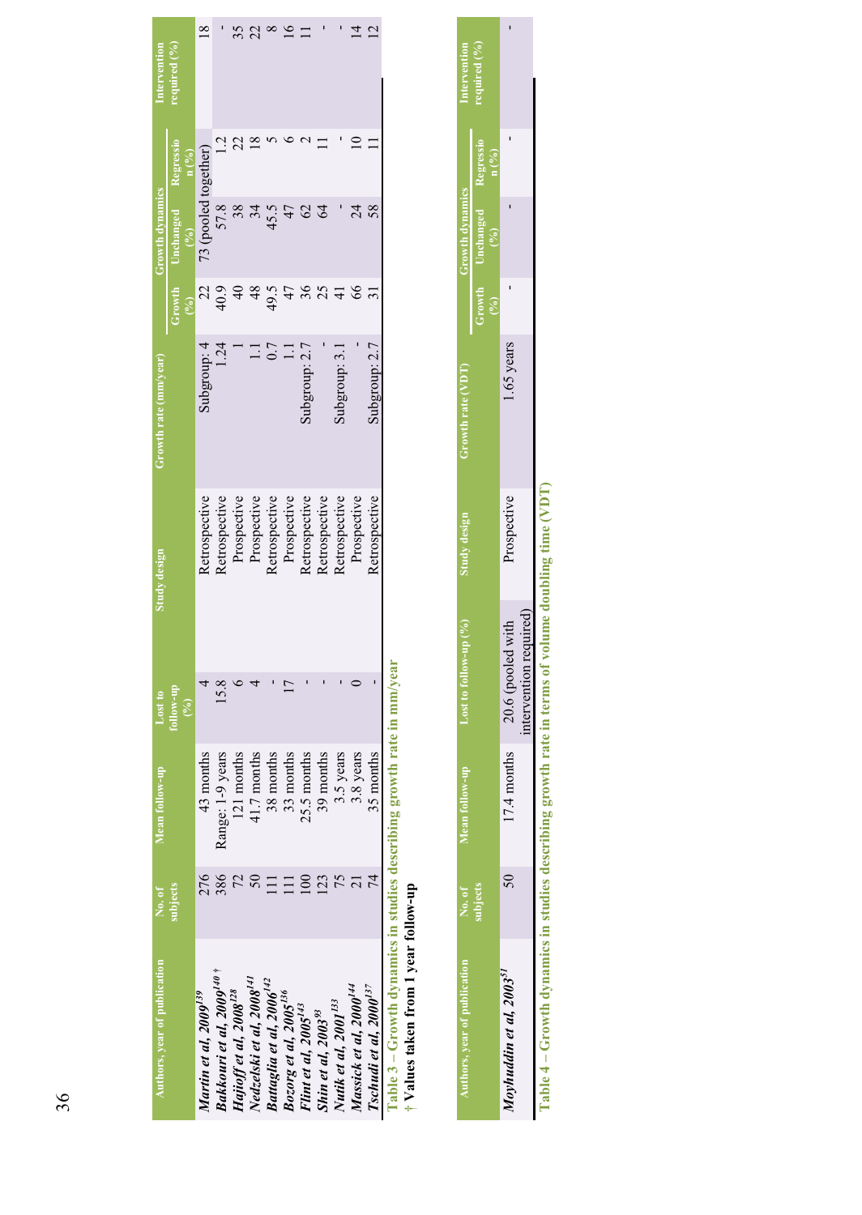| Authors, year of publication | No. of subjects | Mean follow-up | Lost to follow-up (%) | Study design | Growth rate (mm/year) | Growth dynamics | | | Intervention required (%) |
|---|---|---|---|---|---|---|---|---|---|
| | | | | | | Growth (%) | Unchanged (%) | Regression (%) | |
| *Martin et al, 2009*[139] | 276 | 43 months | 4 | Retrospective | Subgroup: 4 | 22 | 73 (pooled together) | | 18 |
| *Bakkouri et al, 2009*[140] † | 386 | Range: 1-9 years | 15.8 | Retrospective | 1.24 | 40.9 | 57.8 | 1.2 | - |
| *Hajioff et al, 2008*[128] | 72 | 121 months | 6 | Prospective | 1 | 40 | 38 | 22 | 35 |
| *Nedzelski et al, 2008*[141] | 50 | 41.7 months | 4 | Prospective | 1.1 | 48 | 34 | 18 | 22 |
| *Battaglia et al, 2006*[142] | 111 | 38 months | - | Retrospective | 0.7 | 49.5 | 45.5 | 5 | 8 |
| *Bozorg et al, 2005*[136] | 111 | 33 months | 17 | Prospective | 1.1 | 47 | 47 | 6 | 16 |
| *Flint et al, 2005*[143] | 100 | 25.5 months | - | Retrospective | Subgroup: 2.7 | 36 | 62 | 2 | 11 |
| *Shin et al, 2003*[93] | 123 | 39 months | - | Retrospective | - | 25 | 64 | 11 | - |
| *Nutik et al, 2001*[133] | 75 | 3.5 years | - | Retrospective | Subgroup: 3.1 | 41 | - | - | - |
| *Massick et al, 2000*[144] | 21 | 3.8 years | 0 | Prospective | - | 66 | 24 | 10 | 14 |
| *Tschudi et al, 2000*[137] | 74 | 35 months | - | Retrospective | Subgroup: 2.7 | 31 | 58 | 11 | 12 |

**Table 3 – Growth dynamics in studies describing growth rate in mm/year**

**† Values taken from 1 year follow-up**

| Authors, year of publication | No. of subjects | Mean follow-up | Lost to follow-up (%) | Study design | Growth rate (VDT) | Growth dynamics | | | Intervention required (%) |
|---|---|---|---|---|---|---|---|---|---|
| | | | | | | Growth (%) | Unchanged (%) | Regression (%) | |
| *Moyhuddin et al, 2003*[51] | 50 | 17.4 months | 20.6 (pooled with intervention required) | Prospective | 1.65 years | - | - | - | - |

**Table 4 – Growth dynamics in studies describing growth rate in terms of volume doubling time (VDT)**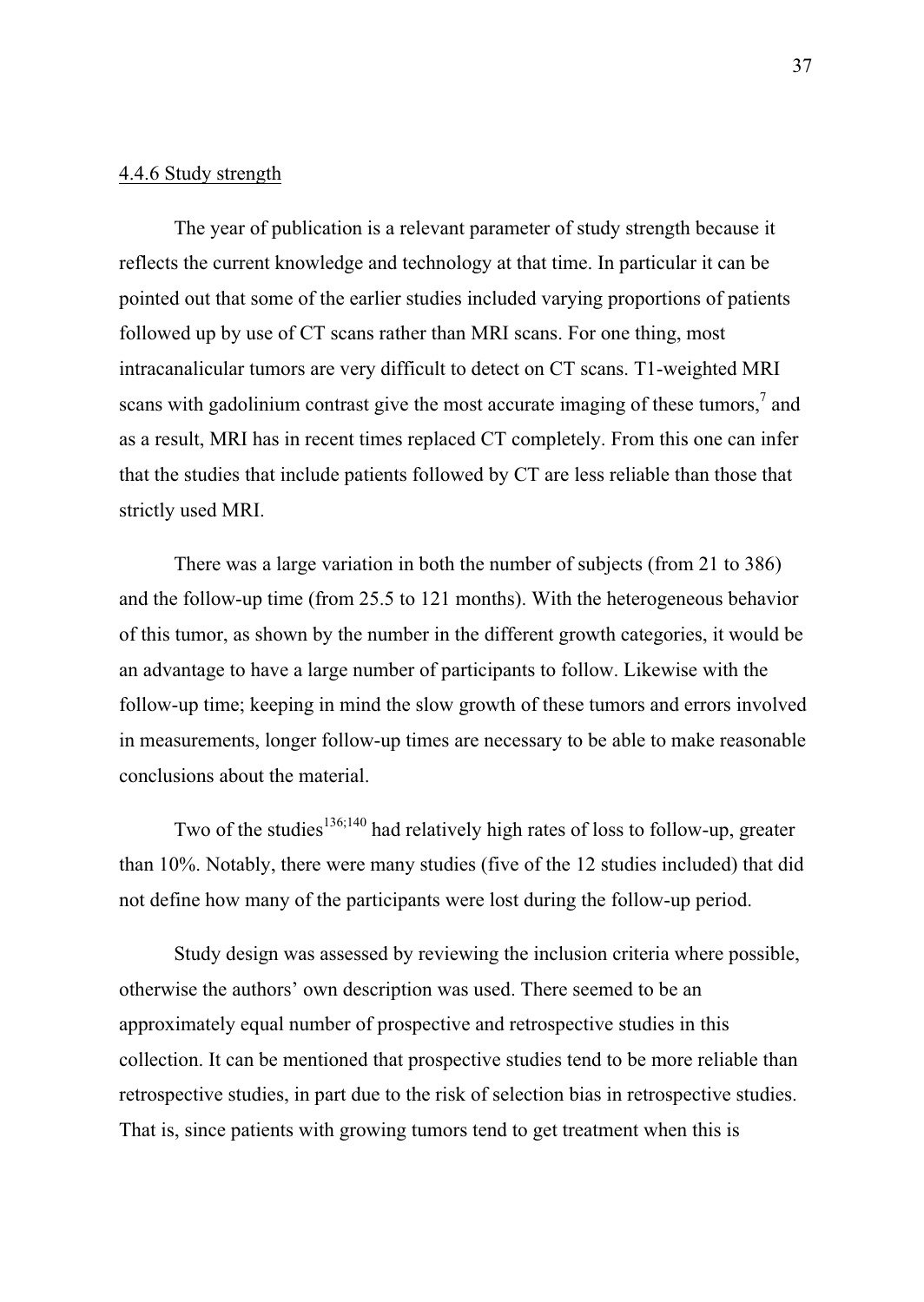4.4.6 Study strength

The year of publication is a relevant parameter of study strength because it reflects the current knowledge and technology at that time. In particular it can be pointed out that some of the earlier studies included varying proportions of patients followed up by use of CT scans rather than MRI scans. For one thing, most intracanalicular tumors are very difficult to detect on CT scans. T1-weighted MRI scans with gadolinium contrast give the most accurate imaging of these tumors,[7] and as a result, MRI has in recent times replaced CT completely. From this one can infer that the studies that include patients followed by CT are less reliable than those that strictly used MRI.

There was a large variation in both the number of subjects (from 21 to 386) and the follow-up time (from 25.5 to 121 months). With the heterogeneous behavior of this tumor, as shown by the number in the different growth categories, it would be an advantage to have a large number of participants to follow. Likewise with the follow-up time; keeping in mind the slow growth of these tumors and errors involved in measurements, longer follow-up times are necessary to be able to make reasonable conclusions about the material.

Two of the studies[136;140] had relatively high rates of loss to follow-up, greater than 10%. Notably, there were many studies (five of the 12 studies included) that did not define how many of the participants were lost during the follow-up period.

Study design was assessed by reviewing the inclusion criteria where possible, otherwise the authors' own description was used. There seemed to be an approximately equal number of prospective and retrospective studies in this collection. It can be mentioned that prospective studies tend to be more reliable than retrospective studies, in part due to the risk of selection bias in retrospective studies. That is, since patients with growing tumors tend to get treatment when this is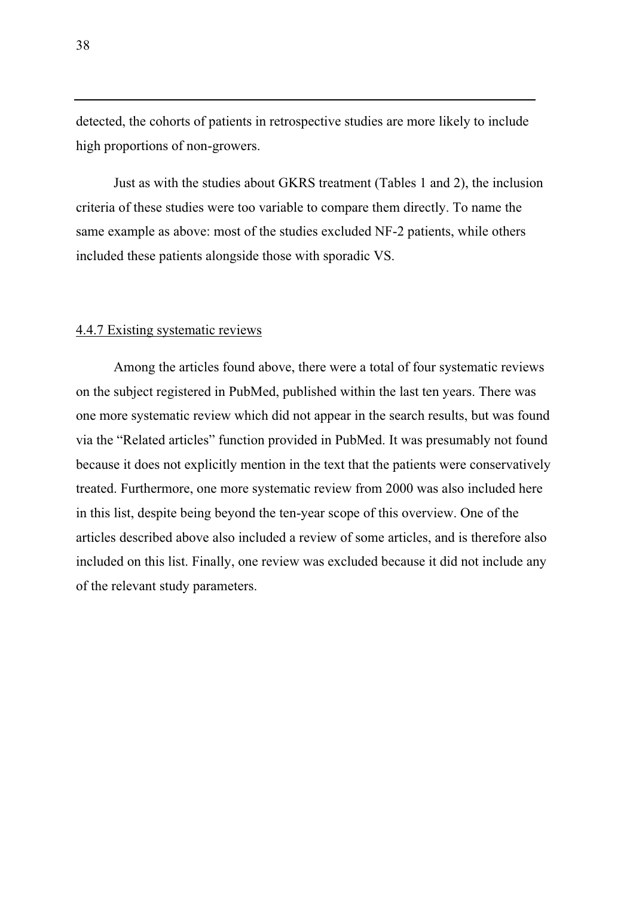detected, the cohorts of patients in retrospective studies are more likely to include high proportions of non-growers.

Just as with the studies about GKRS treatment (Tables 1 and 2), the inclusion criteria of these studies were too variable to compare them directly. To name the same example as above: most of the studies excluded NF-2 patients, while others included these patients alongside those with sporadic VS.

### 4.4.7 Existing systematic reviews

Among the articles found above, there were a total of four systematic reviews on the subject registered in PubMed, published within the last ten years. There was one more systematic review which did not appear in the search results, but was found via the "Related articles" function provided in PubMed. It was presumably not found because it does not explicitly mention in the text that the patients were conservatively treated. Furthermore, one more systematic review from 2000 was also included here in this list, despite being beyond the ten-year scope of this overview. One of the articles described above also included a review of some articles, and is therefore also included on this list. Finally, one review was excluded because it did not include any of the relevant study parameters.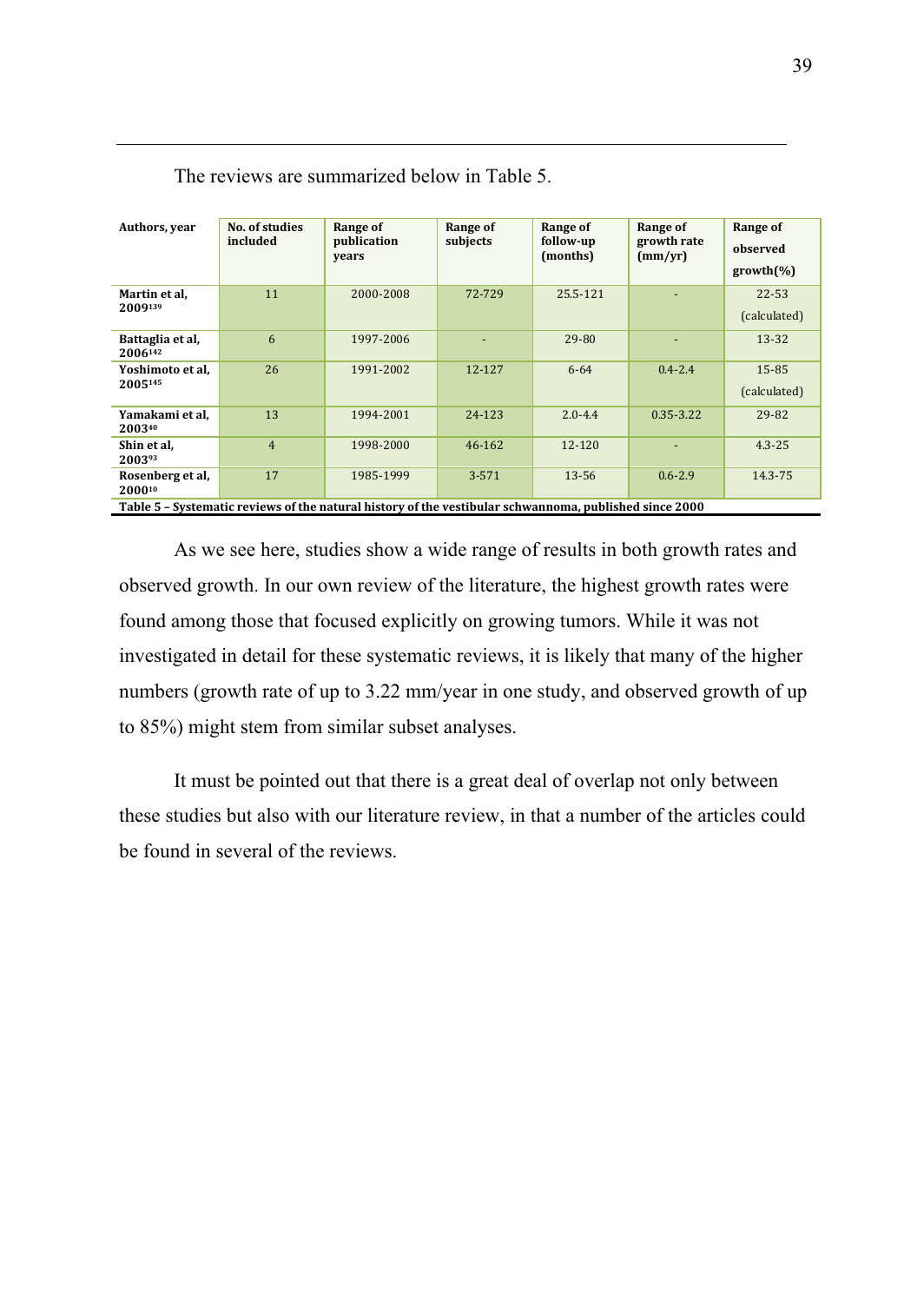The reviews are summarized below in Table 5.

| Authors, year | No. of studies included | Range of publication years | Range of subjects | Range of follow-up (months) | Range of growth rate (mm/yr) | Range of observed growth(%) |
|---|---|---|---|---|---|---|
| Martin et al, 2009[139] | 11 | 2000-2008 | 72-729 | 25.5-121 | - | 22-53 (calculated) |
| Battaglia et al, 2006[142] | 6 | 1997-2006 | - | 29-80 | - | 13-32 |
| Yoshimoto et al, 2005[145] | 26 | 1991-2002 | 12-127 | 6-64 | 0.4-2.4 | 15-85 (calculated) |
| Yamakami et al, 2003[40] | 13 | 1994-2001 | 24-123 | 2.0-4.4 | 0.35-3.22 | 29-82 |
| Shin et al, 2003[93] | 4 | 1998-2000 | 46-162 | 12-120 | - | 4.3-25 |
| Rosenberg et al, 2000[10] | 17 | 1985-1999 | 3-571 | 13-56 | 0.6-2.9 | 14.3-75 |

**Table 5 – Systematic reviews of the natural history of the vestibular schwannoma, published since 2000**

As we see here, studies show a wide range of results in both growth rates and observed growth. In our own review of the literature, the highest growth rates were found among those that focused explicitly on growing tumors. While it was not investigated in detail for these systematic reviews, it is likely that many of the higher numbers (growth rate of up to 3.22 mm/year in one study, and observed growth of up to 85%) might stem from similar subset analyses.

It must be pointed out that there is a great deal of overlap not only between these studies but also with our literature review, in that a number of the articles could be found in several of the reviews.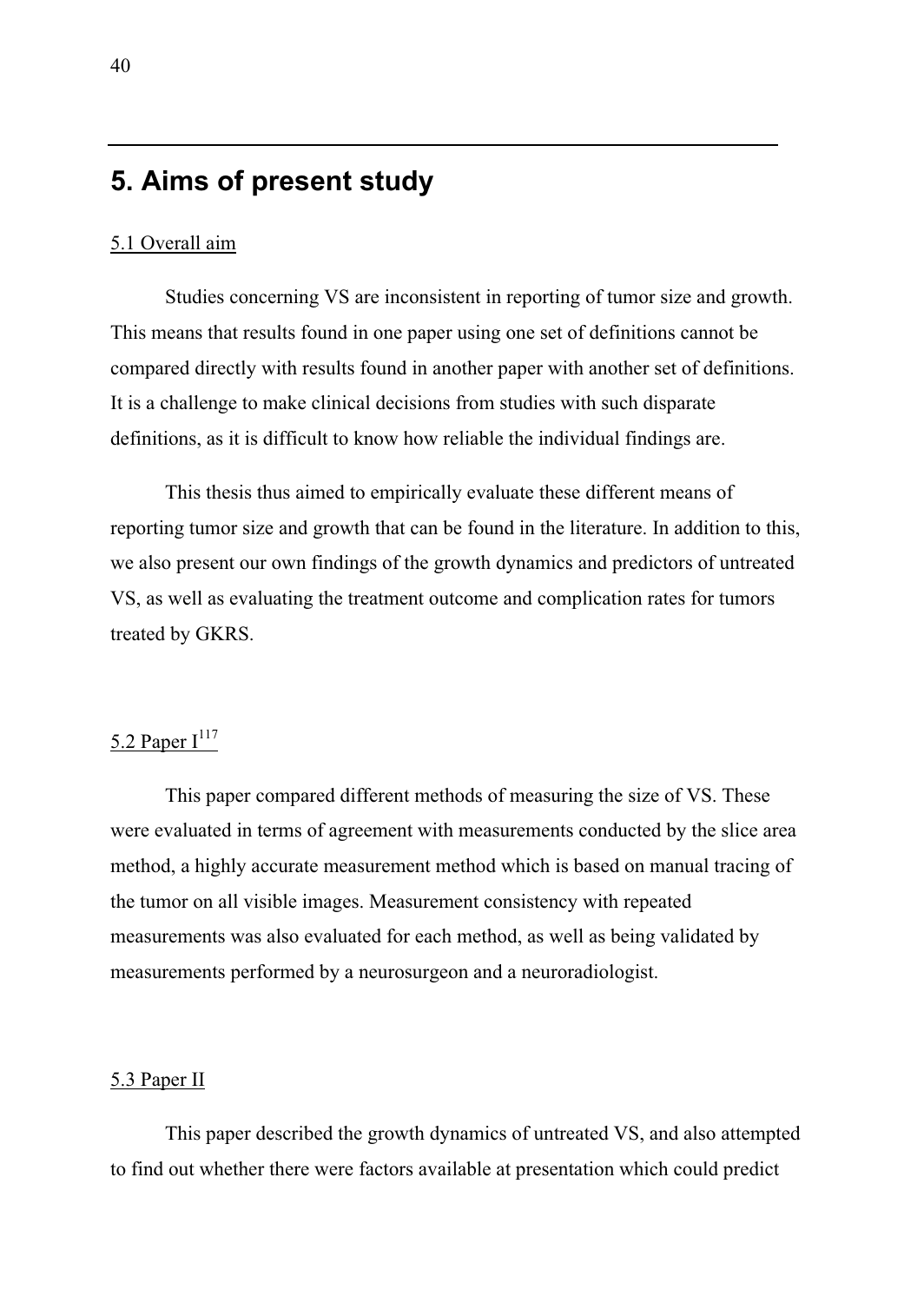# 5. Aims of present study

## 5.1 Overall aim

Studies concerning VS are inconsistent in reporting of tumor size and growth. This means that results found in one paper using one set of definitions cannot be compared directly with results found in another paper with another set of definitions. It is a challenge to make clinical decisions from studies with such disparate definitions, as it is difficult to know how reliable the individual findings are.

This thesis thus aimed to empirically evaluate these different means of reporting tumor size and growth that can be found in the literature. In addition to this, we also present our own findings of the growth dynamics and predictors of untreated VS, as well as evaluating the treatment outcome and complication rates for tumors treated by GKRS.

## 5.2 Paper I[117]

This paper compared different methods of measuring the size of VS. These were evaluated in terms of agreement with measurements conducted by the slice area method, a highly accurate measurement method which is based on manual tracing of the tumor on all visible images. Measurement consistency with repeated measurements was also evaluated for each method, as well as being validated by measurements performed by a neurosurgeon and a neuroradiologist.

## 5.3 Paper II

This paper described the growth dynamics of untreated VS, and also attempted to find out whether there were factors available at presentation which could predict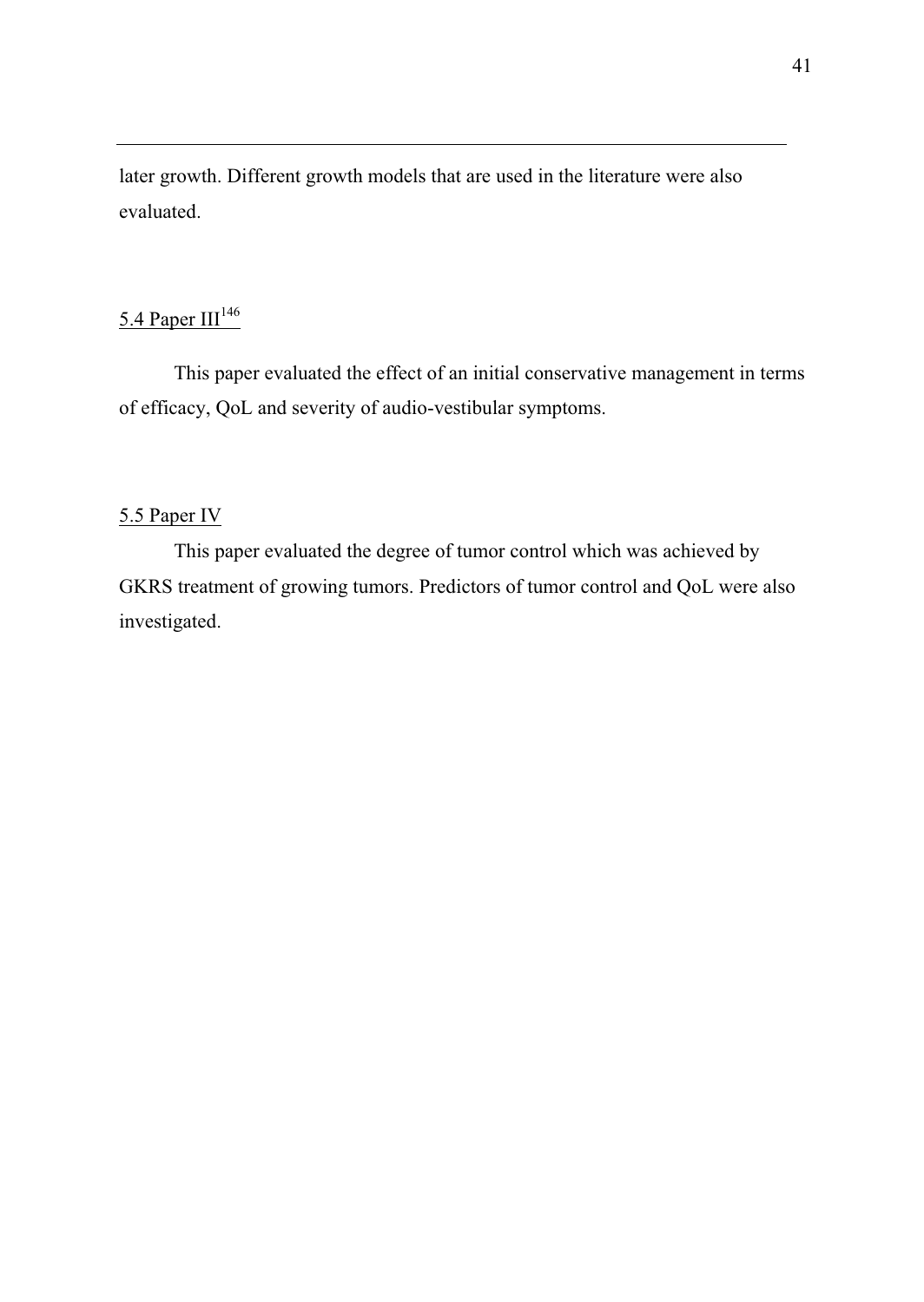later growth. Different growth models that are used in the literature were also evaluated.

### 5.4 Paper III[146]

This paper evaluated the effect of an initial conservative management in terms of efficacy, QoL and severity of audio-vestibular symptoms.

### 5.5 Paper IV

This paper evaluated the degree of tumor control which was achieved by GKRS treatment of growing tumors. Predictors of tumor control and QoL were also investigated.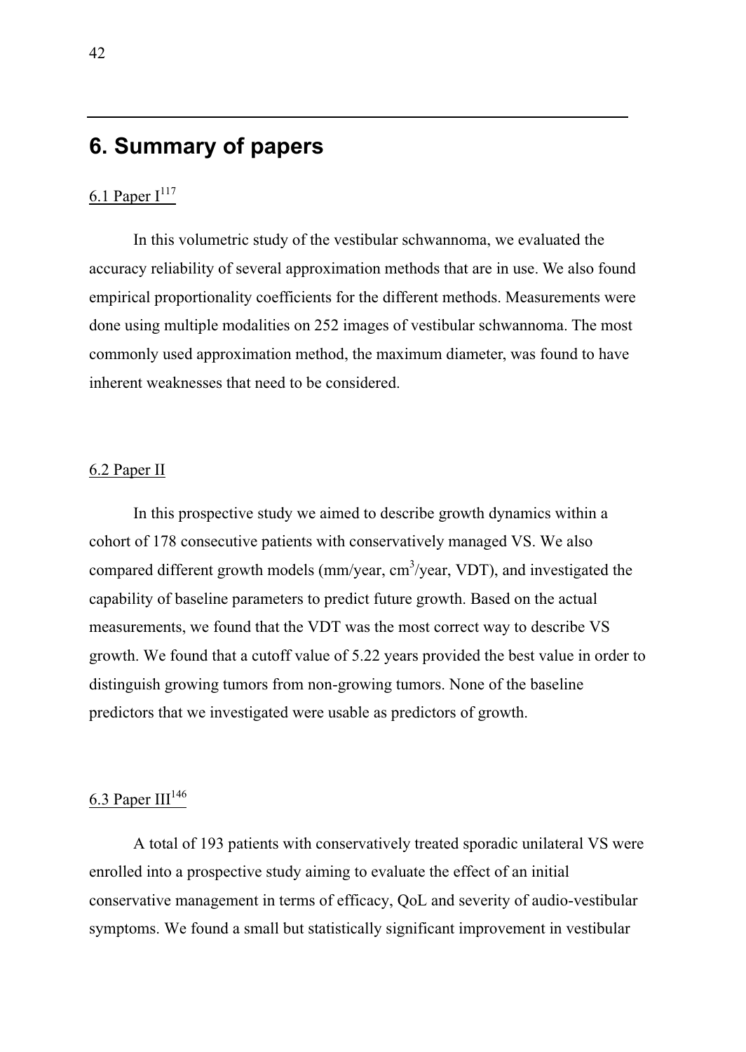# 6. Summary of papers

## 6.1 Paper I[117]

In this volumetric study of the vestibular schwannoma, we evaluated the accuracy reliability of several approximation methods that are in use. We also found empirical proportionality coefficients for the different methods. Measurements were done using multiple modalities on 252 images of vestibular schwannoma. The most commonly used approximation method, the maximum diameter, was found to have inherent weaknesses that need to be considered.

## 6.2 Paper II

In this prospective study we aimed to describe growth dynamics within a cohort of 178 consecutive patients with conservatively managed VS. We also compared different growth models (mm/year, $cm^3$/year, VDT), and investigated the capability of baseline parameters to predict future growth. Based on the actual measurements, we found that the VDT was the most correct way to describe VS growth. We found that a cutoff value of 5.22 years provided the best value in order to distinguish growing tumors from non-growing tumors. None of the baseline predictors that we investigated were usable as predictors of growth.

## 6.3 Paper III[146]

A total of 193 patients with conservatively treated sporadic unilateral VS were enrolled into a prospective study aiming to evaluate the effect of an initial conservative management in terms of efficacy, QoL and severity of audio-vestibular symptoms. We found a small but statistically significant improvement in vestibular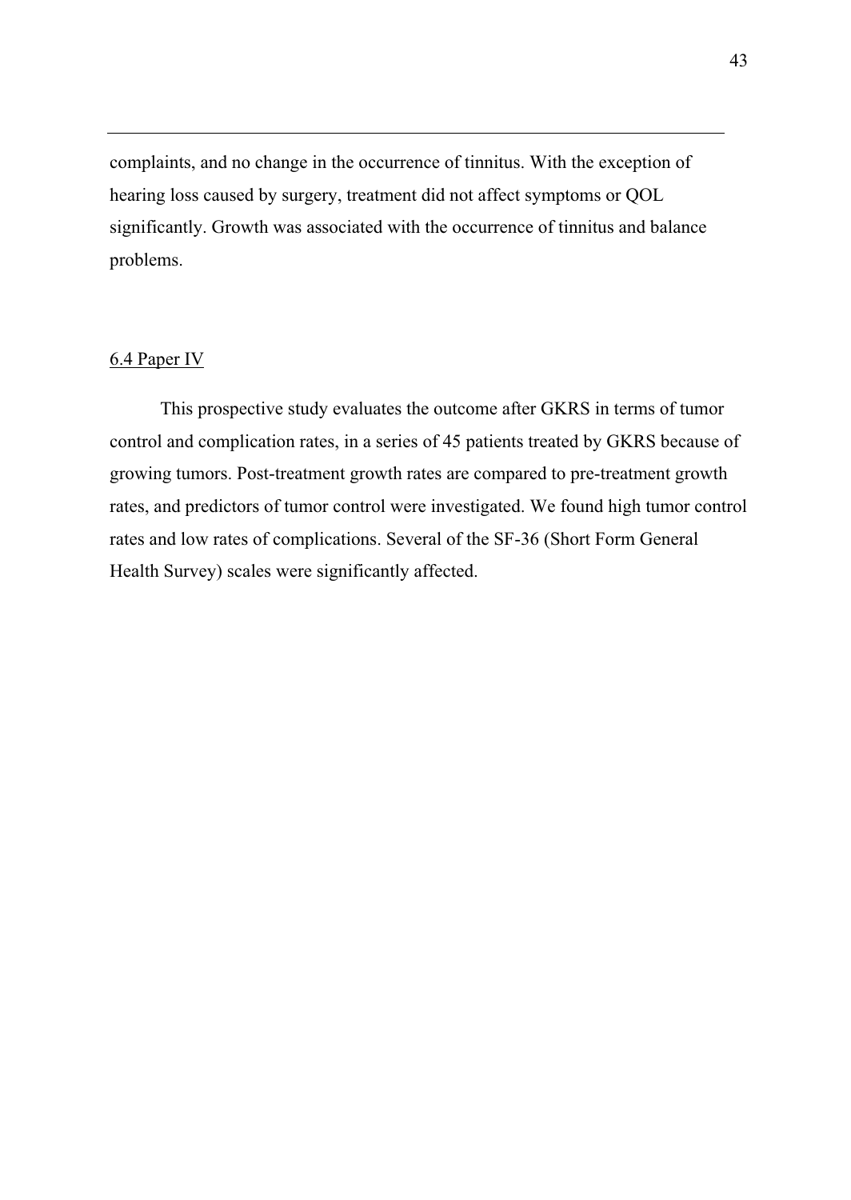complaints, and no change in the occurrence of tinnitus. With the exception of hearing loss caused by surgery, treatment did not affect symptoms or QOL significantly. Growth was associated with the occurrence of tinnitus and balance problems.

### 6.4 Paper IV

This prospective study evaluates the outcome after GKRS in terms of tumor control and complication rates, in a series of 45 patients treated by GKRS because of growing tumors. Post-treatment growth rates are compared to pre-treatment growth rates, and predictors of tumor control were investigated. We found high tumor control rates and low rates of complications. Several of the SF-36 (Short Form General Health Survey) scales were significantly affected.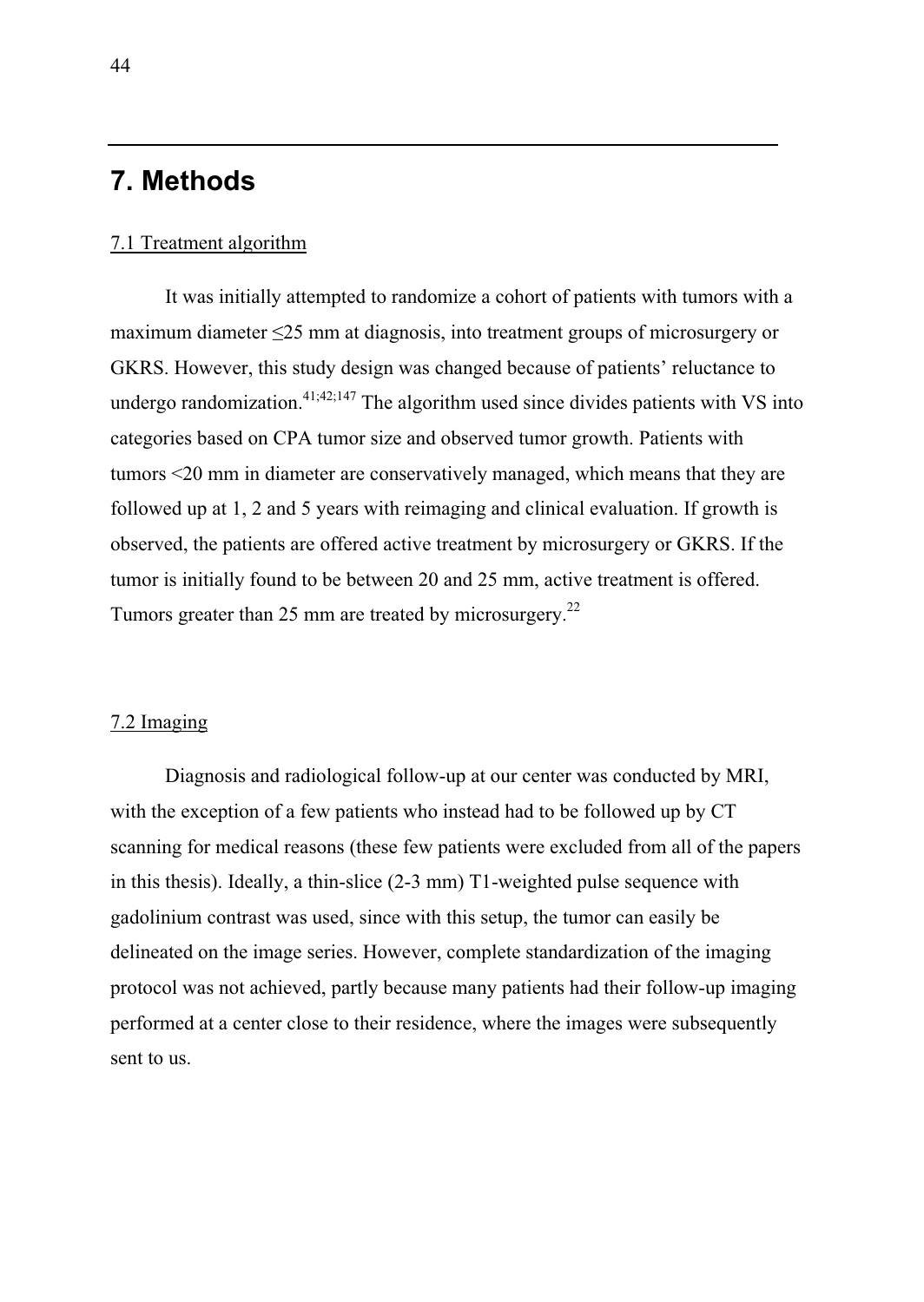# 7. Methods

7.1 Treatment algorithm

It was initially attempted to randomize a cohort of patients with tumors with a maximum diameter ≤25 mm at diagnosis, into treatment groups of microsurgery or GKRS. However, this study design was changed because of patients' reluctance to undergo randomization.[41;42;147] The algorithm used since divides patients with VS into categories based on CPA tumor size and observed tumor growth. Patients with tumors <20 mm in diameter are conservatively managed, which means that they are followed up at 1, 2 and 5 years with reimaging and clinical evaluation. If growth is observed, the patients are offered active treatment by microsurgery or GKRS. If the tumor is initially found to be between 20 and 25 mm, active treatment is offered. Tumors greater than 25 mm are treated by microsurgery.[22]

7.2 Imaging

Diagnosis and radiological follow-up at our center was conducted by MRI, with the exception of a few patients who instead had to be followed up by CT scanning for medical reasons (these few patients were excluded from all of the papers in this thesis). Ideally, a thin-slice (2-3 mm) T1-weighted pulse sequence with gadolinium contrast was used, since with this setup, the tumor can easily be delineated on the image series. However, complete standardization of the imaging protocol was not achieved, partly because many patients had their follow-up imaging performed at a center close to their residence, where the images were subsequently sent to us.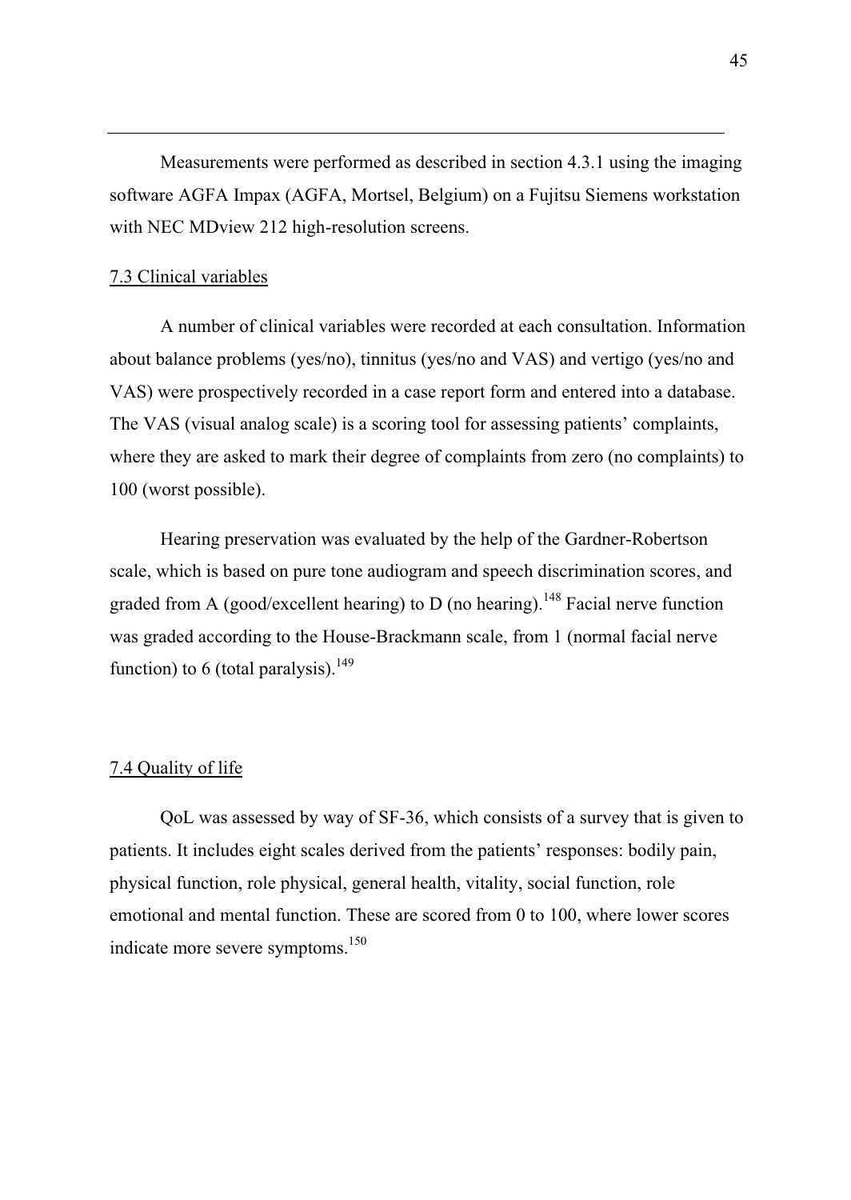Measurements were performed as described in section 4.3.1 using the imaging software AGFA Impax (AGFA, Mortsel, Belgium) on a Fujitsu Siemens workstation with NEC MDview 212 high-resolution screens.

## 7.3 Clinical variables

A number of clinical variables were recorded at each consultation. Information about balance problems (yes/no), tinnitus (yes/no and VAS) and vertigo (yes/no and VAS) were prospectively recorded in a case report form and entered into a database. The VAS (visual analog scale) is a scoring tool for assessing patients' complaints, where they are asked to mark their degree of complaints from zero (no complaints) to 100 (worst possible).

Hearing preservation was evaluated by the help of the Gardner-Robertson scale, which is based on pure tone audiogram and speech discrimination scores, and graded from A (good/excellent hearing) to D (no hearing).[148] Facial nerve function was graded according to the House-Brackmann scale, from 1 (normal facial nerve function) to 6 (total paralysis).[149]

## 7.4 Quality of life

QoL was assessed by way of SF-36, which consists of a survey that is given to patients. It includes eight scales derived from the patients' responses: bodily pain, physical function, role physical, general health, vitality, social function, role emotional and mental function. These are scored from 0 to 100, where lower scores indicate more severe symptoms.[150]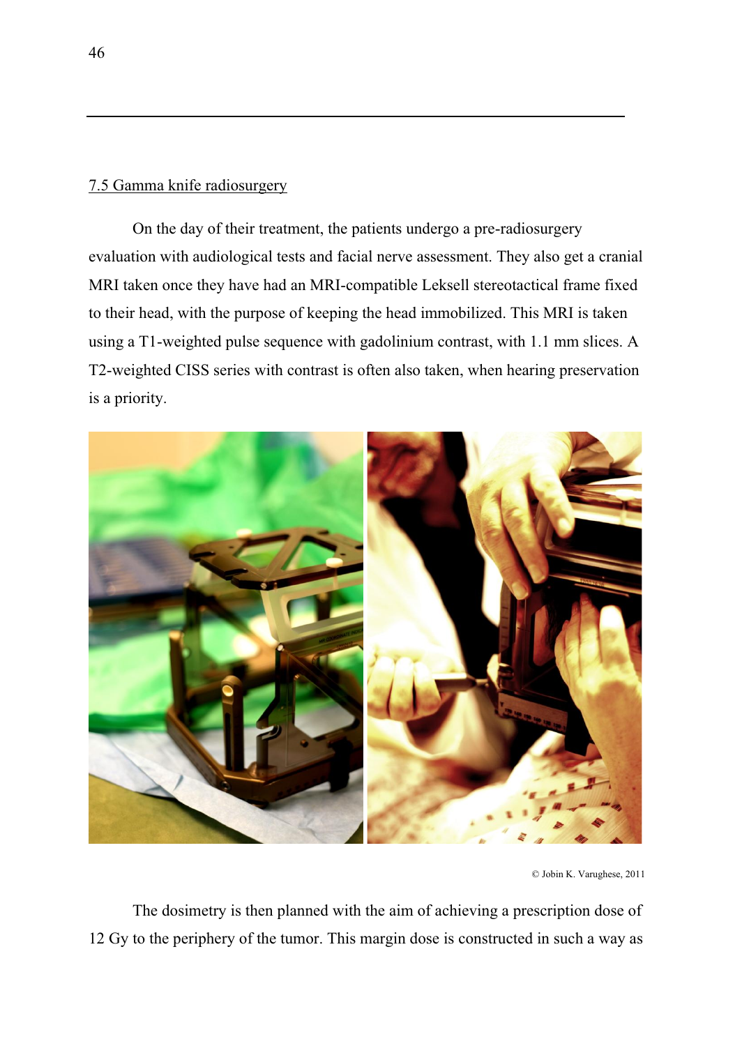7.5 Gamma knife radiosurgery

On the day of their treatment, the patients undergo a pre-radiosurgery evaluation with audiological tests and facial nerve assessment. They also get a cranial MRI taken once they have had an MRI-compatible Leksell stereotactical frame fixed to their head, with the purpose of keeping the head immobilized. This MRI is taken using a T1-weighted pulse sequence with gadolinium contrast, with 1.1 mm slices. A T2-weighted CISS series with contrast is often also taken, when hearing preservation is a priority.

© Jobin K. Varughese, 2011

The dosimetry is then planned with the aim of achieving a prescription dose of 12 Gy to the periphery of the tumor. This margin dose is constructed in such a way as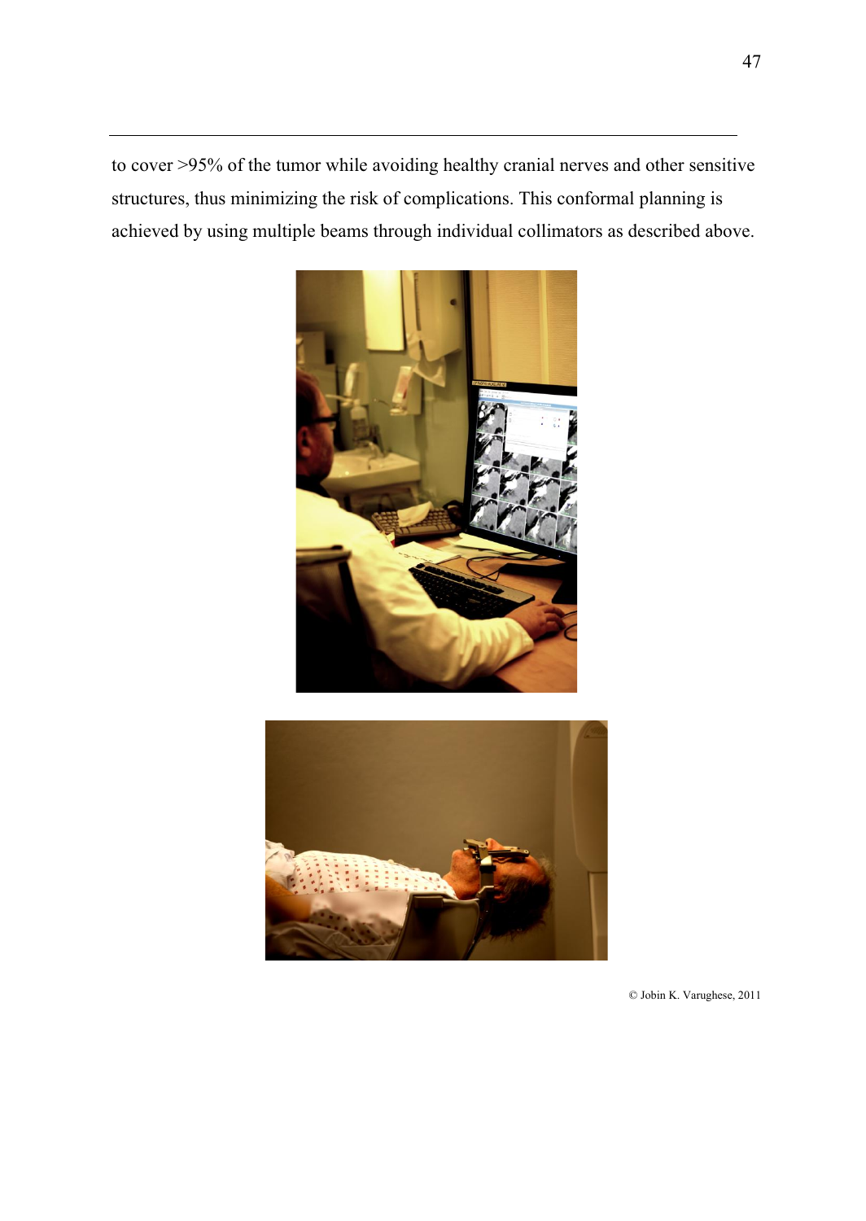to cover >95% of the tumor while avoiding healthy cranial nerves and other sensitive structures, thus minimizing the risk of complications. This conformal planning is achieved by using multiple beams through individual collimators as described above.

© Jobin K. Varughese, 2011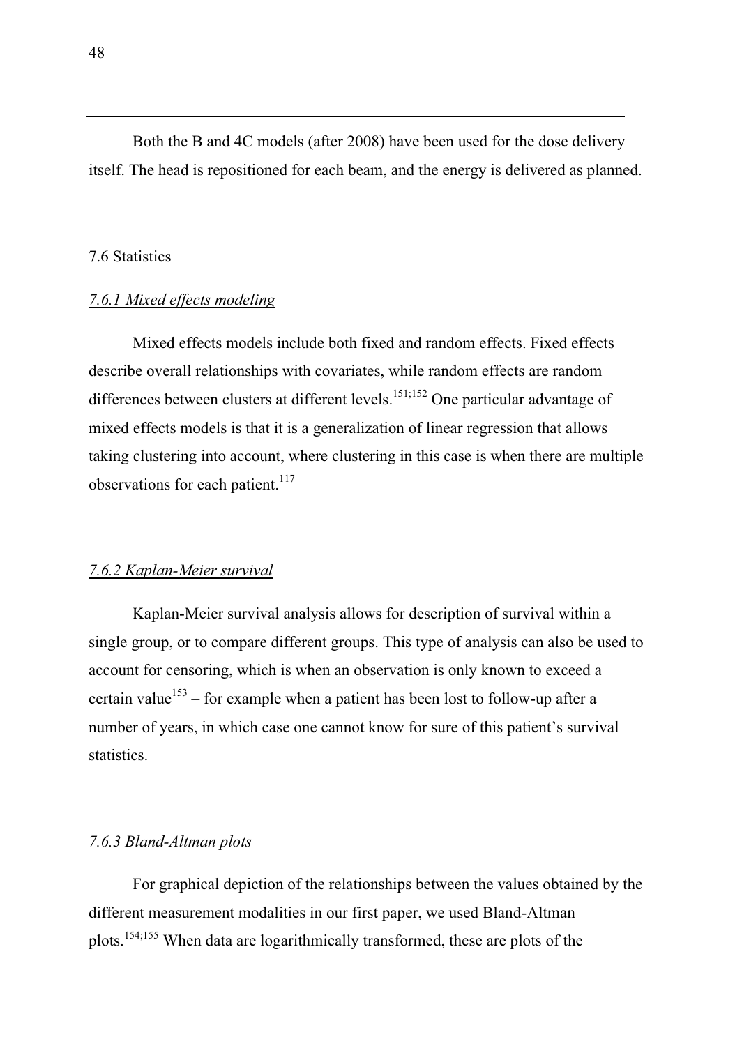Both the B and 4C models (after 2008) have been used for the dose delivery itself. The head is repositioned for each beam, and the energy is delivered as planned.

## 7.6 Statistics

### *7.6.1 Mixed effects modeling*

Mixed effects models include both fixed and random effects. Fixed effects describe overall relationships with covariates, while random effects are random differences between clusters at different levels.[151;152] One particular advantage of mixed effects models is that it is a generalization of linear regression that allows taking clustering into account, where clustering in this case is when there are multiple observations for each patient.[117]

### *7.6.2 Kaplan-Meier survival*

Kaplan-Meier survival analysis allows for description of survival within a single group, or to compare different groups. This type of analysis can also be used to account for censoring, which is when an observation is only known to exceed a certain value[153] – for example when a patient has been lost to follow-up after a number of years, in which case one cannot know for sure of this patient's survival statistics.

### *7.6.3 Bland-Altman plots*

For graphical depiction of the relationships between the values obtained by the different measurement modalities in our first paper, we used Bland-Altman plots.[154;155] When data are logarithmically transformed, these are plots of the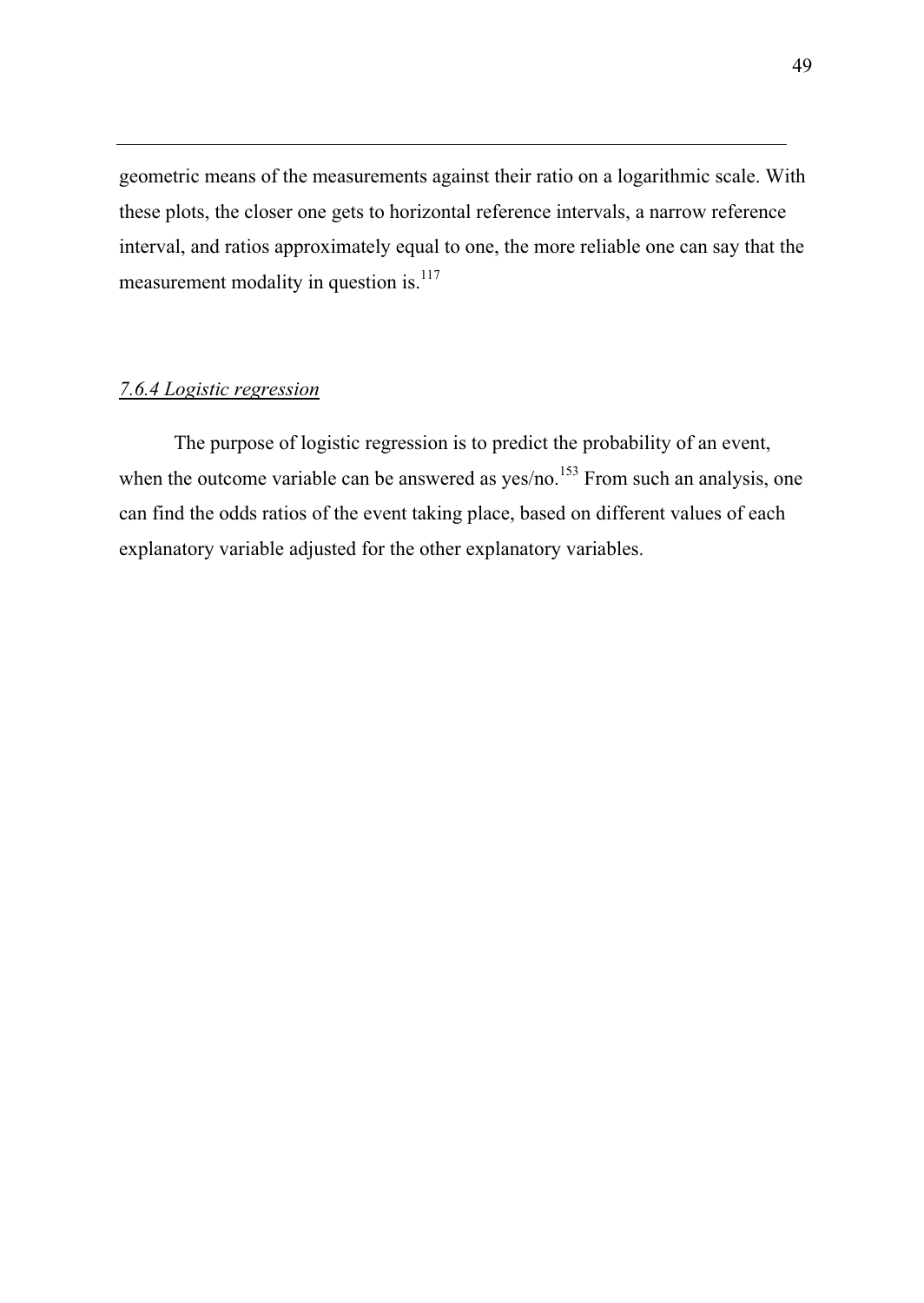geometric means of the measurements against their ratio on a logarithmic scale. With these plots, the closer one gets to horizontal reference intervals, a narrow reference interval, and ratios approximately equal to one, the more reliable one can say that the measurement modality in question is.[117]

### *7.6.4 Logistic regression*

The purpose of logistic regression is to predict the probability of an event, when the outcome variable can be answered as yes/no.[153] From such an analysis, one can find the odds ratios of the event taking place, based on different values of each explanatory variable adjusted for the other explanatory variables.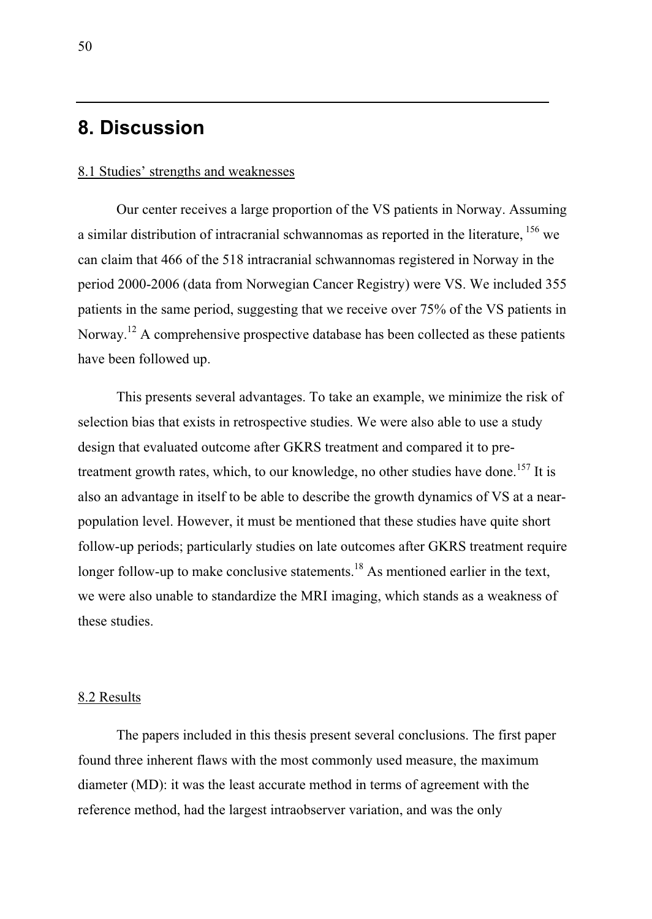# 8. Discussion

8.1 Studies' strengths and weaknesses

Our center receives a large proportion of the VS patients in Norway. Assuming a similar distribution of intracranial schwannomas as reported in the literature, [156] we can claim that 466 of the 518 intracranial schwannomas registered in Norway in the period 2000-2006 (data from Norwegian Cancer Registry) were VS. We included 355 patients in the same period, suggesting that we receive over 75% of the VS patients in Norway.[12] A comprehensive prospective database has been collected as these patients have been followed up.

This presents several advantages. To take an example, we minimize the risk of selection bias that exists in retrospective studies. We were also able to use a study design that evaluated outcome after GKRS treatment and compared it to pre-treatment growth rates, which, to our knowledge, no other studies have done.[157] It is also an advantage in itself to be able to describe the growth dynamics of VS at a near-population level. However, it must be mentioned that these studies have quite short follow-up periods; particularly studies on late outcomes after GKRS treatment require longer follow-up to make conclusive statements.[18] As mentioned earlier in the text, we were also unable to standardize the MRI imaging, which stands as a weakness of these studies.

8.2 Results

The papers included in this thesis present several conclusions. The first paper found three inherent flaws with the most commonly used measure, the maximum diameter (MD): it was the least accurate method in terms of agreement with the reference method, had the largest intraobserver variation, and was the only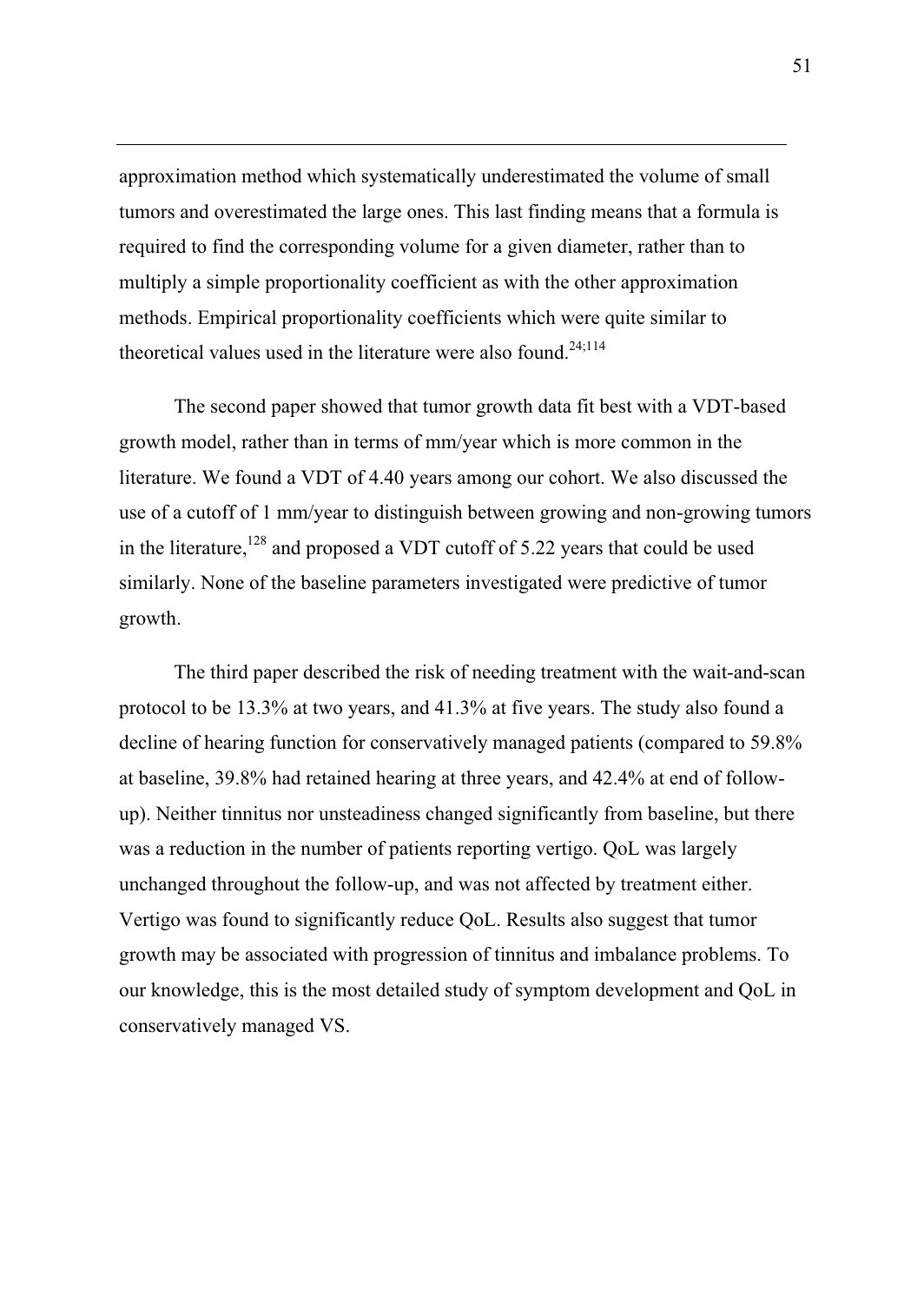approximation method which systematically underestimated the volume of small tumors and overestimated the large ones. This last finding means that a formula is required to find the corresponding volume for a given diameter, rather than to multiply a simple proportionality coefficient as with the other approximation methods. Empirical proportionality coefficients which were quite similar to theoretical values used in the literature were also found.[24;114]

The second paper showed that tumor growth data fit best with a VDT-based growth model, rather than in terms of mm/year which is more common in the literature. We found a VDT of 4.40 years among our cohort. We also discussed the use of a cutoff of 1 mm/year to distinguish between growing and non-growing tumors in the literature,[128] and proposed a VDT cutoff of 5.22 years that could be used similarly. None of the baseline parameters investigated were predictive of tumor growth.

The third paper described the risk of needing treatment with the wait-and-scan protocol to be 13.3% at two years, and 41.3% at five years. The study also found a decline of hearing function for conservatively managed patients (compared to 59.8% at baseline, 39.8% had retained hearing at three years, and 42.4% at end of follow-up). Neither tinnitus nor unsteadiness changed significantly from baseline, but there was a reduction in the number of patients reporting vertigo. QoL was largely unchanged throughout the follow-up, and was not affected by treatment either. Vertigo was found to significantly reduce QoL. Results also suggest that tumor growth may be associated with progression of tinnitus and imbalance problems. To our knowledge, this is the most detailed study of symptom development and QoL in conservatively managed VS.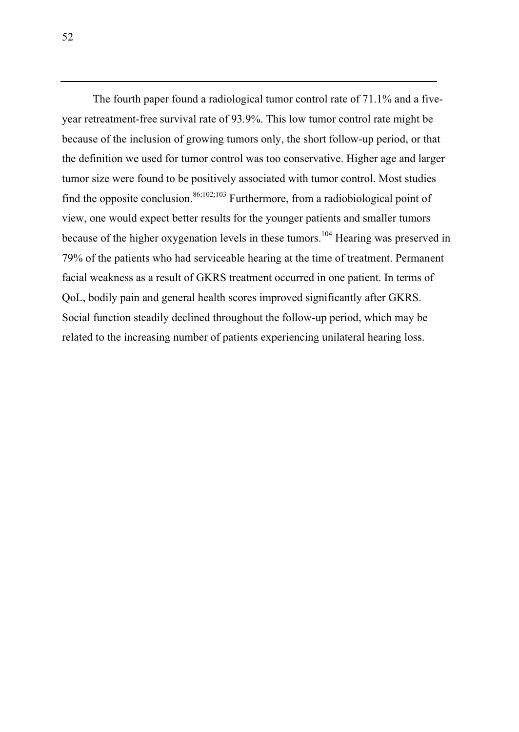The fourth paper found a radiological tumor control rate of 71.1% and a five-year retreatment-free survival rate of 93.9%. This low tumor control rate might be because of the inclusion of growing tumors only, the short follow-up period, or that the definition we used for tumor control was too conservative. Higher age and larger tumor size were found to be positively associated with tumor control. Most studies find the opposite conclusion.[86;102;103] Furthermore, from a radiobiological point of view, one would expect better results for the younger patients and smaller tumors because of the higher oxygenation levels in these tumors.[104] Hearing was preserved in 79% of the patients who had serviceable hearing at the time of treatment. Permanent facial weakness as a result of GKRS treatment occurred in one patient. In terms of QoL, bodily pain and general health scores improved significantly after GKRS. Social function steadily declined throughout the follow-up period, which may be related to the increasing number of patients experiencing unilateral hearing loss.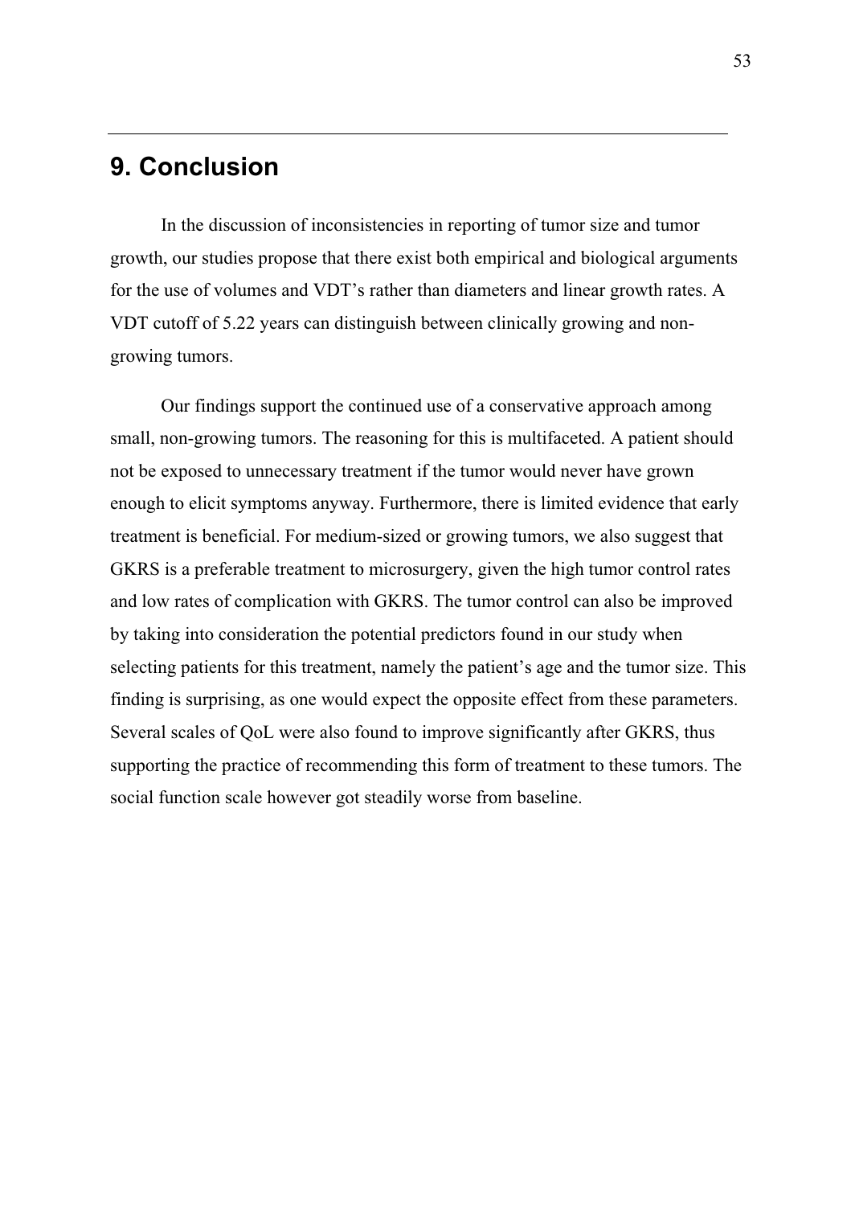# 9. Conclusion

In the discussion of inconsistencies in reporting of tumor size and tumor growth, our studies propose that there exist both empirical and biological arguments for the use of volumes and VDT's rather than diameters and linear growth rates. A VDT cutoff of 5.22 years can distinguish between clinically growing and non-growing tumors.

Our findings support the continued use of a conservative approach among small, non-growing tumors. The reasoning for this is multifaceted. A patient should not be exposed to unnecessary treatment if the tumor would never have grown enough to elicit symptoms anyway. Furthermore, there is limited evidence that early treatment is beneficial. For medium-sized or growing tumors, we also suggest that GKRS is a preferable treatment to microsurgery, given the high tumor control rates and low rates of complication with GKRS. The tumor control can also be improved by taking into consideration the potential predictors found in our study when selecting patients for this treatment, namely the patient's age and the tumor size. This finding is surprising, as one would expect the opposite effect from these parameters. Several scales of QoL were also found to improve significantly after GKRS, thus supporting the practice of recommending this form of treatment to these tumors. The social function scale however got steadily worse from baseline.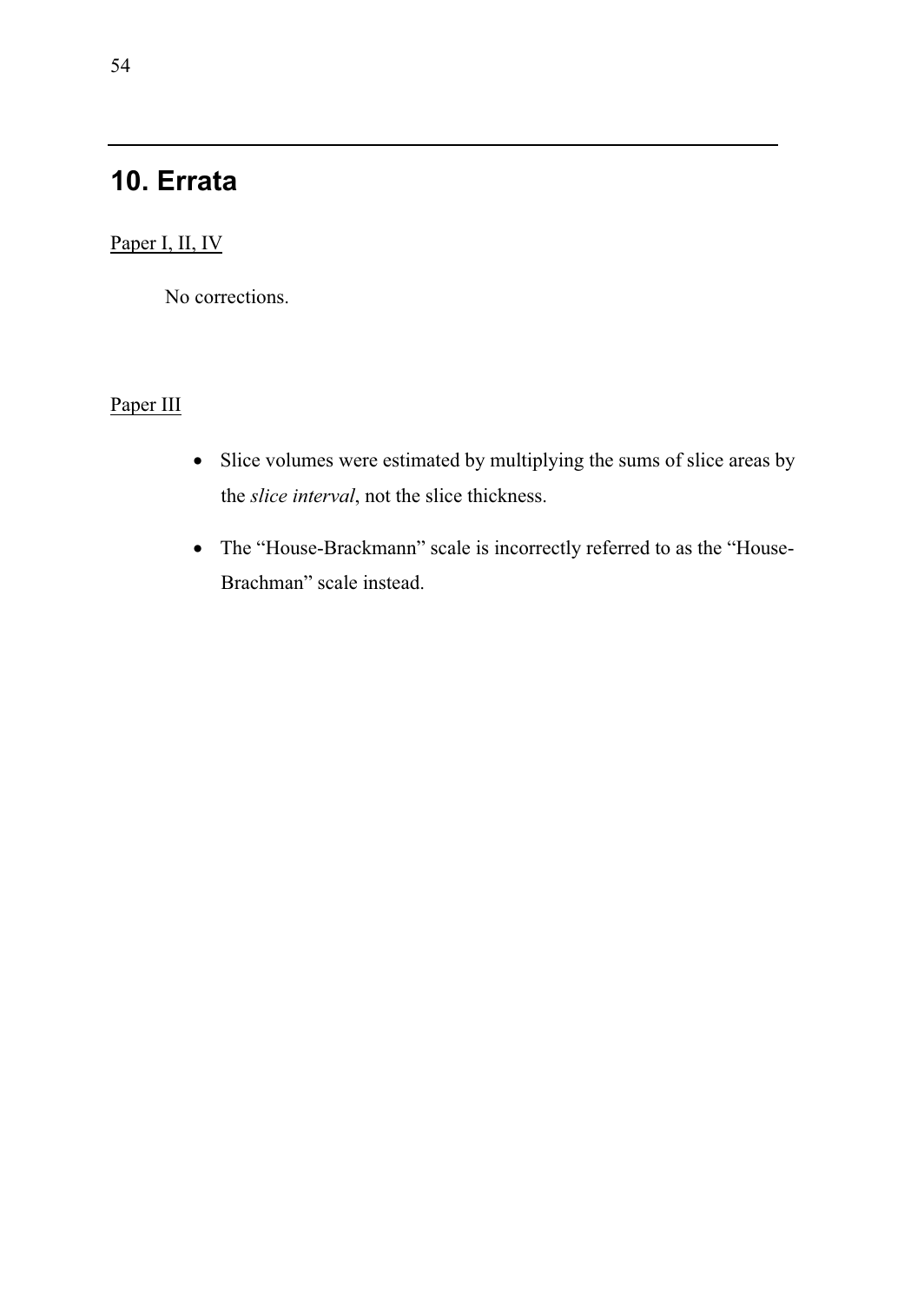# 10. Errata

Paper I, II, IV

No corrections.

Paper III

- Slice volumes were estimated by multiplying the sums of slice areas by the *slice interval*, not the slice thickness.
- The "House-Brackmann" scale is incorrectly referred to as the "House-Brachman" scale instead.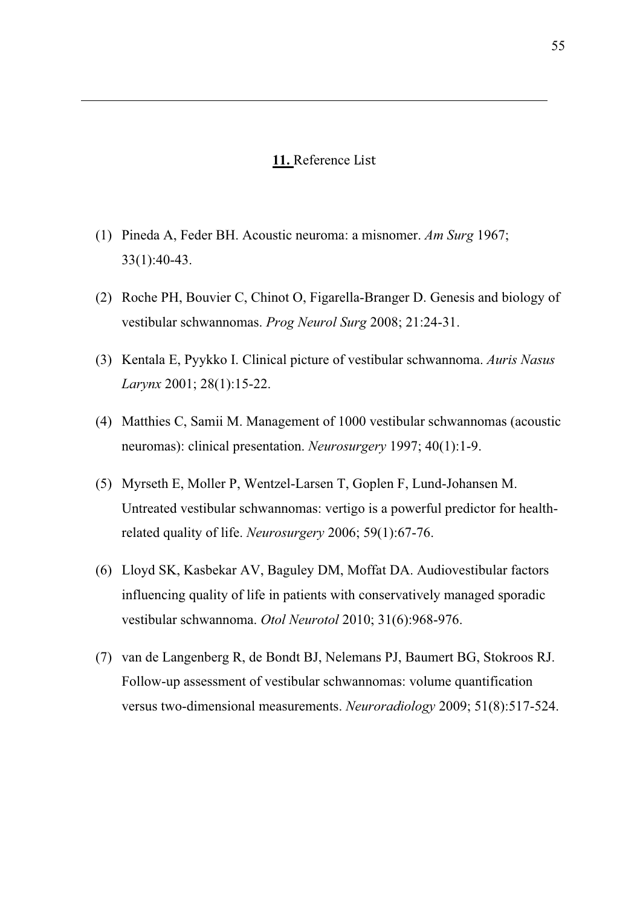## **11.** Reference List

(1) Pineda A, Feder BH. Acoustic neuroma: a misnomer. *Am Surg* 1967; 33(1):40-43.

(2) Roche PH, Bouvier C, Chinot O, Figarella-Branger D. Genesis and biology of vestibular schwannomas. *Prog Neurol Surg* 2008; 21:24-31.

(3) Kentala E, Pyykko I. Clinical picture of vestibular schwannoma. *Auris Nasus Larynx* 2001; 28(1):15-22.

(4) Matthies C, Samii M. Management of 1000 vestibular schwannomas (acoustic neuromas): clinical presentation. *Neurosurgery* 1997; 40(1):1-9.

(5) Myrseth E, Moller P, Wentzel-Larsen T, Goplen F, Lund-Johansen M. Untreated vestibular schwannomas: vertigo is a powerful predictor for health-related quality of life. *Neurosurgery* 2006; 59(1):67-76.

(6) Lloyd SK, Kasbekar AV, Baguley DM, Moffat DA. Audiovestibular factors influencing quality of life in patients with conservatively managed sporadic vestibular schwannoma. *Otol Neurotol* 2010; 31(6):968-976.

(7) van de Langenberg R, de Bondt BJ, Nelemans PJ, Baumert BG, Stokroos RJ. Follow-up assessment of vestibular schwannomas: volume quantification versus two-dimensional measurements. *Neuroradiology* 2009; 51(8):517-524.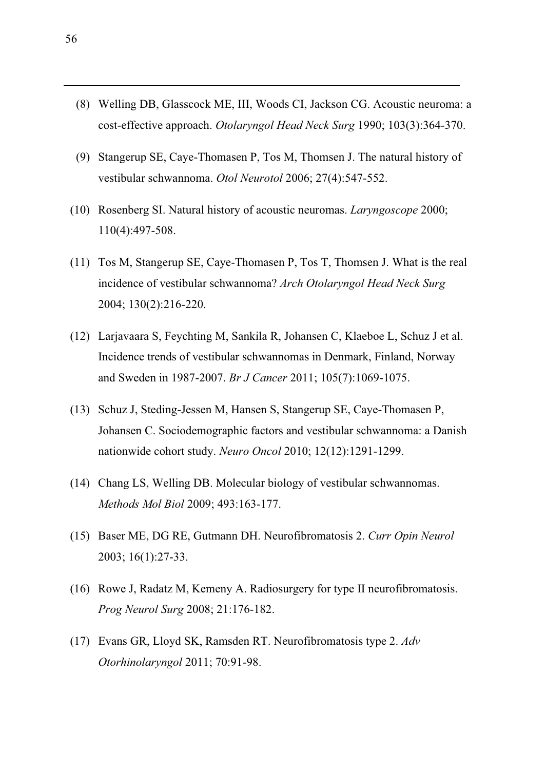(8) Welling DB, Glasscock ME, III, Woods CI, Jackson CG. Acoustic neuroma: a cost-effective approach. *Otolaryngol Head Neck Surg* 1990; 103(3):364-370.

(9) Stangerup SE, Caye-Thomasen P, Tos M, Thomsen J. The natural history of vestibular schwannoma. *Otol Neurotol* 2006; 27(4):547-552.

(10) Rosenberg SI. Natural history of acoustic neuromas. *Laryngoscope* 2000; 110(4):497-508.

(11) Tos M, Stangerup SE, Caye-Thomasen P, Tos T, Thomsen J. What is the real incidence of vestibular schwannoma? *Arch Otolaryngol Head Neck Surg* 2004; 130(2):216-220.

(12) Larjavaara S, Feychting M, Sankila R, Johansen C, Klaeboe L, Schuz J et al. Incidence trends of vestibular schwannomas in Denmark, Finland, Norway and Sweden in 1987-2007. *Br J Cancer* 2011; 105(7):1069-1075.

(13) Schuz J, Steding-Jessen M, Hansen S, Stangerup SE, Caye-Thomasen P, Johansen C. Sociodemographic factors and vestibular schwannoma: a Danish nationwide cohort study. *Neuro Oncol* 2010; 12(12):1291-1299.

(14) Chang LS, Welling DB. Molecular biology of vestibular schwannomas. *Methods Mol Biol* 2009; 493:163-177.

(15) Baser ME, DG RE, Gutmann DH. Neurofibromatosis 2. *Curr Opin Neurol* 2003; 16(1):27-33.

(16) Rowe J, Radatz M, Kemeny A. Radiosurgery for type II neurofibromatosis. *Prog Neurol Surg* 2008; 21:176-182.

(17) Evans GR, Lloyd SK, Ramsden RT. Neurofibromatosis type 2. *Adv Otorhinolaryngol* 2011; 70:91-98.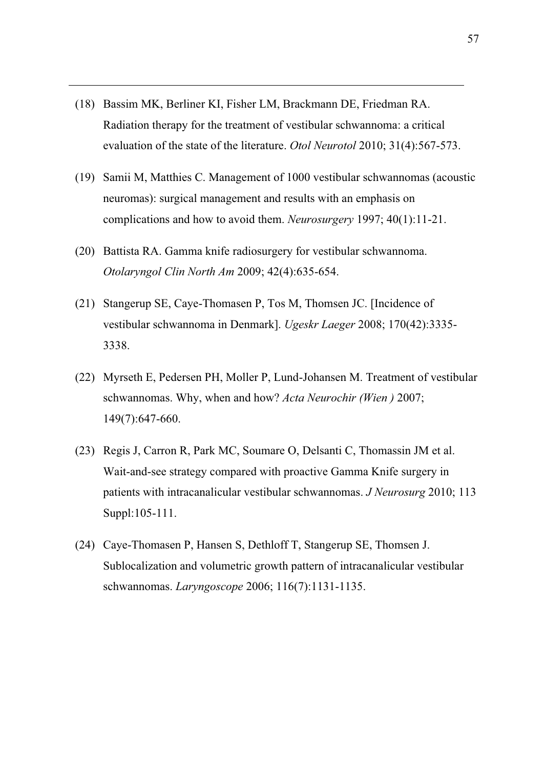(18) Bassim MK, Berliner KI, Fisher LM, Brackmann DE, Friedman RA. Radiation therapy for the treatment of vestibular schwannoma: a critical evaluation of the state of the literature. *Otol Neurotol* 2010; 31(4):567-573.

(19) Samii M, Matthies C. Management of 1000 vestibular schwannomas (acoustic neuromas): surgical management and results with an emphasis on complications and how to avoid them. *Neurosurgery* 1997; 40(1):11-21.

(20) Battista RA. Gamma knife radiosurgery for vestibular schwannoma. *Otolaryngol Clin North Am* 2009; 42(4):635-654.

(21) Stangerup SE, Caye-Thomasen P, Tos M, Thomsen JC. [Incidence of vestibular schwannoma in Denmark]. *Ugeskr Laeger* 2008; 170(42):3335-3338.

(22) Myrseth E, Pedersen PH, Moller P, Lund-Johansen M. Treatment of vestibular schwannomas. Why, when and how? *Acta Neurochir (Wien )* 2007; 149(7):647-660.

(23) Regis J, Carron R, Park MC, Soumare O, Delsanti C, Thomassin JM et al. Wait-and-see strategy compared with proactive Gamma Knife surgery in patients with intracanalicular vestibular schwannomas. *J Neurosurg* 2010; 113 Suppl:105-111.

(24) Caye-Thomasen P, Hansen S, Dethloff T, Stangerup SE, Thomsen J. Sublocalization and volumetric growth pattern of intracanalicular vestibular schwannomas. *Laryngoscope* 2006; 116(7):1131-1135.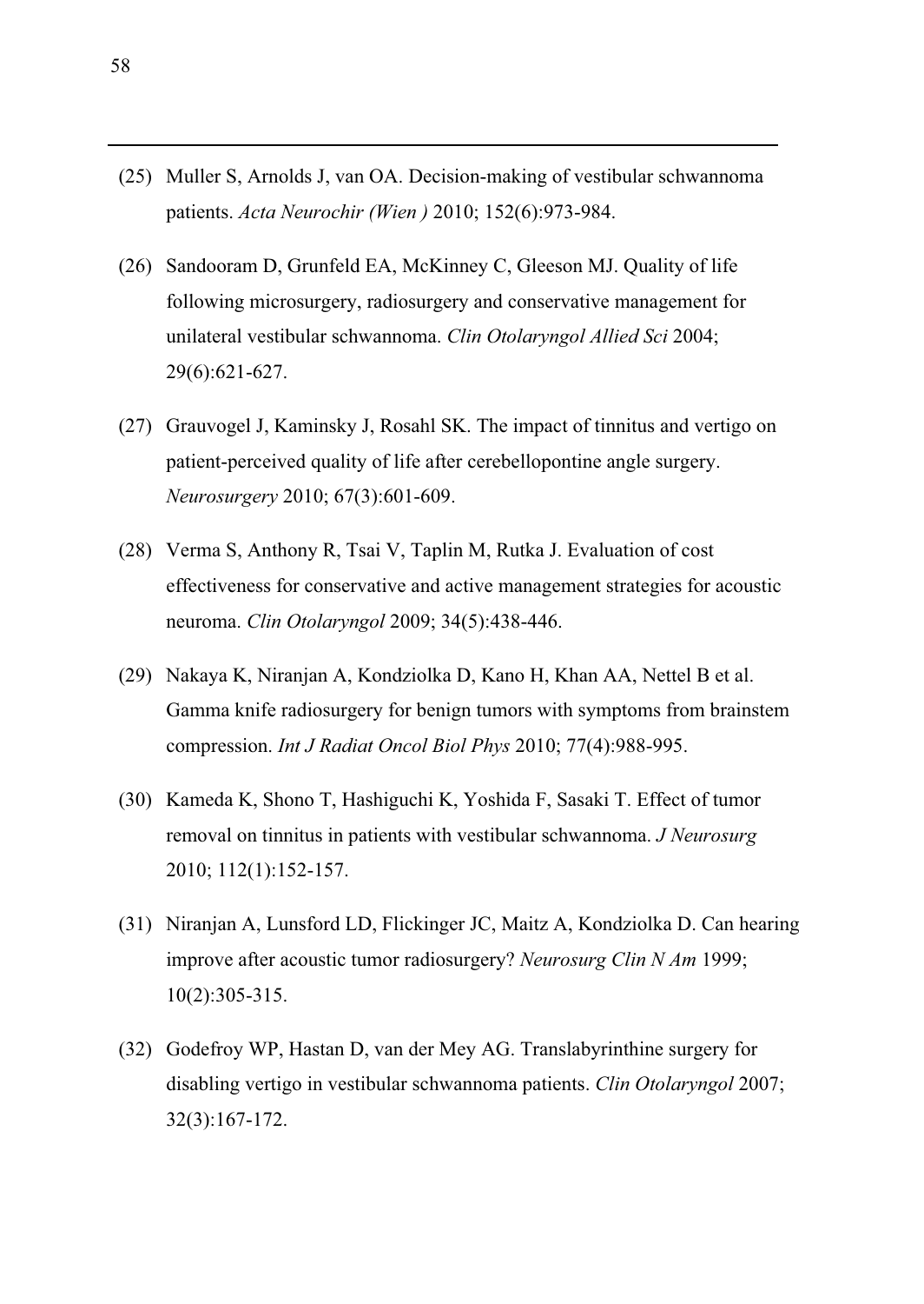(25) Muller S, Arnolds J, van OA. Decision-making of vestibular schwannoma patients. *Acta Neurochir (Wien )* 2010; 152(6):973-984.

(26) Sandooram D, Grunfeld EA, McKinney C, Gleeson MJ. Quality of life following microsurgery, radiosurgery and conservative management for unilateral vestibular schwannoma. *Clin Otolaryngol Allied Sci* 2004; 29(6):621-627.

(27) Grauvogel J, Kaminsky J, Rosahl SK. The impact of tinnitus and vertigo on patient-perceived quality of life after cerebellopontine angle surgery. *Neurosurgery* 2010; 67(3):601-609.

(28) Verma S, Anthony R, Tsai V, Taplin M, Rutka J. Evaluation of cost effectiveness for conservative and active management strategies for acoustic neuroma. *Clin Otolaryngol* 2009; 34(5):438-446.

(29) Nakaya K, Niranjan A, Kondziolka D, Kano H, Khan AA, Nettel B et al. Gamma knife radiosurgery for benign tumors with symptoms from brainstem compression. *Int J Radiat Oncol Biol Phys* 2010; 77(4):988-995.

(30) Kameda K, Shono T, Hashiguchi K, Yoshida F, Sasaki T. Effect of tumor removal on tinnitus in patients with vestibular schwannoma. *J Neurosurg* 2010; 112(1):152-157.

(31) Niranjan A, Lunsford LD, Flickinger JC, Maitz A, Kondziolka D. Can hearing improve after acoustic tumor radiosurgery? *Neurosurg Clin N Am* 1999; 10(2):305-315.

(32) Godefroy WP, Hastan D, van der Mey AG. Translabyrinthine surgery for disabling vertigo in vestibular schwannoma patients. *Clin Otolaryngol* 2007; 32(3):167-172.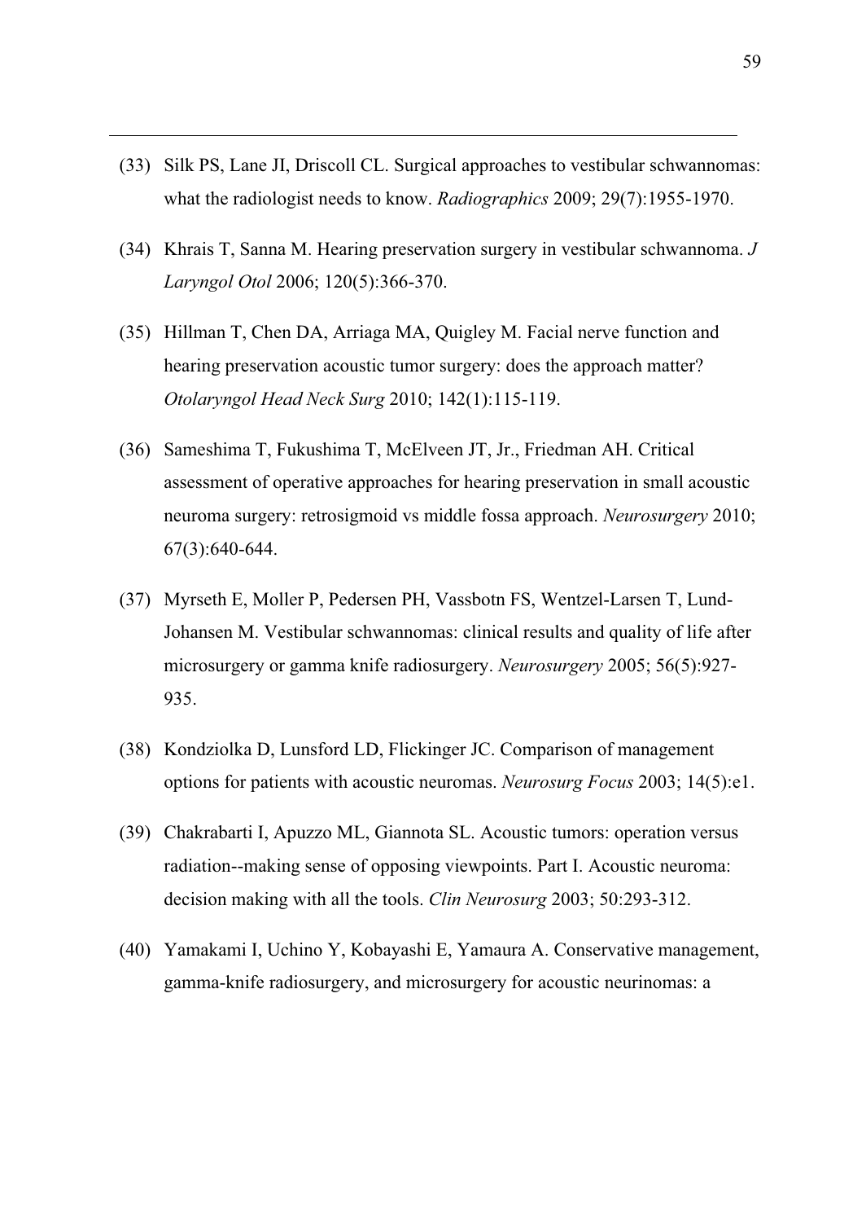(33) Silk PS, Lane JI, Driscoll CL. Surgical approaches to vestibular schwannomas: what the radiologist needs to know. *Radiographics* 2009; 29(7):1955-1970.

(34) Khrais T, Sanna M. Hearing preservation surgery in vestibular schwannoma. *J Laryngol Otol* 2006; 120(5):366-370.

(35) Hillman T, Chen DA, Arriaga MA, Quigley M. Facial nerve function and hearing preservation acoustic tumor surgery: does the approach matter? *Otolaryngol Head Neck Surg* 2010; 142(1):115-119.

(36) Sameshima T, Fukushima T, McElveen JT, Jr., Friedman AH. Critical assessment of operative approaches for hearing preservation in small acoustic neuroma surgery: retrosigmoid vs middle fossa approach. *Neurosurgery* 2010; 67(3):640-644.

(37) Myrseth E, Moller P, Pedersen PH, Vassbotn FS, Wentzel-Larsen T, Lund-Johansen M. Vestibular schwannomas: clinical results and quality of life after microsurgery or gamma knife radiosurgery. *Neurosurgery* 2005; 56(5):927-935.

(38) Kondziolka D, Lunsford LD, Flickinger JC. Comparison of management options for patients with acoustic neuromas. *Neurosurg Focus* 2003; 14(5):e1.

(39) Chakrabarti I, Apuzzo ML, Giannota SL. Acoustic tumors: operation versus radiation--making sense of opposing viewpoints. Part I. Acoustic neuroma: decision making with all the tools. *Clin Neurosurg* 2003; 50:293-312.

(40) Yamakami I, Uchino Y, Kobayashi E, Yamaura A. Conservative management, gamma-knife radiosurgery, and microsurgery for acoustic neurinomas: a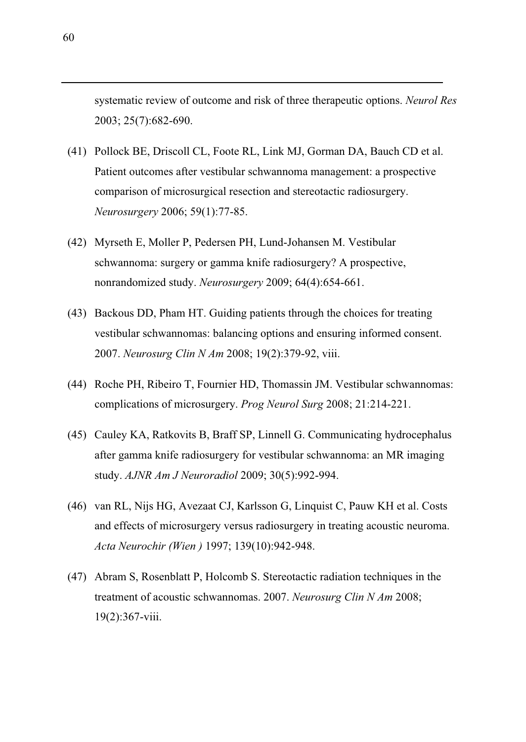systematic review of outcome and risk of three therapeutic options. *Neurol Res* 2003; 25(7):682-690.

(41) Pollock BE, Driscoll CL, Foote RL, Link MJ, Gorman DA, Bauch CD et al. Patient outcomes after vestibular schwannoma management: a prospective comparison of microsurgical resection and stereotactic radiosurgery. *Neurosurgery* 2006; 59(1):77-85.

(42) Myrseth E, Moller P, Pedersen PH, Lund-Johansen M. Vestibular schwannoma: surgery or gamma knife radiosurgery? A prospective, nonrandomized study. *Neurosurgery* 2009; 64(4):654-661.

(43) Backous DD, Pham HT. Guiding patients through the choices for treating vestibular schwannomas: balancing options and ensuring informed consent. 2007. *Neurosurg Clin N Am* 2008; 19(2):379-92, viii.

(44) Roche PH, Ribeiro T, Fournier HD, Thomassin JM. Vestibular schwannomas: complications of microsurgery. *Prog Neurol Surg* 2008; 21:214-221.

(45) Cauley KA, Ratkovits B, Braff SP, Linnell G. Communicating hydrocephalus after gamma knife radiosurgery for vestibular schwannoma: an MR imaging study. *AJNR Am J Neuroradiol* 2009; 30(5):992-994.

(46) van RL, Nijs HG, Avezaat CJ, Karlsson G, Linquist C, Pauw KH et al. Costs and effects of microsurgery versus radiosurgery in treating acoustic neuroma. *Acta Neurochir (Wien )* 1997; 139(10):942-948.

(47) Abram S, Rosenblatt P, Holcomb S. Stereotactic radiation techniques in the treatment of acoustic schwannomas. 2007. *Neurosurg Clin N Am* 2008; 19(2):367-viii.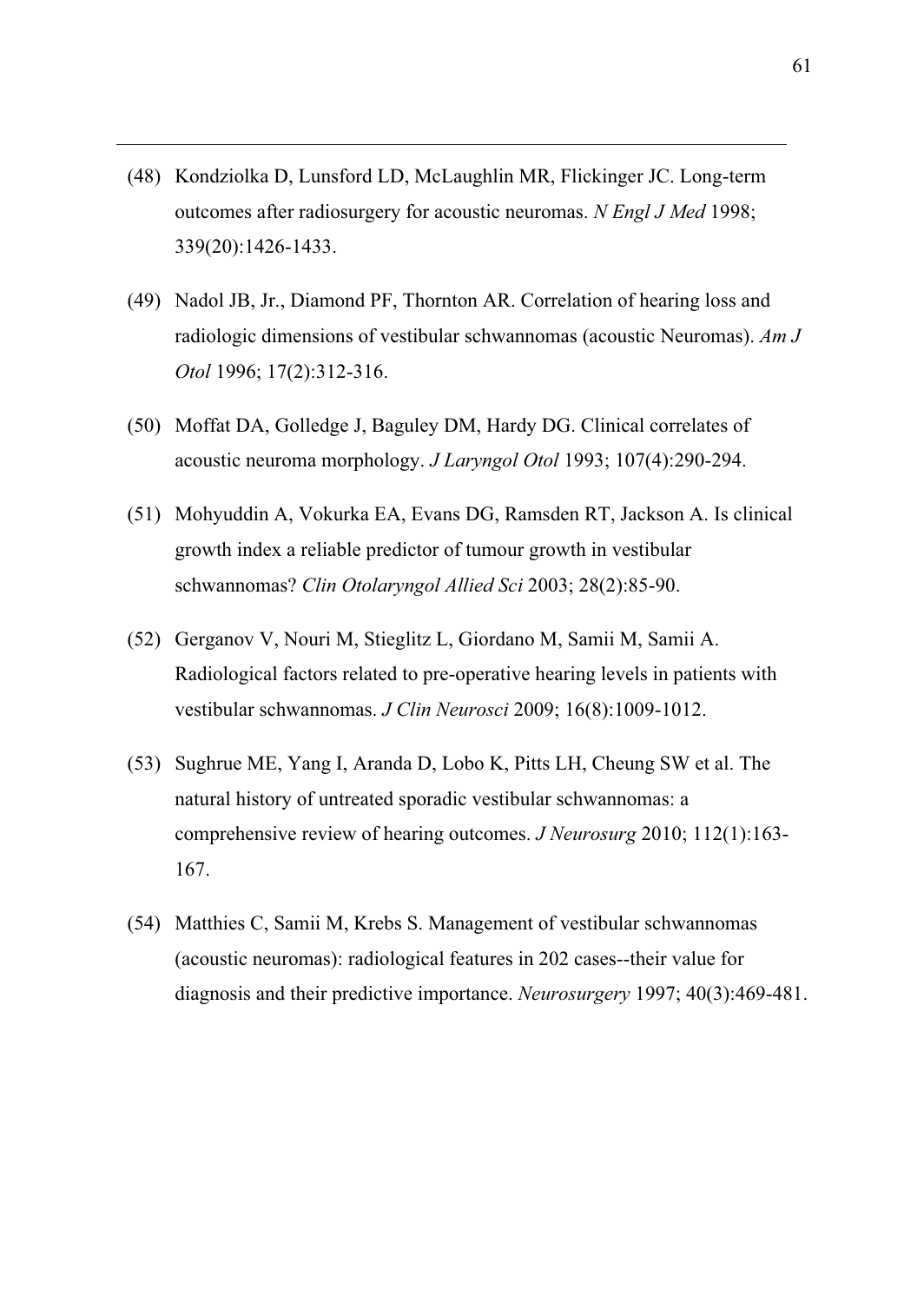(48) Kondziolka D, Lunsford LD, McLaughlin MR, Flickinger JC. Long-term outcomes after radiosurgery for acoustic neuromas. *N Engl J Med* 1998; 339(20):1426-1433.

(49) Nadol JB, Jr., Diamond PF, Thornton AR. Correlation of hearing loss and radiologic dimensions of vestibular schwannomas (acoustic Neuromas). *Am J Otol* 1996; 17(2):312-316.

(50) Moffat DA, Golledge J, Baguley DM, Hardy DG. Clinical correlates of acoustic neuroma morphology. *J Laryngol Otol* 1993; 107(4):290-294.

(51) Mohyuddin A, Vokurka EA, Evans DG, Ramsden RT, Jackson A. Is clinical growth index a reliable predictor of tumour growth in vestibular schwannomas? *Clin Otolaryngol Allied Sci* 2003; 28(2):85-90.

(52) Gerganov V, Nouri M, Stieglitz L, Giordano M, Samii M, Samii A. Radiological factors related to pre-operative hearing levels in patients with vestibular schwannomas. *J Clin Neurosci* 2009; 16(8):1009-1012.

(53) Sughrue ME, Yang I, Aranda D, Lobo K, Pitts LH, Cheung SW et al. The natural history of untreated sporadic vestibular schwannomas: a comprehensive review of hearing outcomes. *J Neurosurg* 2010; 112(1):163-167.

(54) Matthies C, Samii M, Krebs S. Management of vestibular schwannomas (acoustic neuromas): radiological features in 202 cases--their value for diagnosis and their predictive importance. *Neurosurgery* 1997; 40(3):469-481.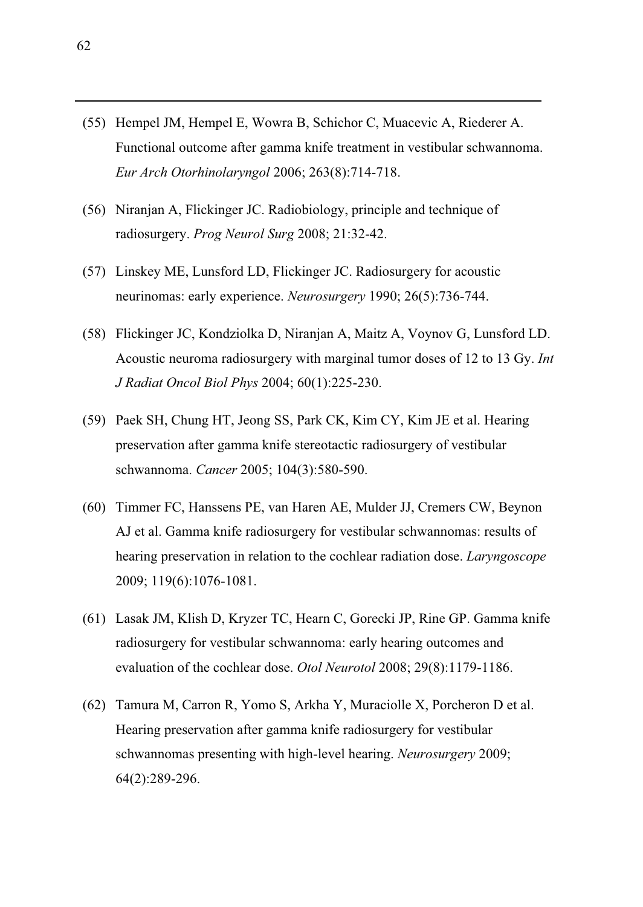(55) Hempel JM, Hempel E, Wowra B, Schichor C, Muacevic A, Riederer A. Functional outcome after gamma knife treatment in vestibular schwannoma. *Eur Arch Otorhinolaryngol* 2006; 263(8):714-718.

(56) Niranjan A, Flickinger JC. Radiobiology, principle and technique of radiosurgery. *Prog Neurol Surg* 2008; 21:32-42.

(57) Linskey ME, Lunsford LD, Flickinger JC. Radiosurgery for acoustic neurinomas: early experience. *Neurosurgery* 1990; 26(5):736-744.

(58) Flickinger JC, Kondziolka D, Niranjan A, Maitz A, Voynov G, Lunsford LD. Acoustic neuroma radiosurgery with marginal tumor doses of 12 to 13 Gy. *Int J Radiat Oncol Biol Phys* 2004; 60(1):225-230.

(59) Paek SH, Chung HT, Jeong SS, Park CK, Kim CY, Kim JE et al. Hearing preservation after gamma knife stereotactic radiosurgery of vestibular schwannoma. *Cancer* 2005; 104(3):580-590.

(60) Timmer FC, Hanssens PE, van Haren AE, Mulder JJ, Cremers CW, Beynon AJ et al. Gamma knife radiosurgery for vestibular schwannomas: results of hearing preservation in relation to the cochlear radiation dose. *Laryngoscope* 2009; 119(6):1076-1081.

(61) Lasak JM, Klish D, Kryzer TC, Hearn C, Gorecki JP, Rine GP. Gamma knife radiosurgery for vestibular schwannoma: early hearing outcomes and evaluation of the cochlear dose. *Otol Neurotol* 2008; 29(8):1179-1186.

(62) Tamura M, Carron R, Yomo S, Arkha Y, Muraciolle X, Porcheron D et al. Hearing preservation after gamma knife radiosurgery for vestibular schwannomas presenting with high-level hearing. *Neurosurgery* 2009; 64(2):289-296.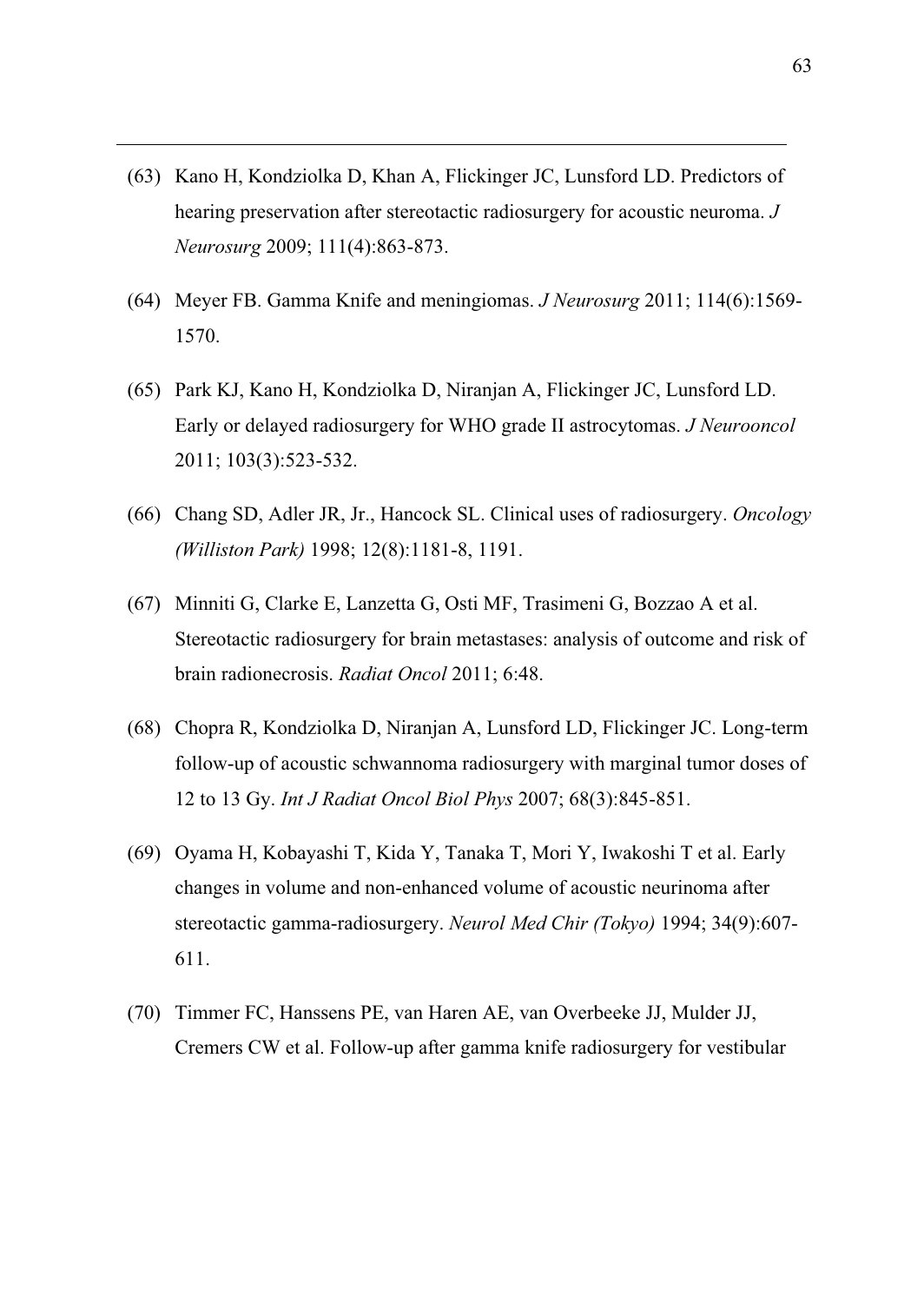(63) Kano H, Kondziolka D, Khan A, Flickinger JC, Lunsford LD. Predictors of hearing preservation after stereotactic radiosurgery for acoustic neuroma. *J Neurosurg* 2009; 111(4):863-873.

(64) Meyer FB. Gamma Knife and meningiomas. *J Neurosurg* 2011; 114(6):1569-1570.

(65) Park KJ, Kano H, Kondziolka D, Niranjan A, Flickinger JC, Lunsford LD. Early or delayed radiosurgery for WHO grade II astrocytomas. *J Neurooncol* 2011; 103(3):523-532.

(66) Chang SD, Adler JR, Jr., Hancock SL. Clinical uses of radiosurgery. *Oncology (Williston Park)* 1998; 12(8):1181-8, 1191.

(67) Minniti G, Clarke E, Lanzetta G, Osti MF, Trasimeni G, Bozzao A et al. Stereotactic radiosurgery for brain metastases: analysis of outcome and risk of brain radionecrosis. *Radiat Oncol* 2011; 6:48.

(68) Chopra R, Kondziolka D, Niranjan A, Lunsford LD, Flickinger JC. Long-term follow-up of acoustic schwannoma radiosurgery with marginal tumor doses of 12 to 13 Gy. *Int J Radiat Oncol Biol Phys* 2007; 68(3):845-851.

(69) Oyama H, Kobayashi T, Kida Y, Tanaka T, Mori Y, Iwakoshi T et al. Early changes in volume and non-enhanced volume of acoustic neurinoma after stereotactic gamma-radiosurgery. *Neurol Med Chir (Tokyo)* 1994; 34(9):607-611.

(70) Timmer FC, Hanssens PE, van Haren AE, van Overbeeke JJ, Mulder JJ, Cremers CW et al. Follow-up after gamma knife radiosurgery for vestibular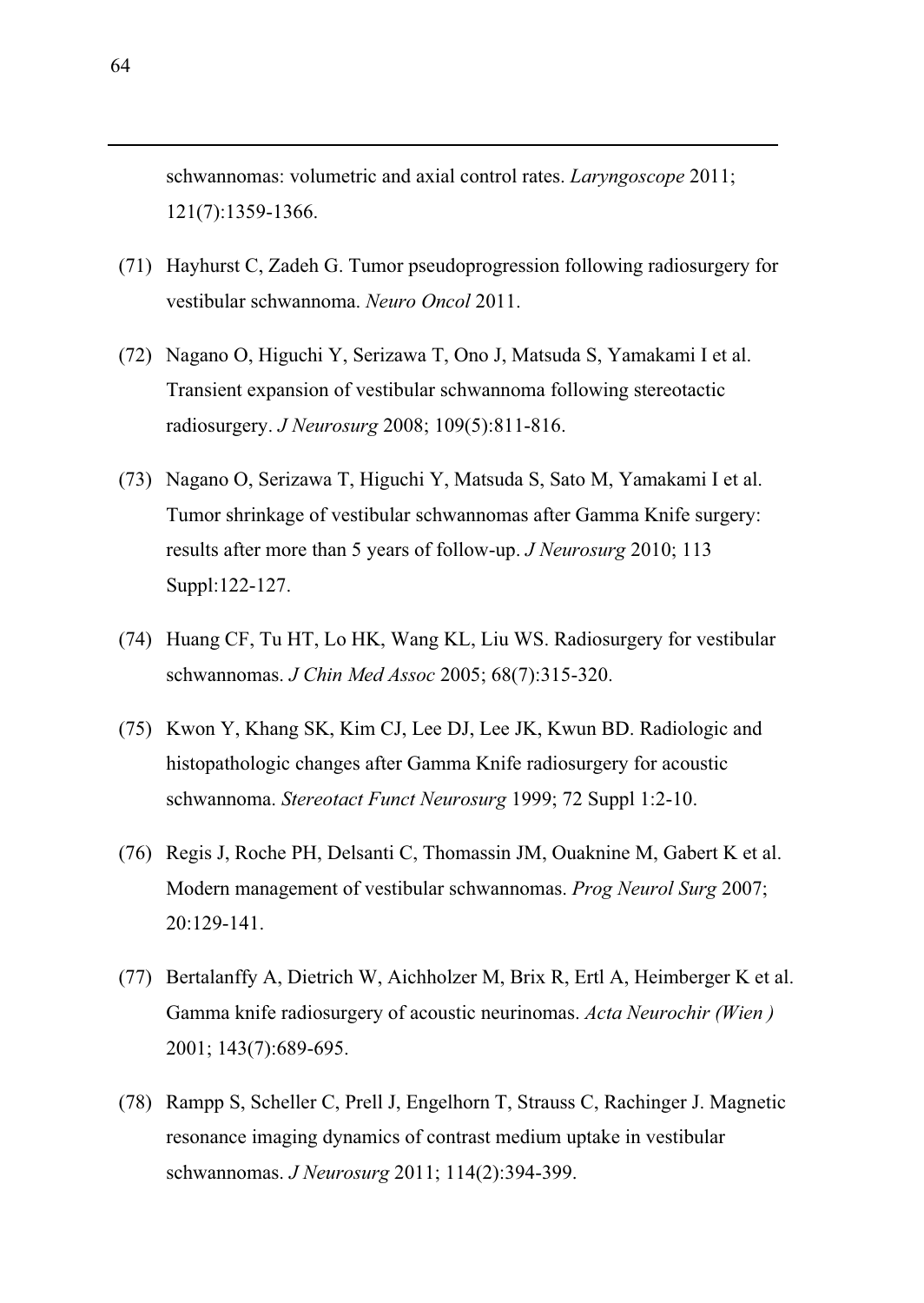schwannomas: volumetric and axial control rates. *Laryngoscope* 2011; 121(7):1359-1366.

(71) Hayhurst C, Zadeh G. Tumor pseudoprogression following radiosurgery for vestibular schwannoma. *Neuro Oncol* 2011.

(72) Nagano O, Higuchi Y, Serizawa T, Ono J, Matsuda S, Yamakami I et al. Transient expansion of vestibular schwannoma following stereotactic radiosurgery. *J Neurosurg* 2008; 109(5):811-816.

(73) Nagano O, Serizawa T, Higuchi Y, Matsuda S, Sato M, Yamakami I et al. Tumor shrinkage of vestibular schwannomas after Gamma Knife surgery: results after more than 5 years of follow-up. *J Neurosurg* 2010; 113 Suppl:122-127.

(74) Huang CF, Tu HT, Lo HK, Wang KL, Liu WS. Radiosurgery for vestibular schwannomas. *J Chin Med Assoc* 2005; 68(7):315-320.

(75) Kwon Y, Khang SK, Kim CJ, Lee DJ, Lee JK, Kwun BD. Radiologic and histopathologic changes after Gamma Knife radiosurgery for acoustic schwannoma. *Stereotact Funct Neurosurg* 1999; 72 Suppl 1:2-10.

(76) Regis J, Roche PH, Delsanti C, Thomassin JM, Ouaknine M, Gabert K et al. Modern management of vestibular schwannomas. *Prog Neurol Surg* 2007; 20:129-141.

(77) Bertalanffy A, Dietrich W, Aichholzer M, Brix R, Ertl A, Heimberger K et al. Gamma knife radiosurgery of acoustic neurinomas. *Acta Neurochir (Wien )* 2001; 143(7):689-695.

(78) Rampp S, Scheller C, Prell J, Engelhorn T, Strauss C, Rachinger J. Magnetic resonance imaging dynamics of contrast medium uptake in vestibular schwannomas. *J Neurosurg* 2011; 114(2):394-399.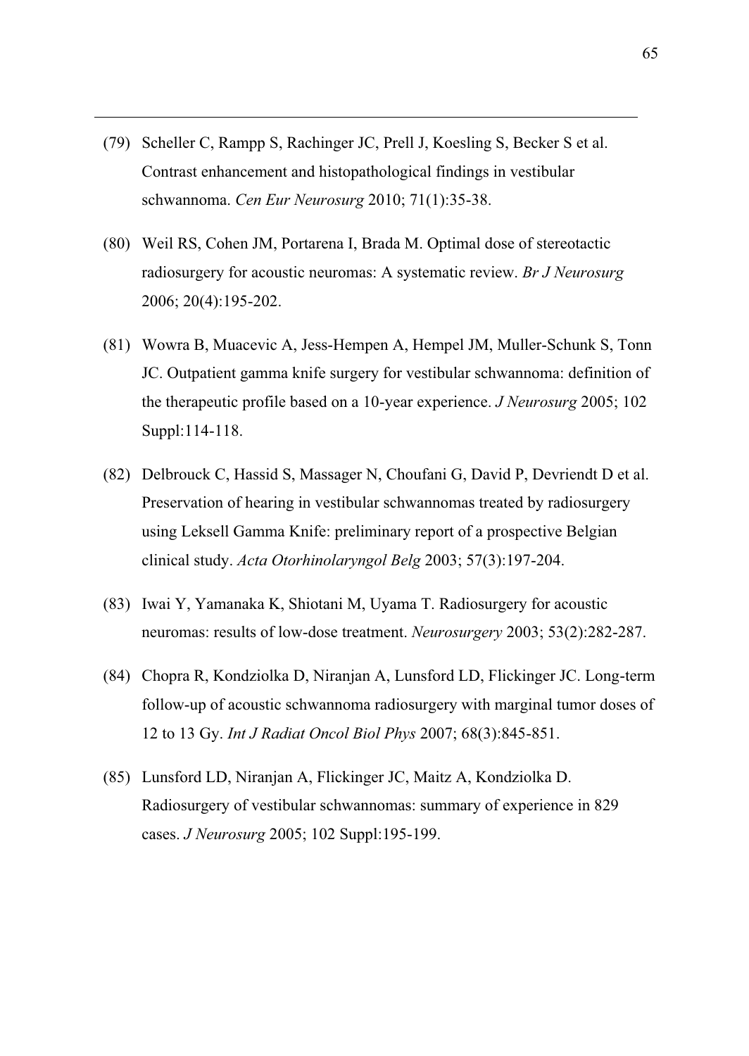(79) Scheller C, Rampp S, Rachinger JC, Prell J, Koesling S, Becker S et al. Contrast enhancement and histopathological findings in vestibular schwannoma. *Cen Eur Neurosurg* 2010; 71(1):35-38.

(80) Weil RS, Cohen JM, Portarena I, Brada M. Optimal dose of stereotactic radiosurgery for acoustic neuromas: A systematic review. *Br J Neurosurg* 2006; 20(4):195-202.

(81) Wowra B, Muacevic A, Jess-Hempen A, Hempel JM, Muller-Schunk S, Tonn JC. Outpatient gamma knife surgery for vestibular schwannoma: definition of the therapeutic profile based on a 10-year experience. *J Neurosurg* 2005; 102 Suppl:114-118.

(82) Delbrouck C, Hassid S, Massager N, Choufani G, David P, Devriendt D et al. Preservation of hearing in vestibular schwannomas treated by radiosurgery using Leksell Gamma Knife: preliminary report of a prospective Belgian clinical study. *Acta Otorhinolaryngol Belg* 2003; 57(3):197-204.

(83) Iwai Y, Yamanaka K, Shiotani M, Uyama T. Radiosurgery for acoustic neuromas: results of low-dose treatment. *Neurosurgery* 2003; 53(2):282-287.

(84) Chopra R, Kondziolka D, Niranjan A, Lunsford LD, Flickinger JC. Long-term follow-up of acoustic schwannoma radiosurgery with marginal tumor doses of 12 to 13 Gy. *Int J Radiat Oncol Biol Phys* 2007; 68(3):845-851.

(85) Lunsford LD, Niranjan A, Flickinger JC, Maitz A, Kondziolka D. Radiosurgery of vestibular schwannomas: summary of experience in 829 cases. *J Neurosurg* 2005; 102 Suppl:195-199.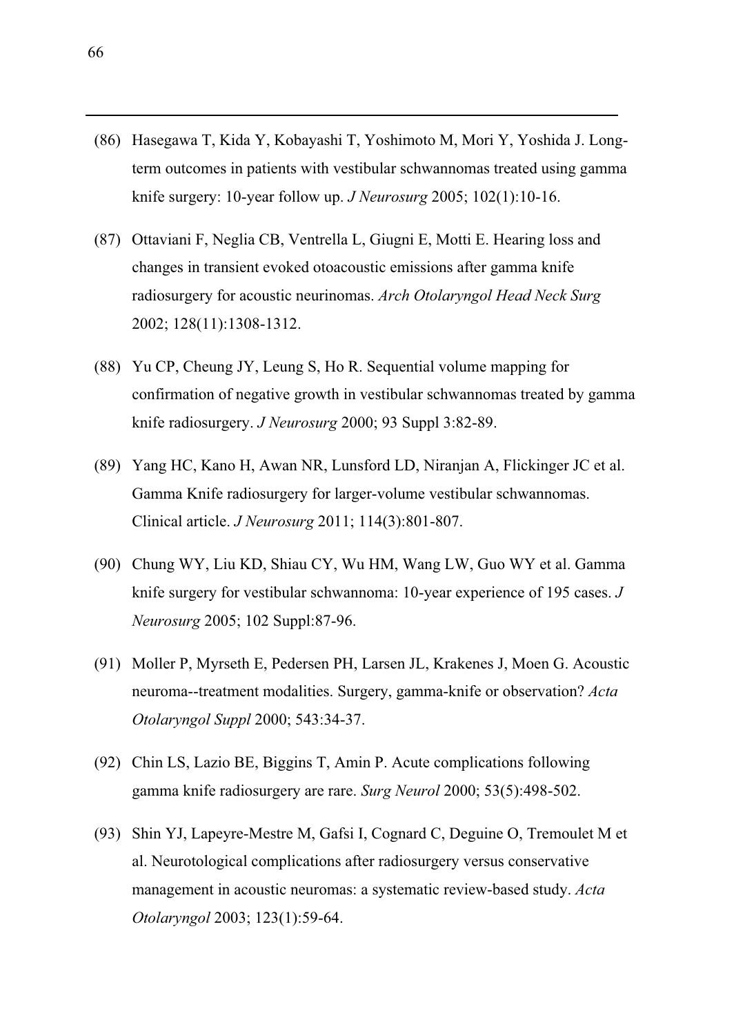(86) Hasegawa T, Kida Y, Kobayashi T, Yoshimoto M, Mori Y, Yoshida J. Long-term outcomes in patients with vestibular schwannomas treated using gamma knife surgery: 10-year follow up. *J Neurosurg* 2005; 102(1):10-16.

(87) Ottaviani F, Neglia CB, Ventrella L, Giugni E, Motti E. Hearing loss and changes in transient evoked otoacoustic emissions after gamma knife radiosurgery for acoustic neurinomas. *Arch Otolaryngol Head Neck Surg* 2002; 128(11):1308-1312.

(88) Yu CP, Cheung JY, Leung S, Ho R. Sequential volume mapping for confirmation of negative growth in vestibular schwannomas treated by gamma knife radiosurgery. *J Neurosurg* 2000; 93 Suppl 3:82-89.

(89) Yang HC, Kano H, Awan NR, Lunsford LD, Niranjan A, Flickinger JC et al. Gamma Knife radiosurgery for larger-volume vestibular schwannomas. Clinical article. *J Neurosurg* 2011; 114(3):801-807.

(90) Chung WY, Liu KD, Shiau CY, Wu HM, Wang LW, Guo WY et al. Gamma knife surgery for vestibular schwannoma: 10-year experience of 195 cases. *J Neurosurg* 2005; 102 Suppl:87-96.

(91) Moller P, Myrseth E, Pedersen PH, Larsen JL, Krakenes J, Moen G. Acoustic neuroma--treatment modalities. Surgery, gamma-knife or observation? *Acta Otolaryngol Suppl* 2000; 543:34-37.

(92) Chin LS, Lazio BE, Biggins T, Amin P. Acute complications following gamma knife radiosurgery are rare. *Surg Neurol* 2000; 53(5):498-502.

(93) Shin YJ, Lapeyre-Mestre M, Gafsi I, Cognard C, Deguine O, Tremoulet M et al. Neurotological complications after radiosurgery versus conservative management in acoustic neuromas: a systematic review-based study. *Acta Otolaryngol* 2003; 123(1):59-64.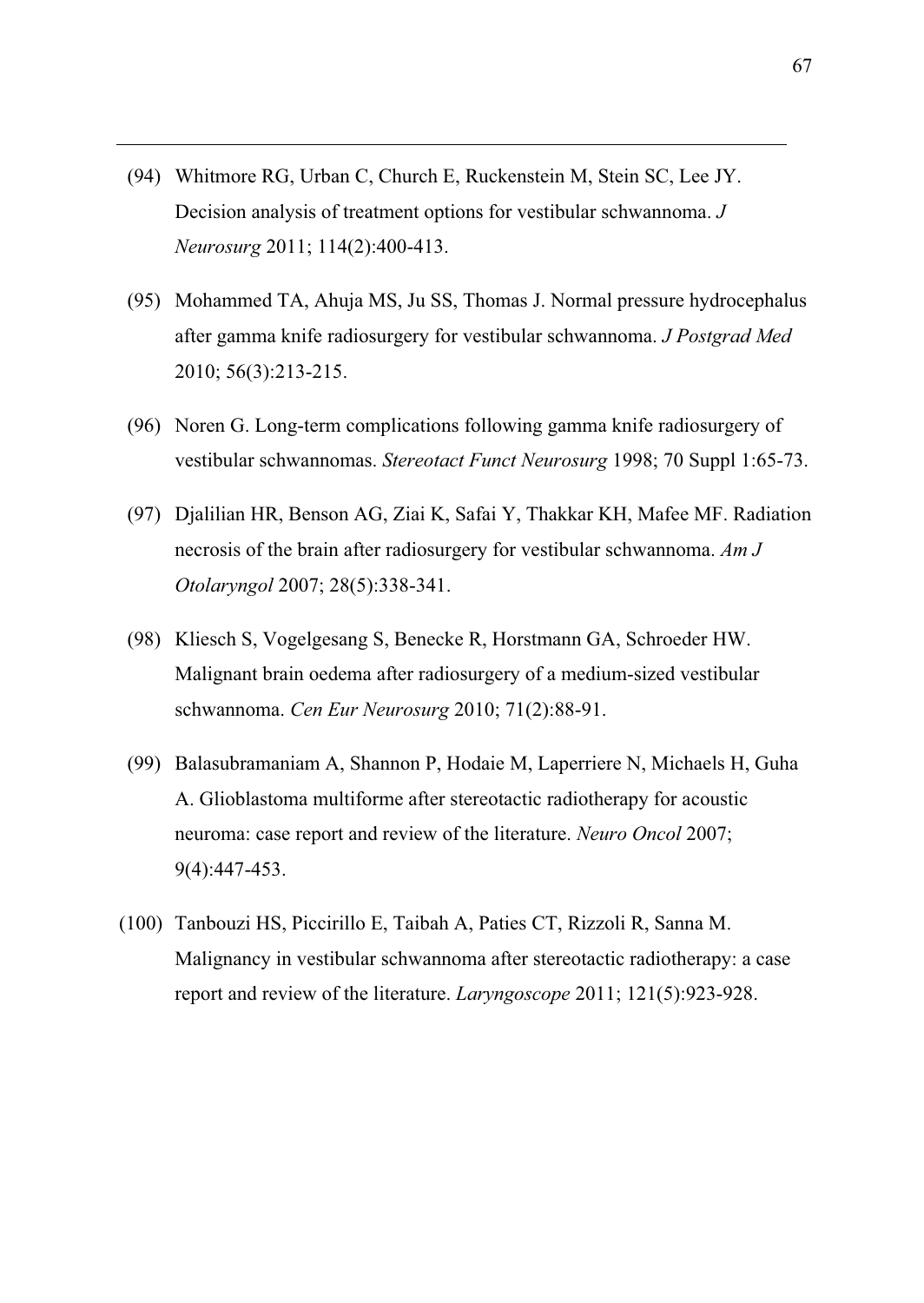(94) Whitmore RG, Urban C, Church E, Ruckenstein M, Stein SC, Lee JY. Decision analysis of treatment options for vestibular schwannoma. *J Neurosurg* 2011; 114(2):400-413.

(95) Mohammed TA, Ahuja MS, Ju SS, Thomas J. Normal pressure hydrocephalus after gamma knife radiosurgery for vestibular schwannoma. *J Postgrad Med* 2010; 56(3):213-215.

(96) Noren G. Long-term complications following gamma knife radiosurgery of vestibular schwannomas. *Stereotact Funct Neurosurg* 1998; 70 Suppl 1:65-73.

(97) Djalilian HR, Benson AG, Ziai K, Safai Y, Thakkar KH, Mafee MF. Radiation necrosis of the brain after radiosurgery for vestibular schwannoma. *Am J Otolaryngol* 2007; 28(5):338-341.

(98) Kliesch S, Vogelgesang S, Benecke R, Horstmann GA, Schroeder HW. Malignant brain oedema after radiosurgery of a medium-sized vestibular schwannoma. *Cen Eur Neurosurg* 2010; 71(2):88-91.

(99) Balasubramaniam A, Shannon P, Hodaie M, Laperriere N, Michaels H, Guha A. Glioblastoma multiforme after stereotactic radiotherapy for acoustic neuroma: case report and review of the literature. *Neuro Oncol* 2007; 9(4):447-453.

(100) Tanbouzi HS, Piccirillo E, Taibah A, Paties CT, Rizzoli R, Sanna M. Malignancy in vestibular schwannoma after stereotactic radiotherapy: a case report and review of the literature. *Laryngoscope* 2011; 121(5):923-928.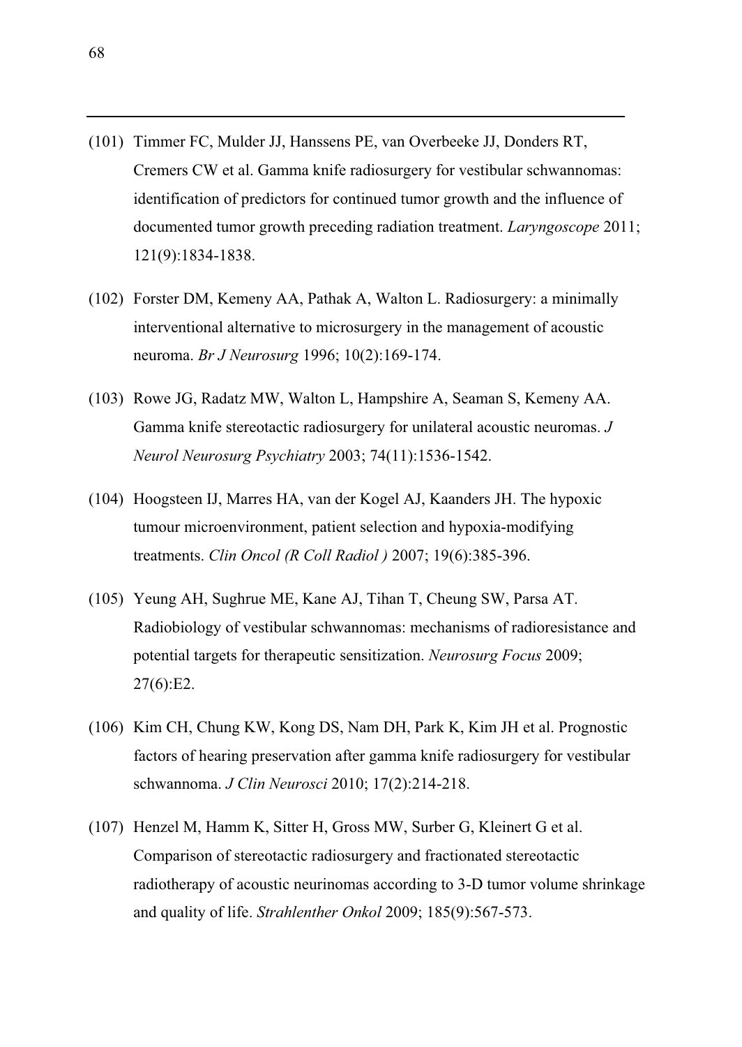(101) Timmer FC, Mulder JJ, Hanssens PE, van Overbeeke JJ, Donders RT, Cremers CW et al. Gamma knife radiosurgery for vestibular schwannomas: identification of predictors for continued tumor growth and the influence of documented tumor growth preceding radiation treatment. *Laryngoscope* 2011; 121(9):1834-1838.

(102) Forster DM, Kemeny AA, Pathak A, Walton L. Radiosurgery: a minimally interventional alternative to microsurgery in the management of acoustic neuroma. *Br J Neurosurg* 1996; 10(2):169-174.

(103) Rowe JG, Radatz MW, Walton L, Hampshire A, Seaman S, Kemeny AA. Gamma knife stereotactic radiosurgery for unilateral acoustic neuromas. *J Neurol Neurosurg Psychiatry* 2003; 74(11):1536-1542.

(104) Hoogsteen IJ, Marres HA, van der Kogel AJ, Kaanders JH. The hypoxic tumour microenvironment, patient selection and hypoxia-modifying treatments. *Clin Oncol (R Coll Radiol )* 2007; 19(6):385-396.

(105) Yeung AH, Sughrue ME, Kane AJ, Tihan T, Cheung SW, Parsa AT. Radiobiology of vestibular schwannomas: mechanisms of radioresistance and potential targets for therapeutic sensitization. *Neurosurg Focus* 2009; 27(6):E2.

(106) Kim CH, Chung KW, Kong DS, Nam DH, Park K, Kim JH et al. Prognostic factors of hearing preservation after gamma knife radiosurgery for vestibular schwannoma. *J Clin Neurosci* 2010; 17(2):214-218.

(107) Henzel M, Hamm K, Sitter H, Gross MW, Surber G, Kleinert G et al. Comparison of stereotactic radiosurgery and fractionated stereotactic radiotherapy of acoustic neurinomas according to 3-D tumor volume shrinkage and quality of life. *Strahlenther Onkol* 2009; 185(9):567-573.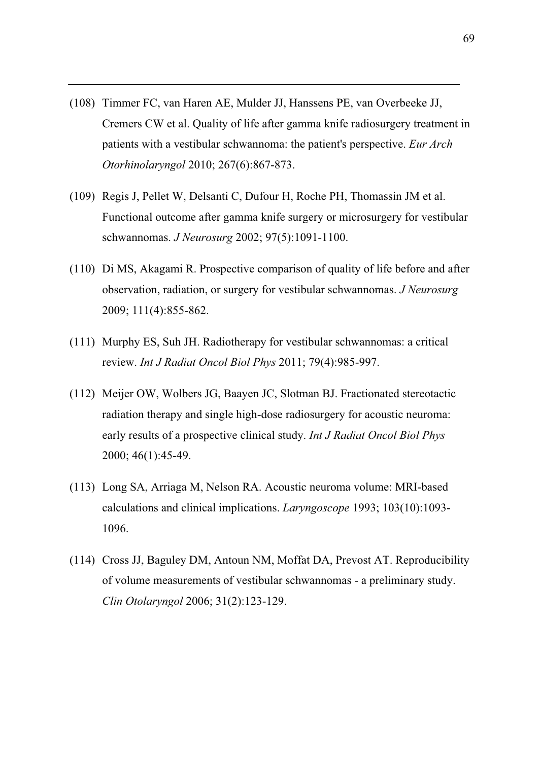(108) Timmer FC, van Haren AE, Mulder JJ, Hanssens PE, van Overbeeke JJ, Cremers CW et al. Quality of life after gamma knife radiosurgery treatment in patients with a vestibular schwannoma: the patient's perspective. *Eur Arch Otorhinolaryngol* 2010; 267(6):867-873.

(109) Regis J, Pellet W, Delsanti C, Dufour H, Roche PH, Thomassin JM et al. Functional outcome after gamma knife surgery or microsurgery for vestibular schwannomas. *J Neurosurg* 2002; 97(5):1091-1100.

(110) Di MS, Akagami R. Prospective comparison of quality of life before and after observation, radiation, or surgery for vestibular schwannomas. *J Neurosurg* 2009; 111(4):855-862.

(111) Murphy ES, Suh JH. Radiotherapy for vestibular schwannomas: a critical review. *Int J Radiat Oncol Biol Phys* 2011; 79(4):985-997.

(112) Meijer OW, Wolbers JG, Baayen JC, Slotman BJ. Fractionated stereotactic radiation therapy and single high-dose radiosurgery for acoustic neuroma: early results of a prospective clinical study. *Int J Radiat Oncol Biol Phys* 2000; 46(1):45-49.

(113) Long SA, Arriaga M, Nelson RA. Acoustic neuroma volume: MRI-based calculations and clinical implications. *Laryngoscope* 1993; 103(10):1093-1096.

(114) Cross JJ, Baguley DM, Antoun NM, Moffat DA, Prevost AT. Reproducibility of volume measurements of vestibular schwannomas - a preliminary study. *Clin Otolaryngol* 2006; 31(2):123-129.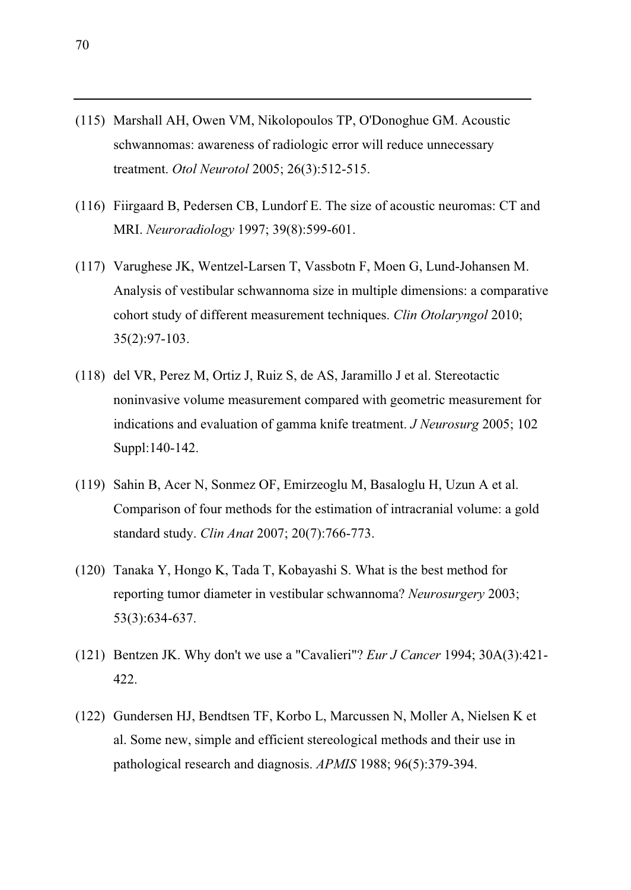(115) Marshall AH, Owen VM, Nikolopoulos TP, O'Donoghue GM. Acoustic schwannomas: awareness of radiologic error will reduce unnecessary treatment. *Otol Neurotol* 2005; 26(3):512-515.

(116) Fiirgaard B, Pedersen CB, Lundorf E. The size of acoustic neuromas: CT and MRI. *Neuroradiology* 1997; 39(8):599-601.

(117) Varughese JK, Wentzel-Larsen T, Vassbotn F, Moen G, Lund-Johansen M. Analysis of vestibular schwannoma size in multiple dimensions: a comparative cohort study of different measurement techniques. *Clin Otolaryngol* 2010; 35(2):97-103.

(118) del VR, Perez M, Ortiz J, Ruiz S, de AS, Jaramillo J et al. Stereotactic noninvasive volume measurement compared with geometric measurement for indications and evaluation of gamma knife treatment. *J Neurosurg* 2005; 102 Suppl:140-142.

(119) Sahin B, Acer N, Sonmez OF, Emirzeoglu M, Basaloglu H, Uzun A et al. Comparison of four methods for the estimation of intracranial volume: a gold standard study. *Clin Anat* 2007; 20(7):766-773.

(120) Tanaka Y, Hongo K, Tada T, Kobayashi S. What is the best method for reporting tumor diameter in vestibular schwannoma? *Neurosurgery* 2003; 53(3):634-637.

(121) Bentzen JK. Why don't we use a "Cavalieri"? *Eur J Cancer* 1994; 30A(3):421-422.

(122) Gundersen HJ, Bendtsen TF, Korbo L, Marcussen N, Moller A, Nielsen K et al. Some new, simple and efficient stereological methods and their use in pathological research and diagnosis. *APMIS* 1988; 96(5):379-394.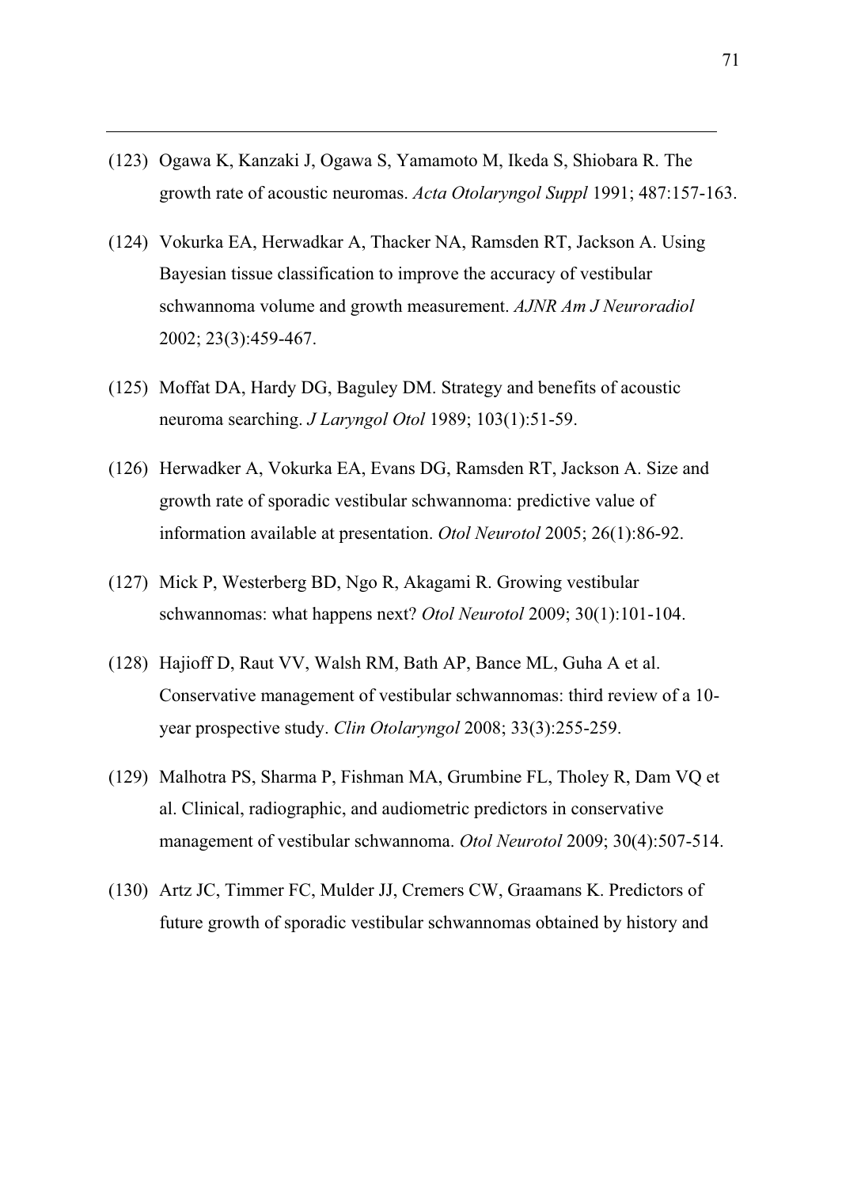(123) Ogawa K, Kanzaki J, Ogawa S, Yamamoto M, Ikeda S, Shiobara R. The growth rate of acoustic neuromas. *Acta Otolaryngol Suppl* 1991; 487:157-163.

(124) Vokurka EA, Herwadkar A, Thacker NA, Ramsden RT, Jackson A. Using Bayesian tissue classification to improve the accuracy of vestibular schwannoma volume and growth measurement. *AJNR Am J Neuroradiol* 2002; 23(3):459-467.

(125) Moffat DA, Hardy DG, Baguley DM. Strategy and benefits of acoustic neuroma searching. *J Laryngol Otol* 1989; 103(1):51-59.

(126) Herwadker A, Vokurka EA, Evans DG, Ramsden RT, Jackson A. Size and growth rate of sporadic vestibular schwannoma: predictive value of information available at presentation. *Otol Neurotol* 2005; 26(1):86-92.

(127) Mick P, Westerberg BD, Ngo R, Akagami R. Growing vestibular schwannomas: what happens next? *Otol Neurotol* 2009; 30(1):101-104.

(128) Hajioff D, Raut VV, Walsh RM, Bath AP, Bance ML, Guha A et al. Conservative management of vestibular schwannomas: third review of a 10-year prospective study. *Clin Otolaryngol* 2008; 33(3):255-259.

(129) Malhotra PS, Sharma P, Fishman MA, Grumbine FL, Tholey R, Dam VQ et al. Clinical, radiographic, and audiometric predictors in conservative management of vestibular schwannoma. *Otol Neurotol* 2009; 30(4):507-514.

(130) Artz JC, Timmer FC, Mulder JJ, Cremers CW, Graamans K. Predictors of future growth of sporadic vestibular schwannomas obtained by history and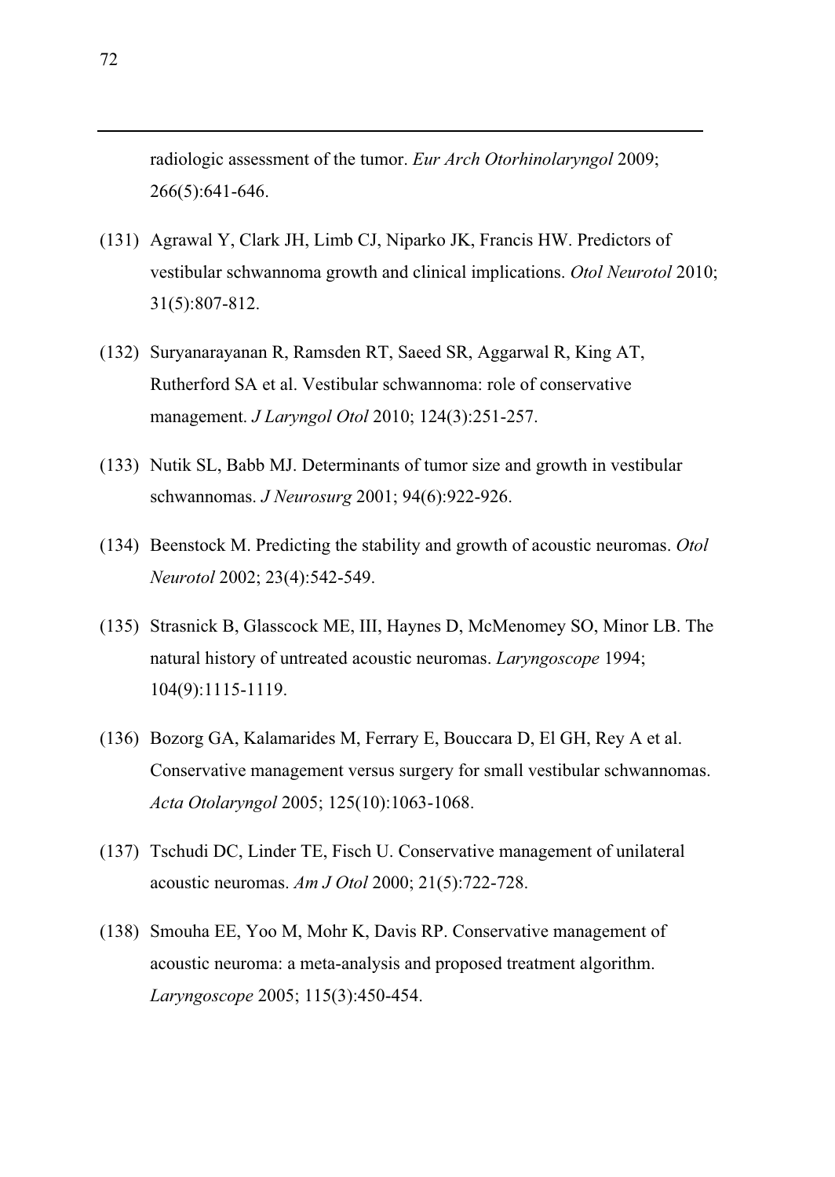radiologic assessment of the tumor. *Eur Arch Otorhinolaryngol* 2009; 266(5):641-646.

(131) Agrawal Y, Clark JH, Limb CJ, Niparko JK, Francis HW. Predictors of vestibular schwannoma growth and clinical implications. *Otol Neurotol* 2010; 31(5):807-812.

(132) Suryanarayanan R, Ramsden RT, Saeed SR, Aggarwal R, King AT, Rutherford SA et al. Vestibular schwannoma: role of conservative management. *J Laryngol Otol* 2010; 124(3):251-257.

(133) Nutik SL, Babb MJ. Determinants of tumor size and growth in vestibular schwannomas. *J Neurosurg* 2001; 94(6):922-926.

(134) Beenstock M. Predicting the stability and growth of acoustic neuromas. *Otol Neurotol* 2002; 23(4):542-549.

(135) Strasnick B, Glasscock ME, III, Haynes D, McMenomey SO, Minor LB. The natural history of untreated acoustic neuromas. *Laryngoscope* 1994; 104(9):1115-1119.

(136) Bozorg GA, Kalamarides M, Ferrary E, Bouccara D, El GH, Rey A et al. Conservative management versus surgery for small vestibular schwannomas. *Acta Otolaryngol* 2005; 125(10):1063-1068.

(137) Tschudi DC, Linder TE, Fisch U. Conservative management of unilateral acoustic neuromas. *Am J Otol* 2000; 21(5):722-728.

(138) Smouha EE, Yoo M, Mohr K, Davis RP. Conservative management of acoustic neuroma: a meta-analysis and proposed treatment algorithm. *Laryngoscope* 2005; 115(3):450-454.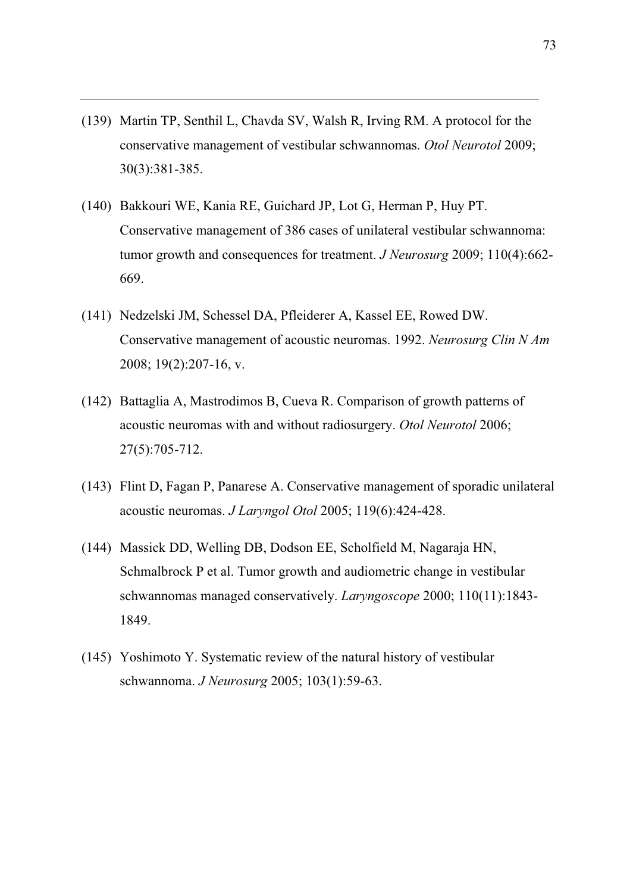(139) Martin TP, Senthil L, Chavda SV, Walsh R, Irving RM. A protocol for the conservative management of vestibular schwannomas. *Otol Neurotol* 2009; 30(3):381-385.

(140) Bakkouri WE, Kania RE, Guichard JP, Lot G, Herman P, Huy PT. Conservative management of 386 cases of unilateral vestibular schwannoma: tumor growth and consequences for treatment. *J Neurosurg* 2009; 110(4):662-669.

(141) Nedzelski JM, Schessel DA, Pfleiderer A, Kassel EE, Rowed DW. Conservative management of acoustic neuromas. 1992. *Neurosurg Clin N Am* 2008; 19(2):207-16, v.

(142) Battaglia A, Mastrodimos B, Cueva R. Comparison of growth patterns of acoustic neuromas with and without radiosurgery. *Otol Neurotol* 2006; 27(5):705-712.

(143) Flint D, Fagan P, Panarese A. Conservative management of sporadic unilateral acoustic neuromas. *J Laryngol Otol* 2005; 119(6):424-428.

(144) Massick DD, Welling DB, Dodson EE, Scholfield M, Nagaraja HN, Schmalbrock P et al. Tumor growth and audiometric change in vestibular schwannomas managed conservatively. *Laryngoscope* 2000; 110(11):1843-1849.

(145) Yoshimoto Y. Systematic review of the natural history of vestibular schwannoma. *J Neurosurg* 2005; 103(1):59-63.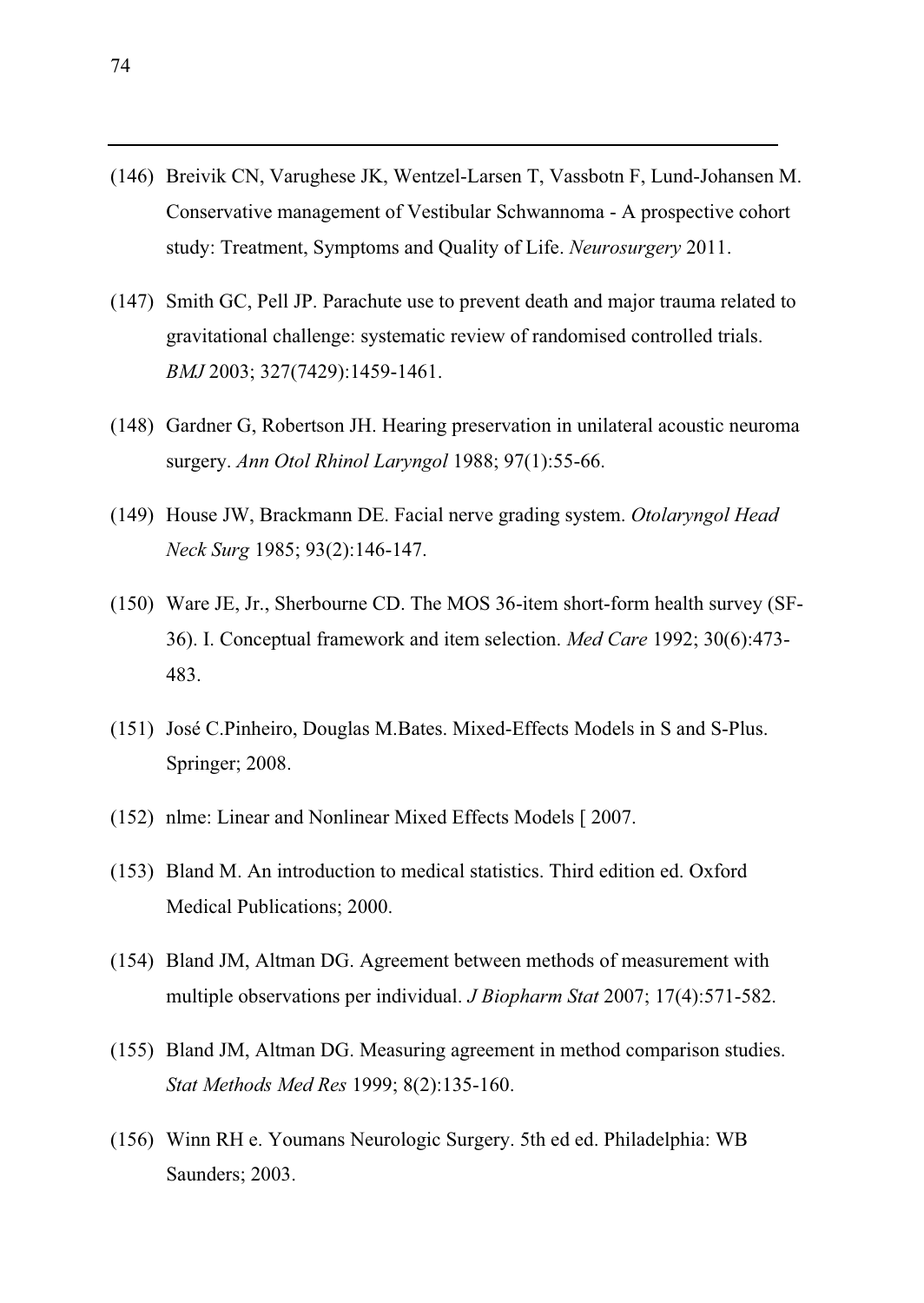(146) Breivik CN, Varughese JK, Wentzel-Larsen T, Vassbotn F, Lund-Johansen M. Conservative management of Vestibular Schwannoma - A prospective cohort study: Treatment, Symptoms and Quality of Life. *Neurosurgery* 2011.

(147) Smith GC, Pell JP. Parachute use to prevent death and major trauma related to gravitational challenge: systematic review of randomised controlled trials. *BMJ* 2003; 327(7429):1459-1461.

(148) Gardner G, Robertson JH. Hearing preservation in unilateral acoustic neuroma surgery. *Ann Otol Rhinol Laryngol* 1988; 97(1):55-66.

(149) House JW, Brackmann DE. Facial nerve grading system. *Otolaryngol Head Neck Surg* 1985; 93(2):146-147.

(150) Ware JE, Jr., Sherbourne CD. The MOS 36-item short-form health survey (SF-36). I. Conceptual framework and item selection. *Med Care* 1992; 30(6):473-483.

(151) José C.Pinheiro, Douglas M.Bates. Mixed-Effects Models in S and S-Plus. Springer; 2008.

(152) nlme: Linear and Nonlinear Mixed Effects Models [ 2007.

(153) Bland M. An introduction to medical statistics. Third edition ed. Oxford Medical Publications; 2000.

(154) Bland JM, Altman DG. Agreement between methods of measurement with multiple observations per individual. *J Biopharm Stat* 2007; 17(4):571-582.

(155) Bland JM, Altman DG. Measuring agreement in method comparison studies. *Stat Methods Med Res* 1999; 8(2):135-160.

(156) Winn RH e. Youmans Neurologic Surgery. 5th ed ed. Philadelphia: WB Saunders; 2003.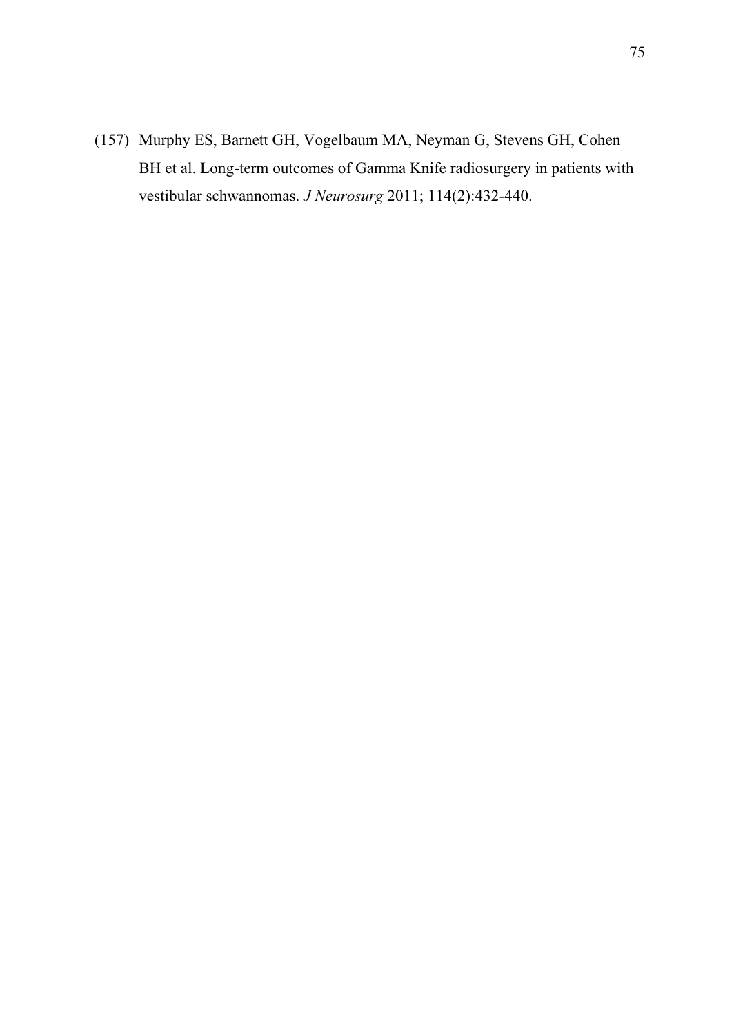(157) Murphy ES, Barnett GH, Vogelbaum MA, Neyman G, Stevens GH, Cohen BH et al. Long-term outcomes of Gamma Knife radiosurgery in patients with vestibular schwannomas. *J Neurosurg* 2011; 114(2):432-440.